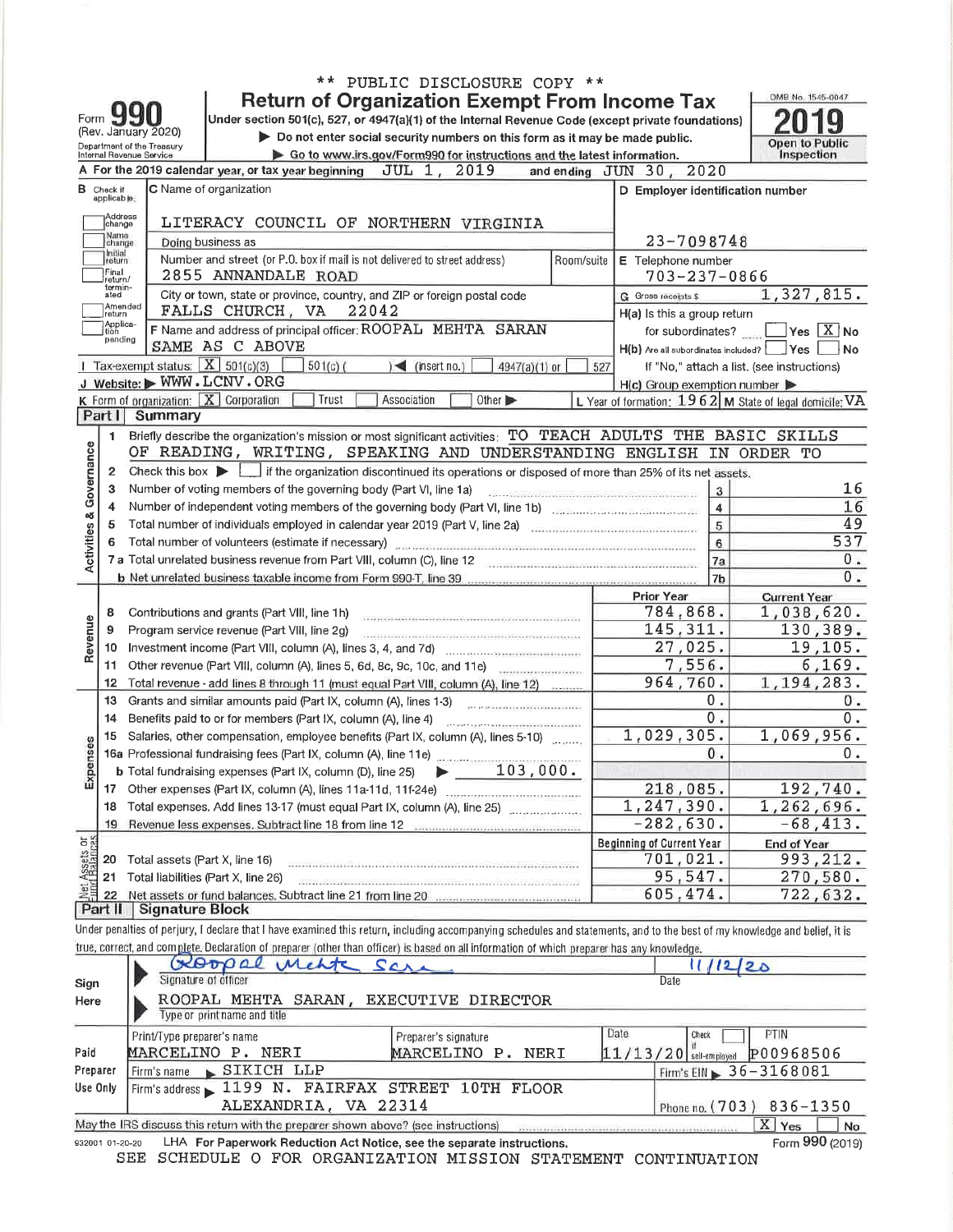** PUBLIC DISCLOSURE COPY **

# Form 990 — Return of Organization Exempt From Income Tax

(Rev. January 2020)

Under section 501(c), 527, or 4947(a)(1) of the Internal Revenue Code (except private foundations)

▶ Do not enter social security numbers on this form as it may be made public.

▶ Go to www.irs.gov/Form990 for instructions and the latest information.

Department of the Treasury
Internal Revenue Service

OMB No. 1545-0047

**2019**

Open to Public Inspection

**A** For the 2019 calendar year, or tax year beginning JUL 1, 2019 and ending JUN 30, 2020

**B** Check if applicable:
- Address change
- Name change
- Initial return
- Final return/terminated
- Amended return
- Application pending

**C** Name of organization: LITERACY COUNCIL OF NORTHERN VIRGINIA

Doing business as

Number and street (or P.O. box if mail is not delivered to street address): 2855 ANNANDALE ROAD — Room/suite

City or town, state or province, country, and ZIP or foreign postal code: FALLS CHURCH, VA 22042

**D** Employer identification number: 23-7098748

**E** Telephone number: 703-237-0866

**G** Gross receipts $ 1,327,815.

**F** Name and address of principal officer: ROOPAL MEHTA SARAN
SAME AS C ABOVE

**H(a)** Is this a group return for subordinates? ☐ Yes ☒ No

**H(b)** Are all subordinates included? ☐ Yes ☐ No
If "No," attach a list. (see instructions)

**H(c)** Group exemption number ▶

**I** Tax-exempt status: ☒ 501(c)(3) ☐ 501(c)( ) ◀ (insert no.) ☐ 4947(a)(1) or ☐ 527

**J** Website: ▶ WWW.LCNV.ORG

**K** Form of organization: ☒ Corporation ☐ Trust ☐ Association ☐ Other ▶

**L** Year of formation: 1962 **M** State of legal domicile: VA

## Part I Summary

**Activities & Governance**

1 Briefly describe the organization's mission or most significant activities: TO TEACH ADULTS THE BASIC SKILLS OF READING, WRITING, SPEAKING AND UNDERSTANDING ENGLISH IN ORDER TO

2 Check this box ▶ ☐ if the organization discontinued its operations or disposed of more than 25% of its net assets.

| | | | |
|---|---|---|---|
| 3 | Number of voting members of the governing body (Part VI, line 1a) | 3 | 16 |
| 4 | Number of independent voting members of the governing body (Part VI, line 1b) | 4 | 16 |
| 5 | Total number of individuals employed in calendar year 2019 (Part V, line 2a) | 5 | 49 |
| 6 | Total number of volunteers (estimate if necessary) | 6 | 537 |
| 7a | Total unrelated business revenue from Part VIII, column (C), line 12 | 7a | 0. |
| b | Net unrelated business taxable income from Form 990-T, line 39 | 7b | 0. |

| | | | Prior Year | Current Year |
|---|---|---|---|---|
| **Revenue** | 8 | Contributions and grants (Part VIII, line 1h) | 784,868. | 1,038,620. |
| | 9 | Program service revenue (Part VIII, line 2g) | 145,311. | 130,389. |
| | 10 | Investment income (Part VIII, column (A), lines 3, 4, and 7d) | 27,025. | 19,105. |
| | 11 | Other revenue (Part VIII, column (A), lines 5, 6d, 8c, 9c, 10c, and 11e) | 7,556. | 6,169. |
| | 12 | Total revenue - add lines 8 through 11 (must equal Part VIII, column (A), line 12) | 964,760. | 1,194,283. |
| **Expenses** | 13 | Grants and similar amounts paid (Part IX, column (A), lines 1-3) | 0. | 0. |
| | 14 | Benefits paid to or for members (Part IX, column (A), line 4) | 0. | 0. |
| | 15 | Salaries, other compensation, employee benefits (Part IX, column (A), lines 5-10) | 1,029,305. | 1,069,956. |
| | 16a | Professional fundraising fees (Part IX, column (A), line 11e) | 0. | 0. |
| | b | Total fundraising expenses (Part IX, column (D), line 25) ▶ 103,000. | | |
| | 17 | Other expenses (Part IX, column (A), lines 11a-11d, 11f-24e) | 218,085. | 192,740. |
| | 18 | Total expenses. Add lines 13-17 (must equal Part IX, column (A), line 25) | 1,247,390. | 1,262,696. |
| | 19 | Revenue less expenses. Subtract line 18 from line 12 | -282,630. | -68,413. |

| | | | Beginning of Current Year | End of Year |
|---|---|---|---|---|
| **Net Assets or Fund Balances** | 20 | Total assets (Part X, line 16) | 701,021. | 993,212. |
| | 21 | Total liabilities (Part X, line 26) | 95,547. | 270,580. |
| | 22 | Net assets or fund balances. Subtract line 21 from line 20 | 605,474. | 722,632. |

## Part II Signature Block

Under penalties of perjury, I declare that I have examined this return, including accompanying schedules and statements, and to the best of my knowledge and belief, it is true, correct, and complete. Declaration of preparer (other than officer) is based on all information of which preparer has any knowledge.

**Sign Here**

Signature of officer: Roopal Mehta Saran — Date: 11/12/20

ROOPAL MEHTA SARAN, EXECUTIVE DIRECTOR
Type or print name and title

**Paid Preparer Use Only**

| Print/Type preparer's name | Preparer's signature | Date | Check ☐ if self-employed | PTIN |
|---|---|---|---|---|
| MARCELINO P. NERI | MARCELINO P. NERI | 11/13/20 | | P00968506 |

Firm's name ▶ SIKICH LLP — Firm's EIN ▶ 36-3168081

Firm's address ▶ 1199 N. FAIRFAX STREET 10TH FLOOR, ALEXANDRIA, VA 22314 — Phone no. (703) 836-1350

May the IRS discuss this return with the preparer shown above? (see instructions) ☒ Yes ☐ No

932001 01-20-20 LHA For Paperwork Reduction Act Notice, see the separate instructions. Form 990 (2019)

SEE SCHEDULE O FOR ORGANIZATION MISSION STATEMENT CONTINUATION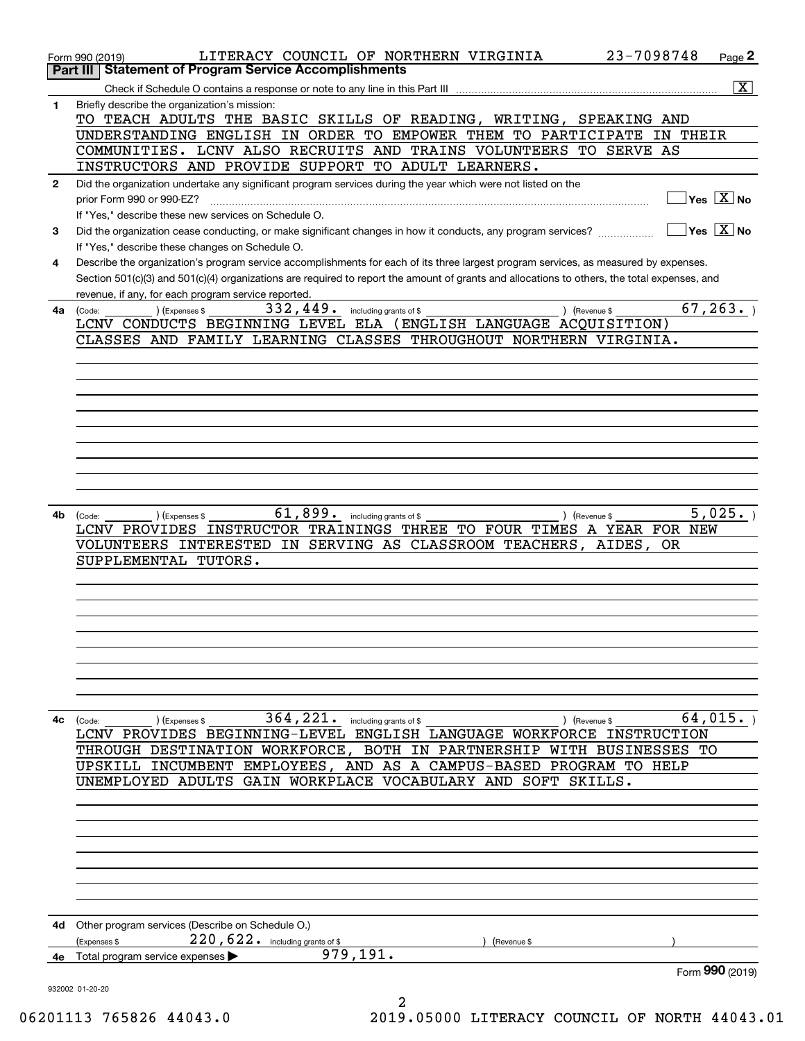Form 990 (2019) LITERACY COUNCIL OF NORTHERN VIRGINIA 23-7098748 Page 2

## Part III Statement of Program Service Accomplishments

Check if Schedule O contains a response or note to any line in this Part III [X]

**1** Briefly describe the organization's mission:

TO TEACH ADULTS THE BASIC SKILLS OF READING, WRITING, SPEAKING AND UNDERSTANDING ENGLISH IN ORDER TO EMPOWER THEM TO PARTICIPATE IN THEIR COMMUNITIES. LCNV ALSO RECRUITS AND TRAINS VOLUNTEERS TO SERVE AS INSTRUCTORS AND PROVIDE SUPPORT TO ADULT LEARNERS.

**2** Did the organization undertake any significant program services during the year which were not listed on the prior Form 990 or 990-EZ? [ ] Yes [X] No

If "Yes," describe these new services on Schedule O.

**3** Did the organization cease conducting, or make significant changes in how it conducts, any program services? [ ] Yes [X] No

If "Yes," describe these changes on Schedule O.

**4** Describe the organization's program service accomplishments for each of its three largest program services, as measured by expenses. Section 501(c)(3) and 501(c)(4) organizations are required to report the amount of grants and allocations to others, the total expenses, and revenue, if any, for each program service reported.

**4a** (Code: ) (Expenses $ 332,449. including grants of $ ) (Revenue $ 67,263. )

LCNV CONDUCTS BEGINNING LEVEL ELA (ENGLISH LANGUAGE ACQUISITION) CLASSES AND FAMILY LEARNING CLASSES THROUGHOUT NORTHERN VIRGINIA.

**4b** (Code: ) (Expenses $ 61,899. including grants of $ ) (Revenue $ 5,025. )

LCNV PROVIDES INSTRUCTOR TRAININGS THREE TO FOUR TIMES A YEAR FOR NEW VOLUNTEERS INTERESTED IN SERVING AS CLASSROOM TEACHERS, AIDES, OR SUPPLEMENTAL TUTORS.

**4c** (Code: ) (Expenses $ 364,221. including grants of $ ) (Revenue $ 64,015. )

LCNV PROVIDES BEGINNING-LEVEL ENGLISH LANGUAGE WORKFORCE INSTRUCTION THROUGH DESTINATION WORKFORCE, BOTH IN PARTNERSHIP WITH BUSINESSES TO UPSKILL INCUMBENT EMPLOYEES, AND AS A CAMPUS-BASED PROGRAM TO HELP UNEMPLOYED ADULTS GAIN WORKPLACE VOCABULARY AND SOFT SKILLS.

**4d** Other program services (Describe on Schedule O.)

(Expenses $ 220,622. including grants of $ ) (Revenue $ )

**4e** Total program service expenses ▶ 979,191.

Form **990** (2019)

932002 01-20-20

06201113 765826 44043.0 2019.05000 LITERACY COUNCIL OF NORTH 44043.01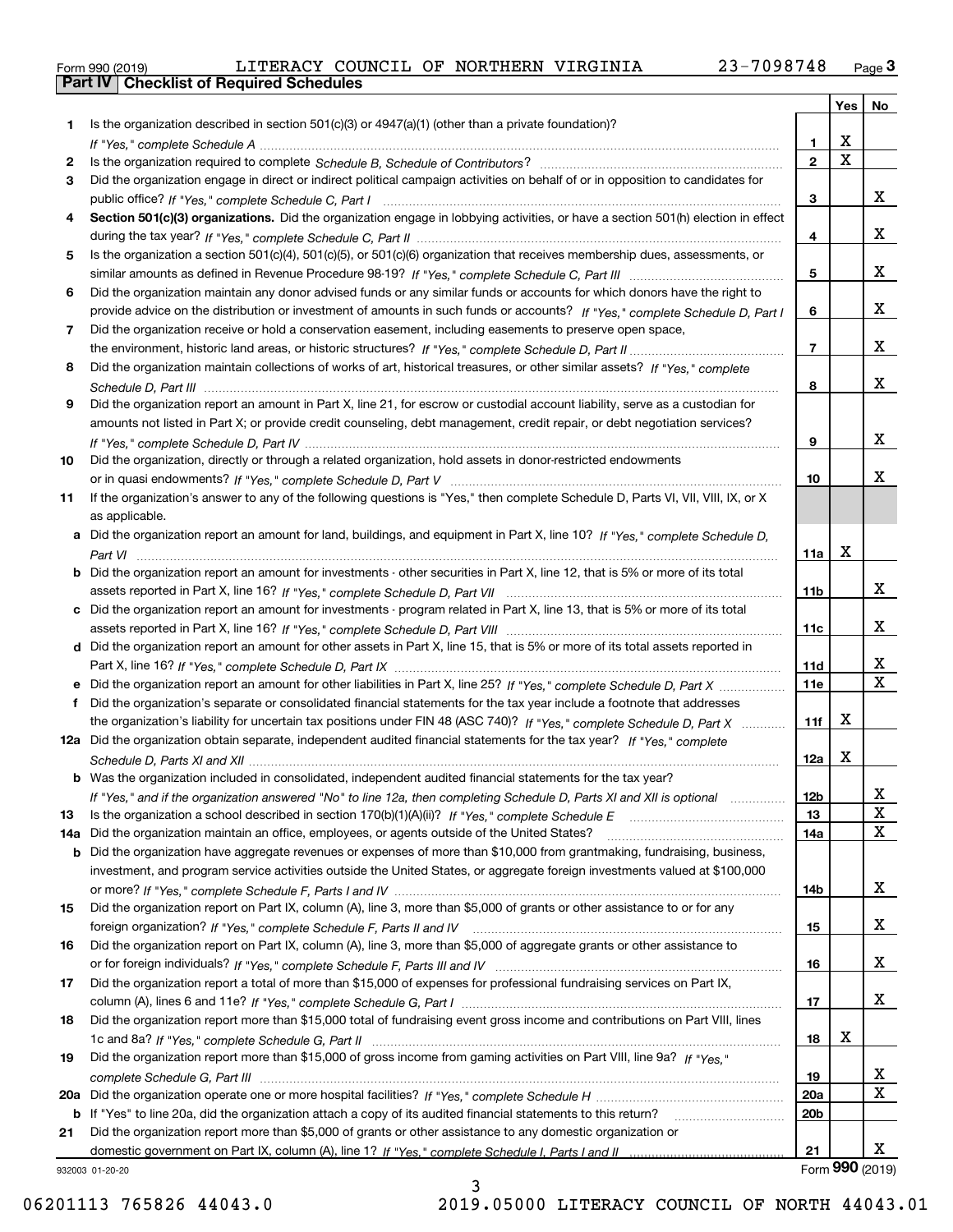Form 990 (2019) LITERACY COUNCIL OF NORTHERN VIRGINIA 23-7098748

## Part IV | Checklist of Required Schedules

| | | | Yes | No |
|---|---|---|---|---|
| 1 | Is the organization described in section 501(c)(3) or 4947(a)(1) (other than a private foundation)? *If "Yes," complete Schedule A* | 1 | X | |
| 2 | Is the organization required to complete *Schedule B, Schedule of Contributors*? | 2 | X | |
| 3 | Did the organization engage in direct or indirect political campaign activities on behalf of or in opposition to candidates for public office? *If "Yes," complete Schedule C, Part I* | 3 | | X |
| 4 | **Section 501(c)(3) organizations.** Did the organization engage in lobbying activities, or have a section 501(h) election in effect during the tax year? *If "Yes," complete Schedule C, Part II* | 4 | | X |
| 5 | Is the organization a section 501(c)(4), 501(c)(5), or 501(c)(6) organization that receives membership dues, assessments, or similar amounts as defined in Revenue Procedure 98-19? *If "Yes," complete Schedule C, Part III* | 5 | | X |
| 6 | Did the organization maintain any donor advised funds or any similar funds or accounts for which donors have the right to provide advice on the distribution or investment of amounts in such funds or accounts? *If "Yes," complete Schedule D, Part I* | 6 | | X |
| 7 | Did the organization receive or hold a conservation easement, including easements to preserve open space, the environment, historic land areas, or historic structures? *If "Yes," complete Schedule D, Part II* | 7 | | X |
| 8 | Did the organization maintain collections of works of art, historical treasures, or other similar assets? *If "Yes," complete Schedule D, Part III* | 8 | | X |
| 9 | Did the organization report an amount in Part X, line 21, for escrow or custodial account liability, serve as a custodian for amounts not listed in Part X; or provide credit counseling, debt management, credit repair, or debt negotiation services? *If "Yes," complete Schedule D, Part IV* | 9 | | X |
| 10 | Did the organization, directly or through a related organization, hold assets in donor-restricted endowments or in quasi endowments? *If "Yes," complete Schedule D, Part V* | 10 | | X |
| 11 | If the organization's answer to any of the following questions is "Yes," then complete Schedule D, Parts VI, VII, VIII, IX, or X as applicable. | | | |
| a | Did the organization report an amount for land, buildings, and equipment in Part X, line 10? *If "Yes," complete Schedule D, Part VI* | 11a | X | |
| b | Did the organization report an amount for investments - other securities in Part X, line 12, that is 5% or more of its total assets reported in Part X, line 16? *If "Yes," complete Schedule D, Part VII* | 11b | | X |
| c | Did the organization report an amount for investments - program related in Part X, line 13, that is 5% or more of its total assets reported in Part X, line 16? *If "Yes," complete Schedule D, Part VIII* | 11c | | X |
| d | Did the organization report an amount for other assets in Part X, line 15, that is 5% or more of its total assets reported in Part X, line 16? *If "Yes," complete Schedule D, Part IX* | 11d | | X |
| e | Did the organization report an amount for other liabilities in Part X, line 25? *If "Yes," complete Schedule D, Part X* | 11e | | X |
| f | Did the organization's separate or consolidated financial statements for the tax year include a footnote that addresses the organization's liability for uncertain tax positions under FIN 48 (ASC 740)? *If "Yes," complete Schedule D, Part X* | 11f | X | |
| 12a | Did the organization obtain separate, independent audited financial statements for the tax year? *If "Yes," complete Schedule D, Parts XI and XII* | 12a | X | |
| b | Was the organization included in consolidated, independent audited financial statements for the tax year? *If "Yes," and if the organization answered "No" to line 12a, then completing Schedule D, Parts XI and XII is optional* | 12b | | X |
| 13 | Is the organization a school described in section 170(b)(1)(A)(ii)? *If "Yes," complete Schedule E* | 13 | | X |
| 14a | Did the organization maintain an office, employees, or agents outside of the United States? | 14a | | X |
| b | Did the organization have aggregate revenues or expenses of more than $10,000 from grantmaking, fundraising, business, investment, and program service activities outside the United States, or aggregate foreign investments valued at $100,000 or more? *If "Yes," complete Schedule F, Parts I and IV* | 14b | | X |
| 15 | Did the organization report on Part IX, column (A), line 3, more than $5,000 of grants or other assistance to or for any foreign organization? *If "Yes," complete Schedule F, Parts II and IV* | 15 | | X |
| 16 | Did the organization report on Part IX, column (A), line 3, more than $5,000 of aggregate grants or other assistance to or for foreign individuals? *If "Yes," complete Schedule F, Parts III and IV* | 16 | | X |
| 17 | Did the organization report a total of more than $15,000 of expenses for professional fundraising services on Part IX, column (A), lines 6 and 11e? *If "Yes," complete Schedule G, Part I* | 17 | | X |
| 18 | Did the organization report more than $15,000 total of fundraising event gross income and contributions on Part VIII, lines 1c and 8a? *If "Yes," complete Schedule G, Part II* | 18 | X | |
| 19 | Did the organization report more than $15,000 of gross income from gaming activities on Part VIII, line 9a? *If "Yes," complete Schedule G, Part III* | 19 | | X |
| 20a | Did the organization operate one or more hospital facilities? *If "Yes," complete Schedule H* | 20a | | X |
| b | If "Yes" to line 20a, did the organization attach a copy of its audited financial statements to this return? | 20b | | |
| 21 | Did the organization report more than $5,000 of grants or other assistance to any domestic organization or domestic government on Part IX, column (A), line 1? *If "Yes," complete Schedule I, Parts I and II* | 21 | | X |

932003 01-20-20 Form **990** (2019)

06201113 765826 44043.0 2019.05000 LITERACY COUNCIL OF NORTH 44043.01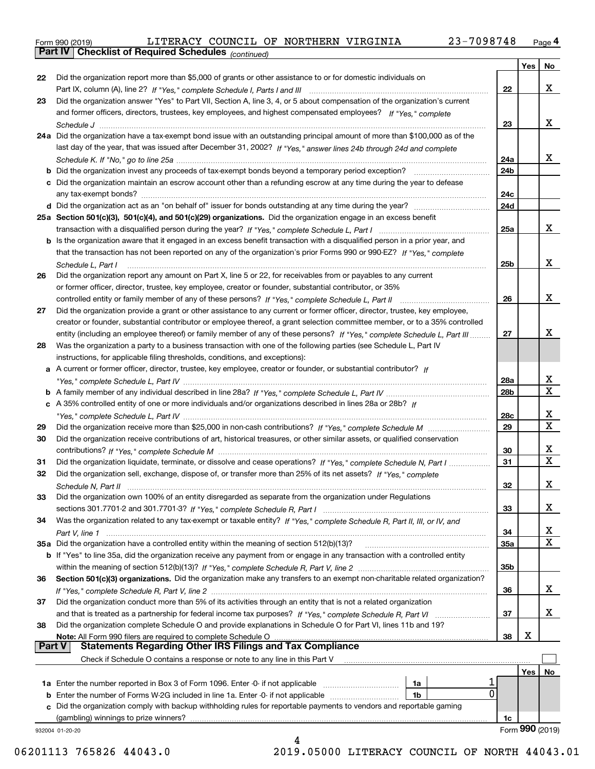Form 990 (2019) LITERACY COUNCIL OF NORTHERN VIRGINIA 23-7098748

## Part IV Checklist of Required Schedules *(continued)*

| | | | Yes | No |
|---|---|---|---|---|
| 22 | Did the organization report more than $5,000 of grants or other assistance to or for domestic individuals on Part IX, column (A), line 2? *If "Yes," complete Schedule I, Parts I and III* | 22 | | X |
| 23 | Did the organization answer "Yes" to Part VII, Section A, line 3, 4, or 5 about compensation of the organization's current and former officers, directors, trustees, key employees, and highest compensated employees? *If "Yes," complete Schedule J* | 23 | | X |
| 24a | Did the organization have a tax-exempt bond issue with an outstanding principal amount of more than $100,000 as of the last day of the year, that was issued after December 31, 2002? *If "Yes," answer lines 24b through 24d and complete Schedule K. If "No," go to line 25a* | 24a | | X |
| b | Did the organization invest any proceeds of tax-exempt bonds beyond a temporary period exception? | 24b | | |
| c | Did the organization maintain an escrow account other than a refunding escrow at any time during the year to defease any tax-exempt bonds? | 24c | | |
| d | Did the organization act as an "on behalf of" issuer for bonds outstanding at any time during the year? | 24d | | |
| 25a | **Section 501(c)(3), 501(c)(4), and 501(c)(29) organizations.** Did the organization engage in an excess benefit transaction with a disqualified person during the year? *If "Yes," complete Schedule L, Part I* | 25a | | X |
| b | Is the organization aware that it engaged in an excess benefit transaction with a disqualified person in a prior year, and that the transaction has not been reported on any of the organization's prior Forms 990 or 990-EZ? *If "Yes," complete Schedule L, Part I* | 25b | | X |
| 26 | Did the organization report any amount on Part X, line 5 or 22, for receivables from or payables to any current or former officer, director, trustee, key employee, creator or founder, substantial contributor, or 35% controlled entity or family member of any of these persons? *If "Yes," complete Schedule L, Part II* | 26 | | X |
| 27 | Did the organization provide a grant or other assistance to any current or former officer, director, trustee, key employee, creator or founder, substantial contributor or employee thereof, a grant selection committee member, or to a 35% controlled entity (including an employee thereof) or family member of any of these persons? *If "Yes," complete Schedule L, Part III* | 27 | | X |
| 28 | Was the organization a party to a business transaction with one of the following parties (see Schedule L, Part IV instructions, for applicable filing thresholds, conditions, and exceptions): | | | |
| a | A current or former officer, director, trustee, key employee, creator or founder, or substantial contributor? *If "Yes," complete Schedule L, Part IV* | 28a | | X |
| b | A family member of any individual described in line 28a? *If "Yes," complete Schedule L, Part IV* | 28b | | X |
| c | A 35% controlled entity of one or more individuals and/or organizations described in lines 28a or 28b? *If "Yes," complete Schedule L, Part IV* | 28c | | X |
| 29 | Did the organization receive more than $25,000 in non-cash contributions? *If "Yes," complete Schedule M* | 29 | | X |
| 30 | Did the organization receive contributions of art, historical treasures, or other similar assets, or qualified conservation contributions? *If "Yes," complete Schedule M* | 30 | | X |
| 31 | Did the organization liquidate, terminate, or dissolve and cease operations? *If "Yes," complete Schedule N, Part I* | 31 | | X |
| 32 | Did the organization sell, exchange, dispose of, or transfer more than 25% of its net assets? *If "Yes," complete Schedule N, Part II* | 32 | | X |
| 33 | Did the organization own 100% of an entity disregarded as separate from the organization under Regulations sections 301.7701-2 and 301.7701-3? *If "Yes," complete Schedule R, Part I* | 33 | | X |
| 34 | Was the organization related to any tax-exempt or taxable entity? *If "Yes," complete Schedule R, Part II, III, or IV, and Part V, line 1* | 34 | | X |
| 35a | Did the organization have a controlled entity within the meaning of section 512(b)(13)? | 35a | | X |
| b | If "Yes" to line 35a, did the organization receive any payment from or engage in any transaction with a controlled entity within the meaning of section 512(b)(13)? *If "Yes," complete Schedule R, Part V, line 2* | 35b | | |
| 36 | **Section 501(c)(3) organizations.** Did the organization make any transfers to an exempt non-charitable related organization? *If "Yes," complete Schedule R, Part V, line 2* | 36 | | X |
| 37 | Did the organization conduct more than 5% of its activities through an entity that is not a related organization and that is treated as a partnership for federal income tax purposes? *If "Yes," complete Schedule R, Part VI* | 37 | | X |
| 38 | Did the organization complete Schedule O and provide explanations in Schedule O for Part VI, lines 11b and 19? **Note:** All Form 990 filers are required to complete Schedule O | 38 | X | |

## Part V Statements Regarding Other IRS Filings and Tax Compliance

Check if Schedule O contains a response or note to any line in this Part V ☐

| | | | | | Yes | No |
|---|---|---|---|---|---|---|
| 1a | Enter the number reported in Box 3 of Form 1096. Enter -0- if not applicable | 1a | 1 | | | |
| b | Enter the number of Forms W-2G included in line 1a. Enter -0- if not applicable | 1b | 0 | | | |
| c | Did the organization comply with backup withholding rules for reportable payments to vendors and reportable gaming (gambling) winnings to prize winners? | | | 1c | | |

932004 01-20-20 Form **990** (2019)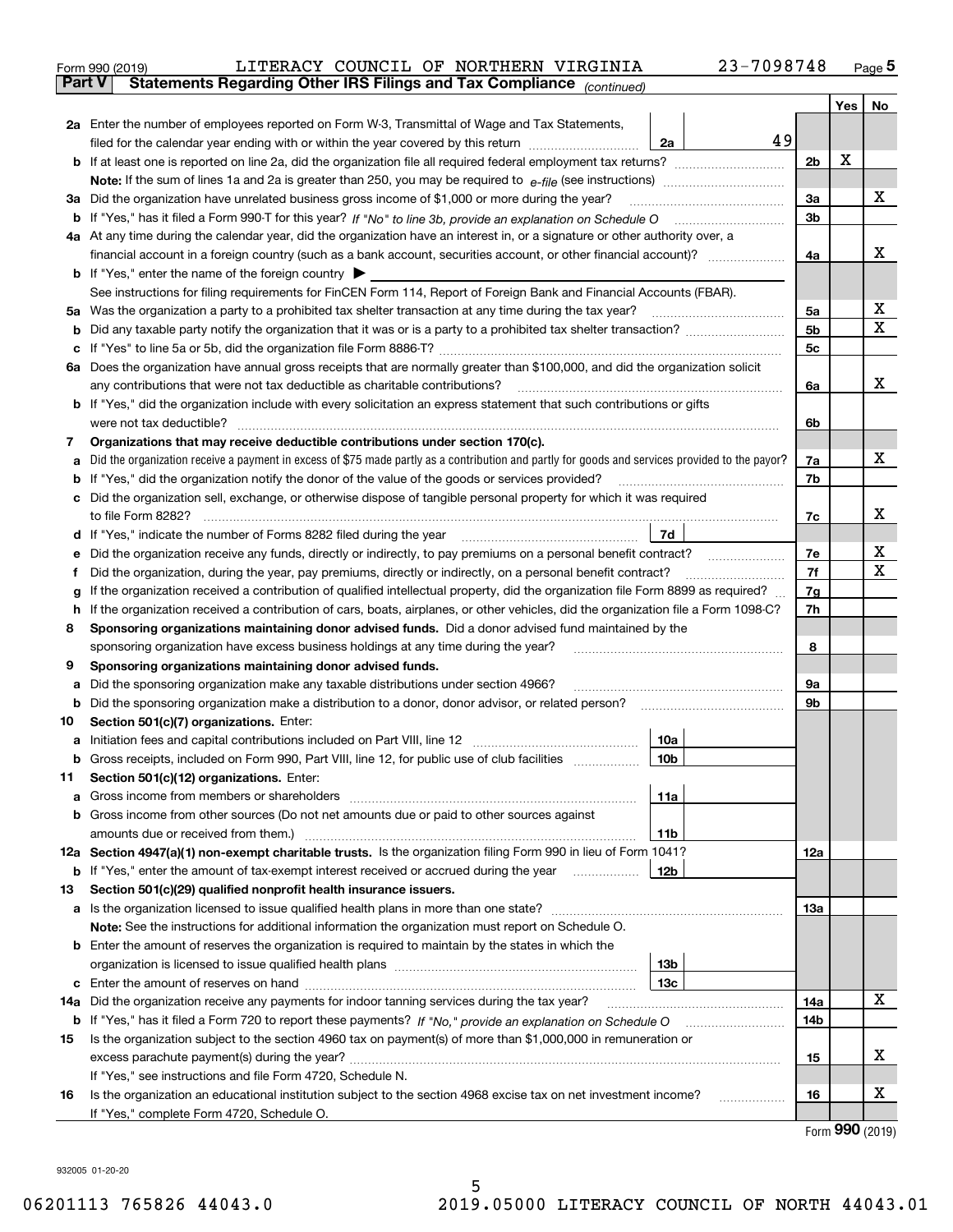Form 990 (2019) LITERACY COUNCIL OF NORTHERN VIRGINIA 23-7098748 Page 5

## Part V Statements Regarding Other IRS Filings and Tax Compliance *(continued)*

| | | | | | Yes | No |
|---|---|---|---|---|---|---|
| **2a** | Enter the number of employees reported on Form W-3, Transmittal of Wage and Tax Statements, filed for the calendar year ending with or within the year covered by this return | 2a | 49 | | | |
| **b** | If at least one is reported on line 2a, did the organization file all required federal employment tax returns? | | | 2b | X | |
| | **Note:** If the sum of lines 1a and 2a is greater than 250, you may be required to *e-file* (see instructions) | | | | | |
| **3a** | Did the organization have unrelated business gross income of $1,000 or more during the year? | | | 3a | | X |
| **b** | If "Yes," has it filed a Form 990-T for this year? *If "No" to line 3b, provide an explanation on Schedule O* | | | 3b | | |
| **4a** | At any time during the calendar year, did the organization have an interest in, or a signature or other authority over, a financial account in a foreign country (such as a bank account, securities account, or other financial account)? | | | 4a | | X |
| **b** | If "Yes," enter the name of the foreign country ▶ | | | | | |
| | See instructions for filing requirements for FinCEN Form 114, Report of Foreign Bank and Financial Accounts (FBAR). | | | | | |
| **5a** | Was the organization a party to a prohibited tax shelter transaction at any time during the tax year? | | | 5a | | X |
| **b** | Did any taxable party notify the organization that it was or is a party to a prohibited tax shelter transaction? | | | 5b | | X |
| **c** | If "Yes" to line 5a or 5b, did the organization file Form 8886-T? | | | 5c | | |
| **6a** | Does the organization have annual gross receipts that are normally greater than $100,000, and did the organization solicit any contributions that were not tax deductible as charitable contributions? | | | 6a | | X |
| **b** | If "Yes," did the organization include with every solicitation an express statement that such contributions or gifts were not tax deductible? | | | 6b | | |
| **7** | **Organizations that may receive deductible contributions under section 170(c).** | | | | | |
| **a** | Did the organization receive a payment in excess of $75 made partly as a contribution and partly for goods and services provided to the payor? | | | 7a | | X |
| **b** | If "Yes," did the organization notify the donor of the value of the goods or services provided? | | | 7b | | |
| **c** | Did the organization sell, exchange, or otherwise dispose of tangible personal property for which it was required to file Form 8282? | | | 7c | | X |
| **d** | If "Yes," indicate the number of Forms 8282 filed during the year | 7d | | | | |
| **e** | Did the organization receive any funds, directly or indirectly, to pay premiums on a personal benefit contract? | | | 7e | | X |
| **f** | Did the organization, during the year, pay premiums, directly or indirectly, on a personal benefit contract? | | | 7f | | X |
| **g** | If the organization received a contribution of qualified intellectual property, did the organization file Form 8899 as required? | | | 7g | | |
| **h** | If the organization received a contribution of cars, boats, airplanes, or other vehicles, did the organization file a Form 1098-C? | | | 7h | | |
| **8** | **Sponsoring organizations maintaining donor advised funds.** Did a donor advised fund maintained by the sponsoring organization have excess business holdings at any time during the year? | | | 8 | | |
| **9** | **Sponsoring organizations maintaining donor advised funds.** | | | | | |
| **a** | Did the sponsoring organization make any taxable distributions under section 4966? | | | 9a | | |
| **b** | Did the sponsoring organization make a distribution to a donor, donor advisor, or related person? | | | 9b | | |
| **10** | **Section 501(c)(7) organizations.** Enter: | | | | | |
| **a** | Initiation fees and capital contributions included on Part VIII, line 12 | 10a | | | | |
| **b** | Gross receipts, included on Form 990, Part VIII, line 12, for public use of club facilities | 10b | | | | |
| **11** | **Section 501(c)(12) organizations.** Enter: | | | | | |
| **a** | Gross income from members or shareholders | 11a | | | | |
| **b** | Gross income from other sources (Do not net amounts due or paid to other sources against amounts due or received from them.) | 11b | | | | |
| **12a** | **Section 4947(a)(1) non-exempt charitable trusts.** Is the organization filing Form 990 in lieu of Form 1041? | | | 12a | | |
| **b** | If "Yes," enter the amount of tax-exempt interest received or accrued during the year | 12b | | | | |
| **13** | **Section 501(c)(29) qualified nonprofit health insurance issuers.** | | | | | |
| **a** | Is the organization licensed to issue qualified health plans in more than one state? | | | 13a | | |
| | **Note:** See the instructions for additional information the organization must report on Schedule O. | | | | | |
| **b** | Enter the amount of reserves the organization is required to maintain by the states in which the organization is licensed to issue qualified health plans | 13b | | | | |
| **c** | Enter the amount of reserves on hand | 13c | | | | |
| **14a** | Did the organization receive any payments for indoor tanning services during the tax year? | | | 14a | | X |
| **b** | If "Yes," has it filed a Form 720 to report these payments? *If "No," provide an explanation on Schedule O* | | | 14b | | |
| **15** | Is the organization subject to the section 4960 tax on payment(s) of more than $1,000,000 in remuneration or excess parachute payment(s) during the year? | | | 15 | | X |
| | If "Yes," see instructions and file Form 4720, Schedule N. | | | | | |
| **16** | Is the organization an educational institution subject to the section 4968 excise tax on net investment income? | | | 16 | | X |
| | If "Yes," complete Form 4720, Schedule O. | | | | | |

Form **990** (2019)

932005 01-20-20

06201113 765826 44043.0 2019.05000 LITERACY COUNCIL OF NORTH 44043.01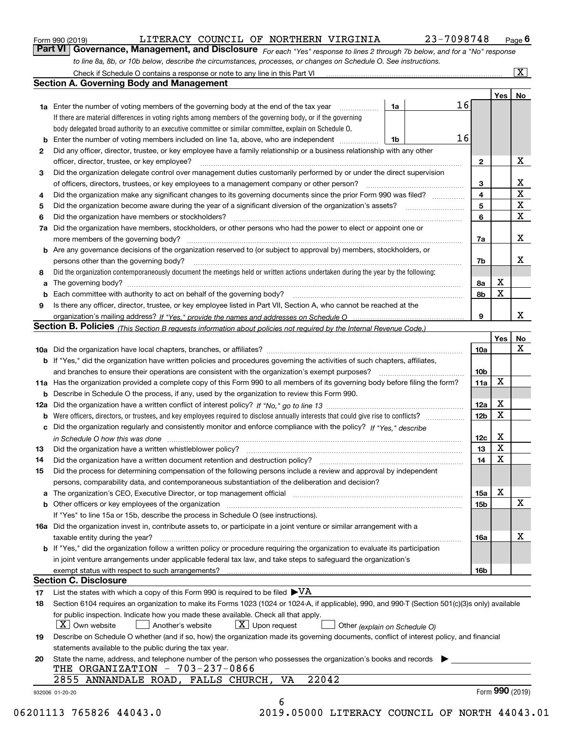Form 990 (2019) LITERACY COUNCIL OF NORTHERN VIRGINIA 23-7098748 Page 6

## Part VI Governance, Management, and Disclosure

*For each "Yes" response to lines 2 through 7b below, and for a "No" response to line 8a, 8b, or 10b below, describe the circumstances, processes, or changes on Schedule O. See instructions.*

Check if Schedule O contains a response or note to any line in this Part VI [X]

### Section A. Governing Body and Management

| | | | Yes | No |
|---|---|---|---|---|
| **1a** | Enter the number of voting members of the governing body at the end of the tax year (1a: 16). If there are material differences in voting rights among members of the governing body, or if the governing body delegated broad authority to an executive committee or similar committee, explain on Schedule O. | | | |
| **b** | Enter the number of voting members included on line 1a, above, who are independent (1b: 16) | | | |
| **2** | Did any officer, director, trustee, or key employee have a family relationship or a business relationship with any other officer, director, trustee, or key employee? | 2 | | X |
| **3** | Did the organization delegate control over management duties customarily performed by or under the direct supervision of officers, directors, trustees, or key employees to a management company or other person? | 3 | | X |
| **4** | Did the organization make any significant changes to its governing documents since the prior Form 990 was filed? | 4 | | X |
| **5** | Did the organization become aware during the year of a significant diversion of the organization's assets? | 5 | | X |
| **6** | Did the organization have members or stockholders? | 6 | | X |
| **7a** | Did the organization have members, stockholders, or other persons who had the power to elect or appoint one or more members of the governing body? | 7a | | X |
| **b** | Are any governance decisions of the organization reserved to (or subject to approval by) members, stockholders, or persons other than the governing body? | 7b | | X |
| **8** | Did the organization contemporaneously document the meetings held or written actions undertaken during the year by the following: | | | |
| **a** | The governing body? | 8a | X | |
| **b** | Each committee with authority to act on behalf of the governing body? | 8b | X | |
| **9** | Is there any officer, director, trustee, or key employee listed in Part VII, Section A, who cannot be reached at the organization's mailing address? *If "Yes," provide the names and addresses on Schedule O* | 9 | | X |

### Section B. Policies *(This Section B requests information about policies not required by the Internal Revenue Code.)*

| | | | Yes | No |
|---|---|---|---|---|
| **10a** | Did the organization have local chapters, branches, or affiliates? | 10a | | X |
| **b** | If "Yes," did the organization have written policies and procedures governing the activities of such chapters, affiliates, and branches to ensure their operations are consistent with the organization's exempt purposes? | 10b | | |
| **11a** | Has the organization provided a complete copy of this Form 990 to all members of its governing body before filing the form? | 11a | X | |
| **b** | Describe in Schedule O the process, if any, used by the organization to review this Form 990. | | | |
| **12a** | Did the organization have a written conflict of interest policy? *If "No," go to line 13* | 12a | X | |
| **b** | Were officers, directors, or trustees, and key employees required to disclose annually interests that could give rise to conflicts? | 12b | X | |
| **c** | Did the organization regularly and consistently monitor and enforce compliance with the policy? *If "Yes," describe in Schedule O how this was done* | 12c | X | |
| **13** | Did the organization have a written whistleblower policy? | 13 | X | |
| **14** | Did the organization have a written document retention and destruction policy? | 14 | X | |
| **15** | Did the process for determining compensation of the following persons include a review and approval by independent persons, comparability data, and contemporaneous substantiation of the deliberation and decision? | | | |
| **a** | The organization's CEO, Executive Director, or top management official | 15a | X | |
| **b** | Other officers or key employees of the organization | 15b | | X |
| | If "Yes" to line 15a or 15b, describe the process in Schedule O (see instructions). | | | |
| **16a** | Did the organization invest in, contribute assets to, or participate in a joint venture or similar arrangement with a taxable entity during the year? | 16a | | X |
| **b** | If "Yes," did the organization follow a written policy or procedure requiring the organization to evaluate its participation in joint venture arrangements under applicable federal tax law, and take steps to safeguard the organization's exempt status with respect to such arrangements? | 16b | | |

### Section C. Disclosure

**17** List the states with which a copy of this Form 990 is required to be filed ▶ VA

**18** Section 6104 requires an organization to make its Forms 1023 (1024 or 1024-A, if applicable), 990, and 990-T (Section 501(c)(3)s only) available for public inspection. Indicate how you made these available. Check all that apply.

[X] Own website [ ] Another's website [X] Upon request [ ] Other *(explain on Schedule O)*

**19** Describe on Schedule O whether (and if so, how) the organization made its governing documents, conflict of interest policy, and financial statements available to the public during the tax year.

**20** State the name, address, and telephone number of the person who possesses the organization's books and records ▶

THE ORGANIZATION - 703-237-0866
2855 ANNANDALE ROAD, FALLS CHURCH, VA 22042

932006 01-20-20 Form **990** (2019)

06201113 765826 44043.0 2019.05000 LITERACY COUNCIL OF NORTH 44043.01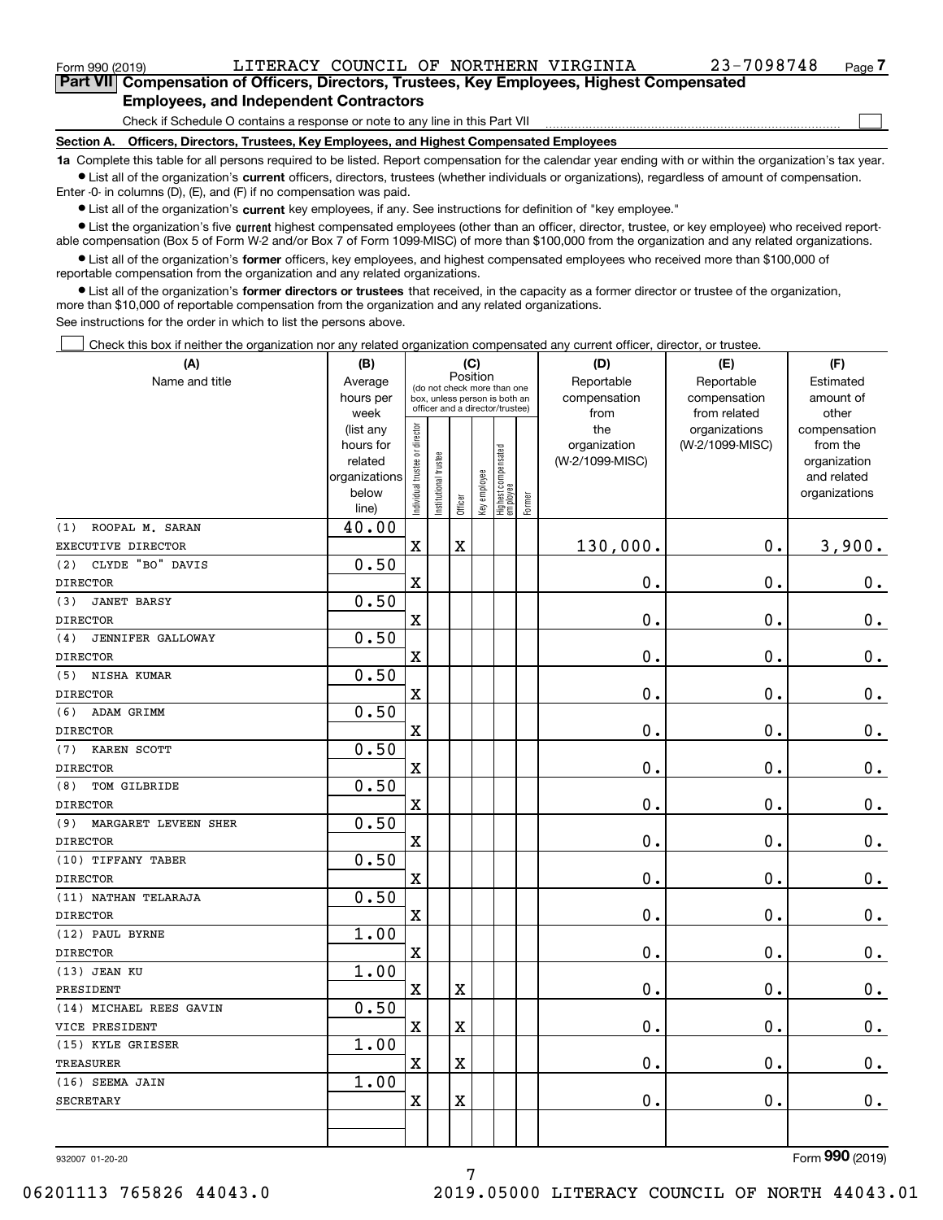Form 990 (2019) LITERACY COUNCIL OF NORTHERN VIRGINIA 23-7098748 Page 7

## Part VII Compensation of Officers, Directors, Trustees, Key Employees, Highest Compensated Employees, and Independent Contractors

Check if Schedule O contains a response or note to any line in this Part VII ☐

### Section A. Officers, Directors, Trustees, Key Employees, and Highest Compensated Employees

**1a** Complete this table for all persons required to be listed. Report compensation for the calendar year ending with or within the organization's tax year.

- List all of the organization's **current** officers, directors, trustees (whether individuals or organizations), regardless of amount of compensation. Enter -0- in columns (D), (E), and (F) if no compensation was paid.
- List all of the organization's **current** key employees, if any. See instructions for definition of "key employee."
- List the organization's five **current** highest compensated employees (other than an officer, director, trustee, or key employee) who received reportable compensation (Box 5 of Form W-2 and/or Box 7 of Form 1099-MISC) of more than $100,000 from the organization and any related organizations.
- List all of the organization's **former** officers, key employees, and highest compensated employees who received more than $100,000 of reportable compensation from the organization and any related organizations.
- List all of the organization's **former directors or trustees** that received, in the capacity as a former director or trustee of the organization, more than $10,000 of reportable compensation from the organization and any related organizations.

See instructions for the order in which to list the persons above.

☐ Check this box if neither the organization nor any related organization compensated any current officer, director, or trustee.

| (A) Name and title | (B) Average hours per week (list any hours for related organizations below line) | (C) Position: Individual trustee or director | Institutional trustee | Officer | Key employee | Highest compensated employee | Former | (D) Reportable compensation from the organization (W-2/1099-MISC) | (E) Reportable compensation from related organizations (W-2/1099-MISC) | (F) Estimated amount of other compensation from the organization and related organizations |
|---|---|---|---|---|---|---|---|---|---|---|
| (1) ROOPAL M. SARAN<br>EXECUTIVE DIRECTOR | 40.00 | X | | X | | | | 130,000. | 0. | 3,900. |
| (2) CLYDE "BO" DAVIS<br>DIRECTOR | 0.50 | X | | | | | | 0. | 0. | 0. |
| (3) JANET BARSY<br>DIRECTOR | 0.50 | X | | | | | | 0. | 0. | 0. |
| (4) JENNIFER GALLOWAY<br>DIRECTOR | 0.50 | X | | | | | | 0. | 0. | 0. |
| (5) NISHA KUMAR<br>DIRECTOR | 0.50 | X | | | | | | 0. | 0. | 0. |
| (6) ADAM GRIMM<br>DIRECTOR | 0.50 | X | | | | | | 0. | 0. | 0. |
| (7) KAREN SCOTT<br>DIRECTOR | 0.50 | X | | | | | | 0. | 0. | 0. |
| (8) TOM GILBRIDE<br>DIRECTOR | 0.50 | X | | | | | | 0. | 0. | 0. |
| (9) MARGARET LEVEEN SHER<br>DIRECTOR | 0.50 | X | | | | | | 0. | 0. | 0. |
| (10) TIFFANY TABER<br>DIRECTOR | 0.50 | X | | | | | | 0. | 0. | 0. |
| (11) NATHAN TELARAJA<br>DIRECTOR | 0.50 | X | | | | | | 0. | 0. | 0. |
| (12) PAUL BYRNE<br>DIRECTOR | 1.00 | X | | | | | | 0. | 0. | 0. |
| (13) JEAN KU<br>PRESIDENT | 1.00 | X | | X | | | | 0. | 0. | 0. |
| (14) MICHAEL REES GAVIN<br>VICE PRESIDENT | 0.50 | X | | X | | | | 0. | 0. | 0. |
| (15) KYLE GRIESER<br>TREASURER | 1.00 | X | | X | | | | 0. | 0. | 0. |
| (16) SEEMA JAIN<br>SECRETARY | 1.00 | X | | X | | | | 0. | 0. | 0. |

932007 01-20-20 Form 990 (2019)

06201113 765826 44043.0 2019.05000 LITERACY COUNCIL OF NORTH 44043.01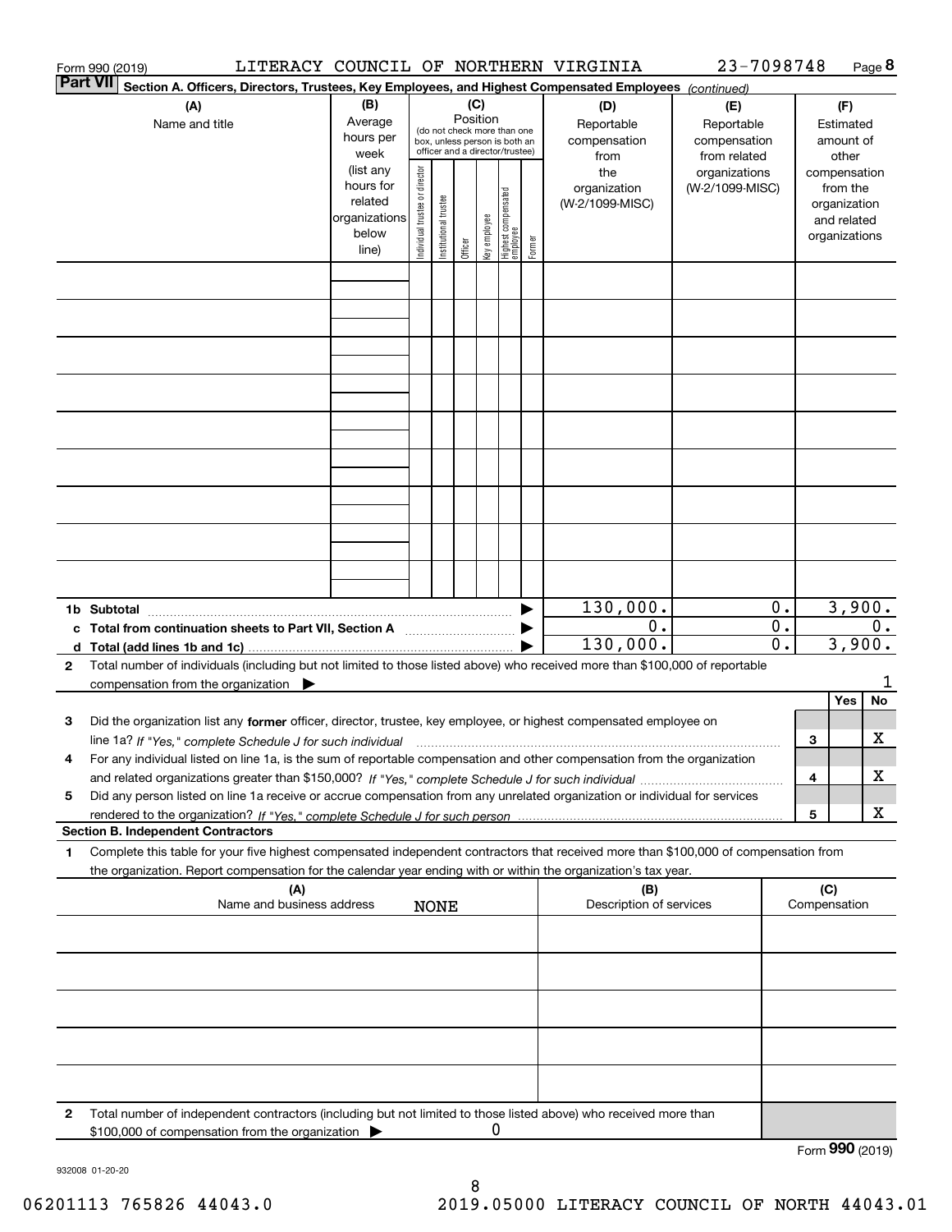Form 990 (2019) LITERACY COUNCIL OF NORTHERN VIRGINIA 23-7098748 Page 8

**Part VII** **Section A. Officers, Directors, Trustees, Key Employees, and Highest Compensated Employees** *(continued)*

| (A) Name and title | (B) Average hours per week (list any hours for related organizations below line) | (C) Position (do not check more than one box, unless person is both an officer and a director/trustee): Individual trustee or director | Institutional trustee | Officer | Key employee | Highest compensated employee | Former | (D) Reportable compensation from the organization (W-2/1099-MISC) | (E) Reportable compensation from related organizations (W-2/1099-MISC) | (F) Estimated amount of other compensation from the organization and related organizations |
|---|---|---|---|---|---|---|---|---|---|---|
| | | | | | | | | | | |
| | | | | | | | | | | |
| | | | | | | | | | | |
| | | | | | | | | | | |
| | | | | | | | | | | |
| | | | | | | | | | | |
| | | | | | | | | | | |
| | | | | | | | | | | |
| | | | | | | | | | | |
| **1b Subtotal** | | | | | | | | 130,000. | 0. | 3,900. |
| **c Total from continuation sheets to Part VII, Section A** | | | | | | | | 0. | 0. | 0. |
| **d Total (add lines 1b and 1c)** | | | | | | | | 130,000. | 0. | 3,900. |

**2** Total number of individuals (including but not limited to those listed above) who received more than $100,000 of reportable compensation from the organization ▶ 1

| | | Yes | No |
|---|---|---|---|
| **3** Did the organization list any **former** officer, director, trustee, key employee, or highest compensated employee on line 1a? *If "Yes," complete Schedule J for such individual* | 3 | | X |
| **4** For any individual listed on line 1a, is the sum of reportable compensation and other compensation from the organization and related organizations greater than $150,000? *If "Yes," complete Schedule J for such individual* | 4 | | X |
| **5** Did any person listed on line 1a receive or accrue compensation from any unrelated organization or individual for services rendered to the organization? *If "Yes," complete Schedule J for such person* | 5 | | X |

**Section B. Independent Contractors**

**1** Complete this table for your five highest compensated independent contractors that received more than $100,000 of compensation from the organization. Report compensation for the calendar year ending with or within the organization's tax year.

| (A) Name and business address NONE | (B) Description of services | (C) Compensation |
|---|---|---|
| | | |
| | | |
| | | |
| | | |
| | | |

**2** Total number of independent contractors (including but not limited to those listed above) who received more than $100,000 of compensation from the organization ▶ 0

Form **990** (2019)

932008 01-20-20

06201113 765826 44043.0 2019.05000 LITERACY COUNCIL OF NORTH 44043.01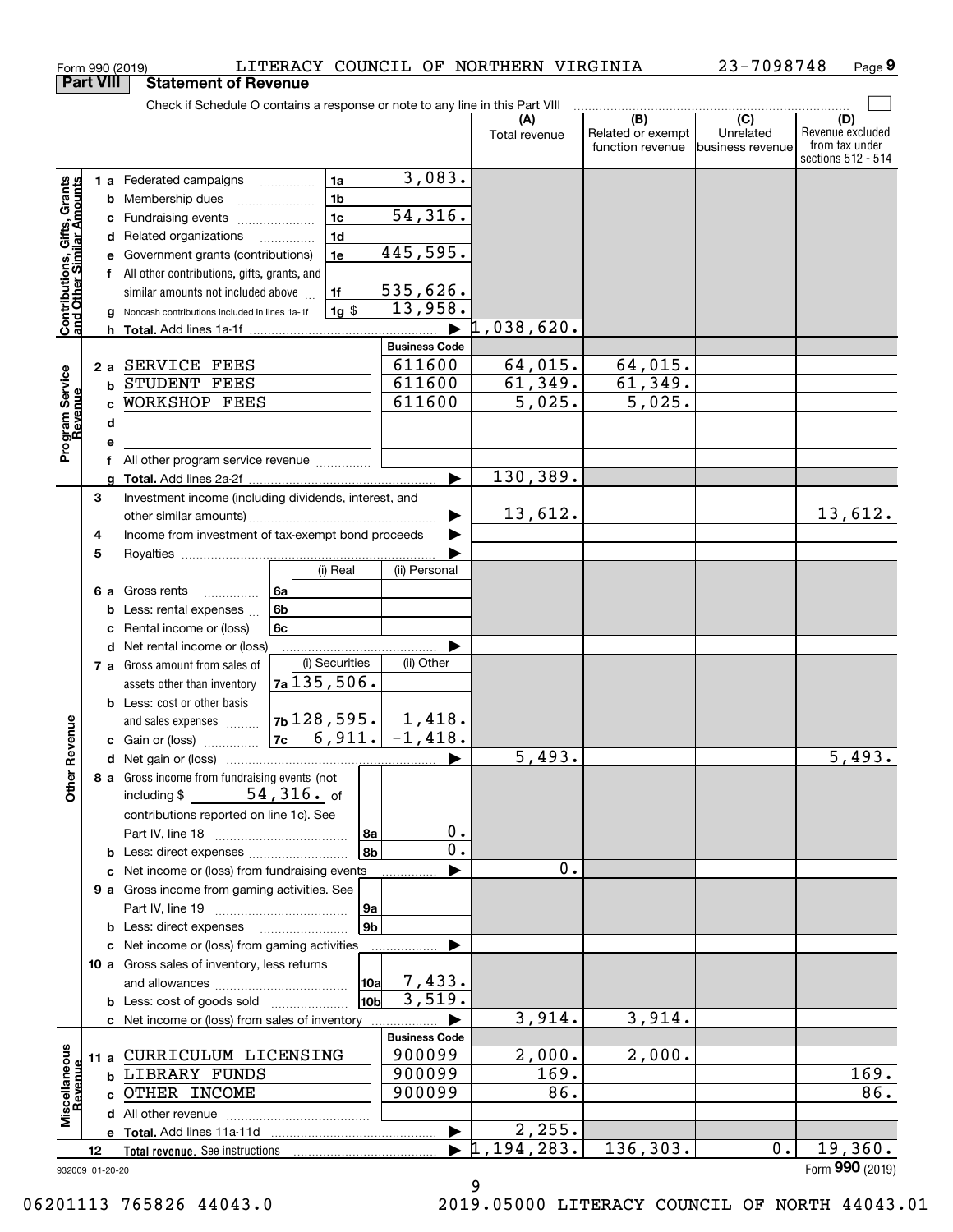Form 990 (2019) LITERACY COUNCIL OF NORTHERN VIRGINIA 23-7098748 Page 9

**Part VIII Statement of Revenue**

Check if Schedule O contains a response or note to any line in this Part VIII

| | | | | (A) Total revenue | (B) Related or exempt function revenue | (C) Unrelated business revenue | (D) Revenue excluded from tax under sections 512 - 514 |
|---|---|---|---|---|---|---|---|
| **Contributions, Gifts, Grants and Other Similar Amounts** | 1 a Federated campaigns | 1a | 3,083. | | | | |
| | b Membership dues | 1b | | | | | |
| | c Fundraising events | 1c | 54,316. | | | | |
| | d Related organizations | 1d | | | | | |
| | e Government grants (contributions) | 1e | 445,595. | | | | |
| | f All other contributions, gifts, grants, and similar amounts not included above | 1f | 535,626. | | | | |
| | g Noncash contributions included in lines 1a-1f | 1g $ | 13,958. | | | | |
| | h **Total.** Add lines 1a-1f | | | 1,038,620. | | | |
| | | | **Business Code** | | | | |
| **Program Service Revenue** | 2 a SERVICE FEES | | 611600 | 64,015. | 64,015. | | |
| | b STUDENT FEES | | 611600 | 61,349. | 61,349. | | |
| | c WORKSHOP FEES | | 611600 | 5,025. | 5,025. | | |
| | d | | | | | | |
| | e | | | | | | |
| | f All other program service revenue | | | | | | |
| | g **Total.** Add lines 2a-2f | | | 130,389. | | | |
| **Other Revenue** | 3 Investment income (including dividends, interest, and other similar amounts) | | | 13,612. | | | 13,612. |
| | 4 Income from investment of tax-exempt bond proceeds | | | | | | |
| | 5 Royalties | | | | | | |
| | | (i) Real | (ii) Personal | | | | |
| | 6 a Gross rents | 6a | | | | | |
| | b Less: rental expenses | 6b | | | | | |
| | c Rental income or (loss) | 6c | | | | | |
| | d Net rental income or (loss) | | | | | | |
| | | (i) Securities | (ii) Other | | | | |
| | 7 a Gross amount from sales of assets other than inventory | 7a 135,506. | | | | | |
| | b Less: cost or other basis and sales expenses | 7b 128,595. | 1,418. | | | | |
| | c Gain or (loss) | 7c 6,911. | -1,418. | | | | |
| | d Net gain or (loss) | | | 5,493. | | | 5,493. |
| | 8 a Gross income from fundraising events (not including $ 54,316. of contributions reported on line 1c). See Part IV, line 18 | 8a | 0. | | | | |
| | b Less: direct expenses | 8b | 0. | | | | |
| | c Net income or (loss) from fundraising events | | | 0. | | | |
| | 9 a Gross income from gaming activities. See Part IV, line 19 | 9a | | | | | |
| | b Less: direct expenses | 9b | | | | | |
| | c Net income or (loss) from gaming activities | | | | | | |
| | 10 a Gross sales of inventory, less returns and allowances | 10a | 7,433. | | | | |
| | b Less: cost of goods sold | 10b | 3,519. | | | | |
| | c Net income or (loss) from sales of inventory | | | 3,914. | 3,914. | | |
| | | | **Business Code** | | | | |
| **Miscellaneous Revenue** | 11 a CURRICULUM LICENSING | | 900099 | 2,000. | 2,000. | | |
| | b LIBRARY FUNDS | | 900099 | 169. | | | 169. |
| | c OTHER INCOME | | 900099 | 86. | | | 86. |
| | d All other revenue | | | | | | |
| | e **Total.** Add lines 11a-11d | | | 2,255. | | | |
| | 12 **Total revenue.** See instructions | | | 1,194,283. | 136,303. | 0. | 19,360. |

932009 01-20-20 Form **990** (2019)

06201113 765826 44043.0 2019.05000 LITERACY COUNCIL OF NORTH 44043.01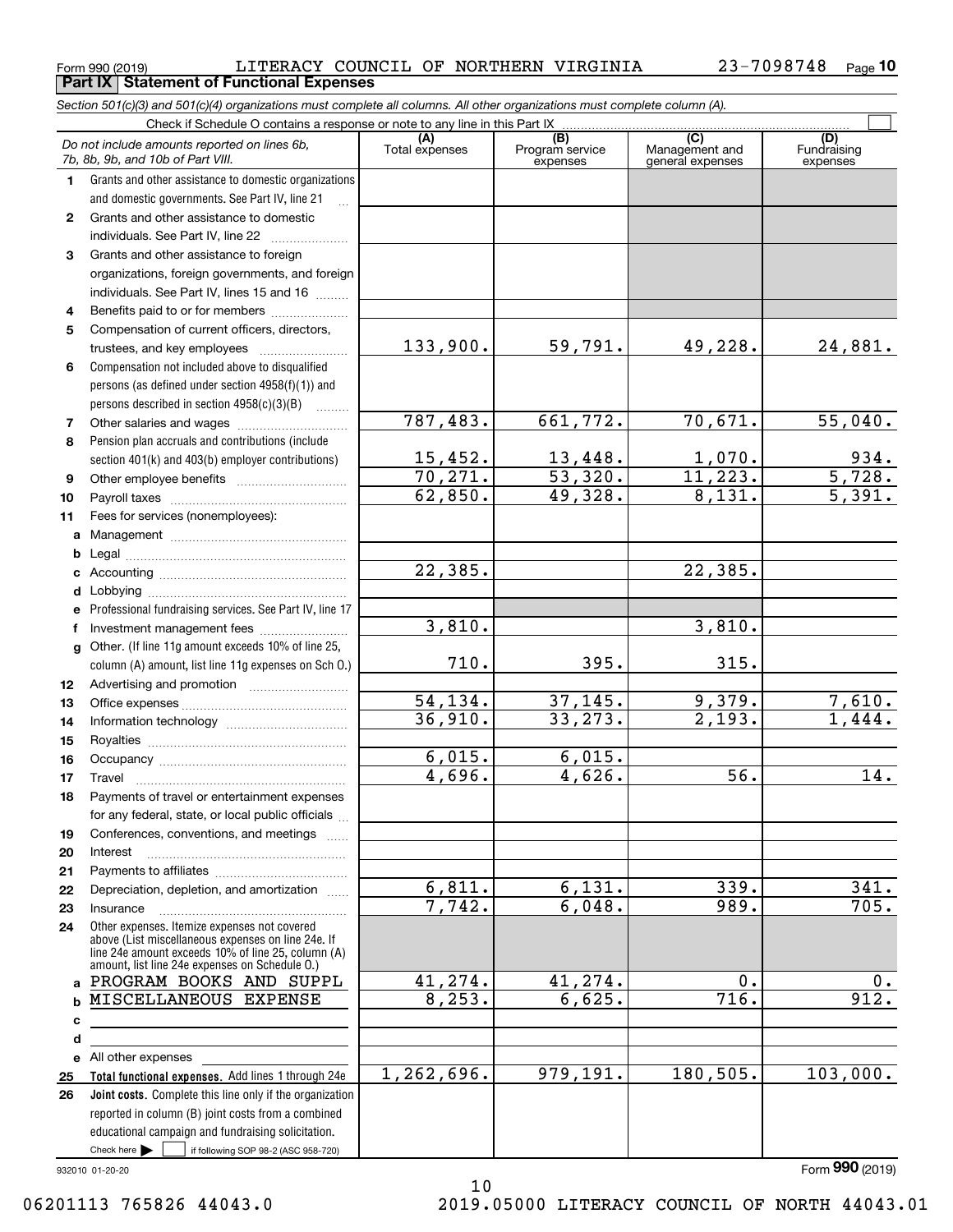Form 990 (2019) LITERACY COUNCIL OF NORTHERN VIRGINIA 23-7098748 Page **10**

## Part IX Statement of Functional Expenses

*Section 501(c)(3) and 501(c)(4) organizations must complete all columns. All other organizations must complete column (A).*

Check if Schedule O contains a response or note to any line in this Part IX

| | *Do not include amounts reported on lines 6b, 7b, 8b, 9b, and 10b of Part VIII.* | (A) Total expenses | (B) Program service expenses | (C) Management and general expenses | (D) Fundraising expenses |
|---|---|---|---|---|---|
| 1 | Grants and other assistance to domestic organizations and domestic governments. See Part IV, line 21 | | | | |
| 2 | Grants and other assistance to domestic individuals. See Part IV, line 22 | | | | |
| 3 | Grants and other assistance to foreign organizations, foreign governments, and foreign individuals. See Part IV, lines 15 and 16 | | | | |
| 4 | Benefits paid to or for members | | | | |
| 5 | Compensation of current officers, directors, trustees, and key employees | 133,900. | 59,791. | 49,228. | 24,881. |
| 6 | Compensation not included above to disqualified persons (as defined under section 4958(f)(1)) and persons described in section 4958(c)(3)(B) | | | | |
| 7 | Other salaries and wages | 787,483. | 661,772. | 70,671. | 55,040. |
| 8 | Pension plan accruals and contributions (include section 401(k) and 403(b) employer contributions) | 15,452. | 13,448. | 1,070. | 934. |
| 9 | Other employee benefits | 70,271. | 53,320. | 11,223. | 5,728. |
| 10 | Payroll taxes | 62,850. | 49,328. | 8,131. | 5,391. |
| 11 | Fees for services (nonemployees): | | | | |
| a | Management | | | | |
| b | Legal | | | | |
| c | Accounting | 22,385. | | 22,385. | |
| d | Lobbying | | | | |
| e | Professional fundraising services. See Part IV, line 17 | | | | |
| f | Investment management fees | 3,810. | | 3,810. | |
| g | Other. (If line 11g amount exceeds 10% of line 25, column (A) amount, list line 11g expenses on Sch O.) | 710. | 395. | 315. | |
| 12 | Advertising and promotion | | | | |
| 13 | Office expenses | 54,134. | 37,145. | 9,379. | 7,610. |
| 14 | Information technology | 36,910. | 33,273. | 2,193. | 1,444. |
| 15 | Royalties | | | | |
| 16 | Occupancy | 6,015. | 6,015. | | |
| 17 | Travel | 4,696. | 4,626. | 56. | 14. |
| 18 | Payments of travel or entertainment expenses for any federal, state, or local public officials | | | | |
| 19 | Conferences, conventions, and meetings | | | | |
| 20 | Interest | | | | |
| 21 | Payments to affiliates | | | | |
| 22 | Depreciation, depletion, and amortization | 6,811. | 6,131. | 339. | 341. |
| 23 | Insurance | 7,742. | 6,048. | 989. | 705. |
| 24 | Other expenses. Itemize expenses not covered above (List miscellaneous expenses on line 24e. If line 24e amount exceeds 10% of line 25, column (A) amount, list line 24e expenses on Schedule O.) | | | | |
| a | PROGRAM BOOKS AND SUPPL | 41,274. | 41,274. | 0. | 0. |
| b | MISCELLANEOUS EXPENSE | 8,253. | 6,625. | 716. | 912. |
| c | | | | | |
| d | | | | | |
| e | All other expenses | | | | |
| 25 | **Total functional expenses.** Add lines 1 through 24e | 1,262,696. | 979,191. | 180,505. | 103,000. |
| 26 | **Joint costs.** Complete this line only if the organization reported in column (B) joint costs from a combined educational campaign and fundraising solicitation. Check here ☐ if following SOP 98-2 (ASC 958-720) | | | | |

932010 01-20-20 Form **990** (2019)

06201113 765826 44043.0 2019.05000 LITERACY COUNCIL OF NORTH 44043.01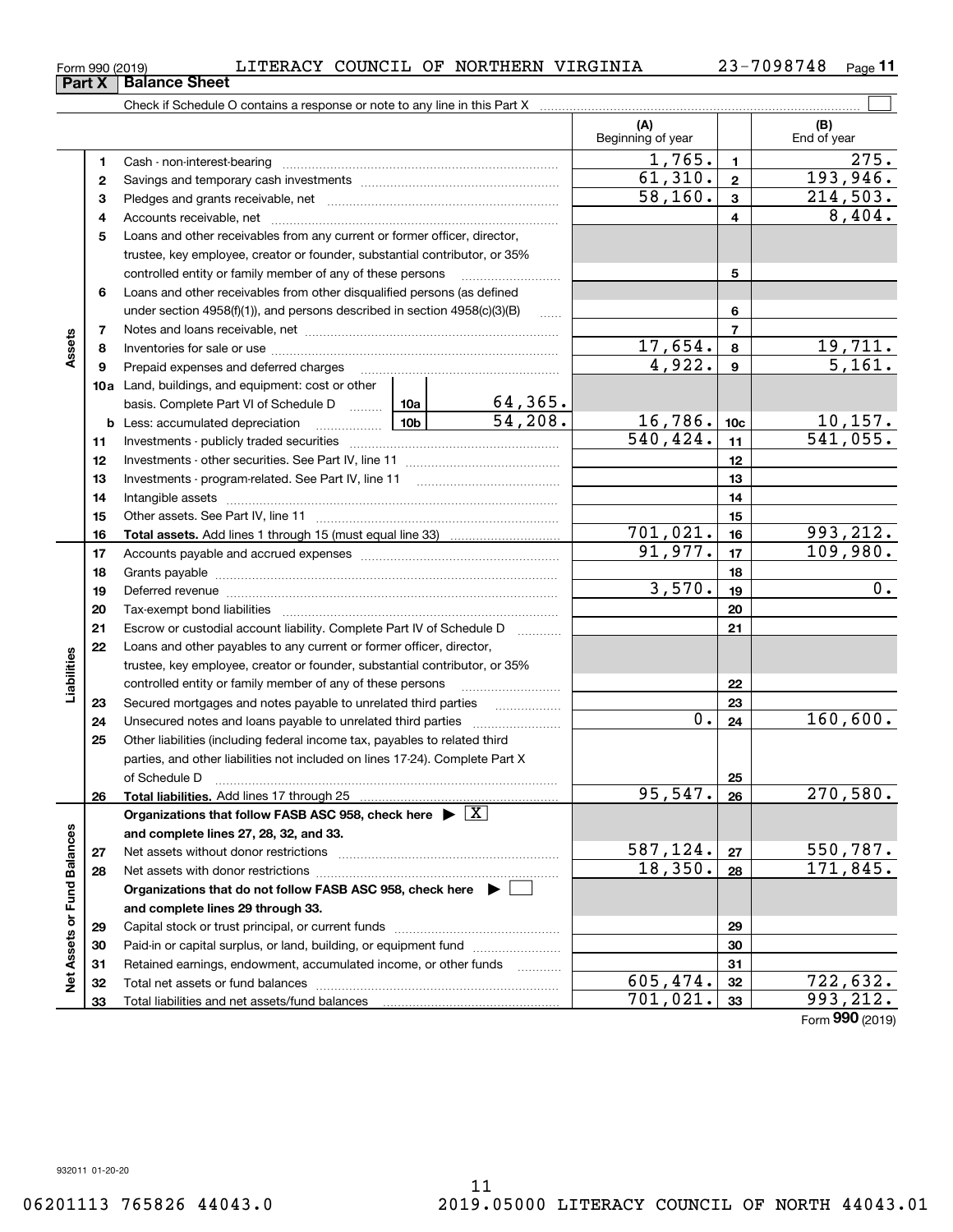Form 990 (2019) LITERACY COUNCIL OF NORTHERN VIRGINIA 23-7098748 Page 11

## Part X Balance Sheet

Check if Schedule O contains a response or note to any line in this Part X ☐

| | | | | (A) Beginning of year | | (B) End of year |
|---|---|---|---|---|---|---|
| **Assets** | 1 | Cash - non-interest-bearing | | 1,765. | 1 | 275. |
| | 2 | Savings and temporary cash investments | | 61,310. | 2 | 193,946. |
| | 3 | Pledges and grants receivable, net | | 58,160. | 3 | 214,503. |
| | 4 | Accounts receivable, net | | | 4 | 8,404. |
| | 5 | Loans and other receivables from any current or former officer, director, trustee, key employee, creator or founder, substantial contributor, or 35% controlled entity or family member of any of these persons | | | 5 | |
| | 6 | Loans and other receivables from other disqualified persons (as defined under section 4958(f)(1)), and persons described in section 4958(c)(3)(B) | | | 6 | |
| | 7 | Notes and loans receivable, net | | | 7 | |
| | 8 | Inventories for sale or use | | 17,654. | 8 | 19,711. |
| | 9 | Prepaid expenses and deferred charges | | 4,922. | 9 | 5,161. |
| | 10a | Land, buildings, and equipment: cost or other basis. Complete Part VI of Schedule D | 10a 64,365. | | | |
| | b | Less: accumulated depreciation | 10b 54,208. | 16,786. | 10c | 10,157. |
| | 11 | Investments - publicly traded securities | | 540,424. | 11 | 541,055. |
| | 12 | Investments - other securities. See Part IV, line 11 | | | 12 | |
| | 13 | Investments - program-related. See Part IV, line 11 | | | 13 | |
| | 14 | Intangible assets | | | 14 | |
| | 15 | Other assets. See Part IV, line 11 | | | 15 | |
| | 16 | **Total assets.** Add lines 1 through 15 (must equal line 33) | | 701,021. | 16 | 993,212. |
| **Liabilities** | 17 | Accounts payable and accrued expenses | | 91,977. | 17 | 109,980. |
| | 18 | Grants payable | | | 18 | |
| | 19 | Deferred revenue | | 3,570. | 19 | 0. |
| | 20 | Tax-exempt bond liabilities | | | 20 | |
| | 21 | Escrow or custodial account liability. Complete Part IV of Schedule D | | | 21 | |
| | 22 | Loans and other payables to any current or former officer, director, trustee, key employee, creator or founder, substantial contributor, or 35% controlled entity or family member of any of these persons | | | 22 | |
| | 23 | Secured mortgages and notes payable to unrelated third parties | | | 23 | |
| | 24 | Unsecured notes and loans payable to unrelated third parties | | 0. | 24 | 160,600. |
| | 25 | Other liabilities (including federal income tax, payables to related third parties, and other liabilities not included on lines 17-24). Complete Part X of Schedule D | | | 25 | |
| | 26 | **Total liabilities.** Add lines 17 through 25 | | 95,547. | 26 | 270,580. |
| **Net Assets or Fund Balances** | | **Organizations that follow FASB ASC 958, check here** ☒ **and complete lines 27, 28, 32, and 33.** | | | | |
| | 27 | Net assets without donor restrictions | | 587,124. | 27 | 550,787. |
| | 28 | Net assets with donor restrictions | | 18,350. | 28 | 171,845. |
| | | **Organizations that do not follow FASB ASC 958, check here** ☐ **and complete lines 29 through 33.** | | | | |
| | 29 | Capital stock or trust principal, or current funds | | | 29 | |
| | 30 | Paid-in or capital surplus, or land, building, or equipment fund | | | 30 | |
| | 31 | Retained earnings, endowment, accumulated income, or other funds | | | 31 | |
| | 32 | Total net assets or fund balances | | 605,474. | 32 | 722,632. |
| | 33 | Total liabilities and net assets/fund balances | | 701,021. | 33 | 993,212. |

Form **990** (2019)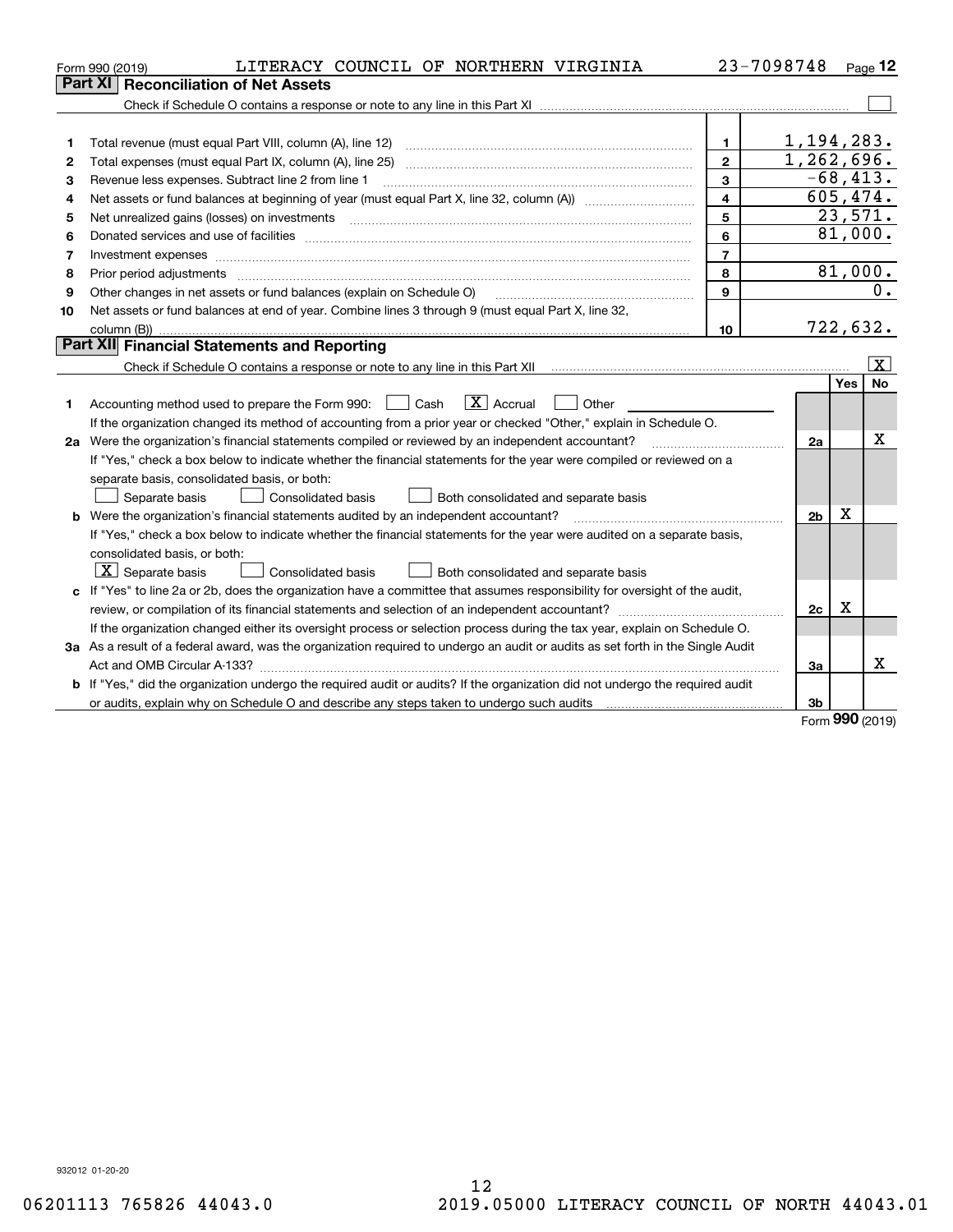Form 990 (2019) LITERACY COUNCIL OF NORTHERN VIRGINIA 23-7098748 Page 12

## Part XI Reconciliation of Net Assets

Check if Schedule O contains a response or note to any line in this Part XI ☐

| | | | |
|---|---|---|---|
| 1 | Total revenue (must equal Part VIII, column (A), line 12) | 1 | 1,194,283. |
| 2 | Total expenses (must equal Part IX, column (A), line 25) | 2 | 1,262,696. |
| 3 | Revenue less expenses. Subtract line 2 from line 1 | 3 | -68,413. |
| 4 | Net assets or fund balances at beginning of year (must equal Part X, line 32, column (A)) | 4 | 605,474. |
| 5 | Net unrealized gains (losses) on investments | 5 | 23,571. |
| 6 | Donated services and use of facilities | 6 | 81,000. |
| 7 | Investment expenses | 7 | |
| 8 | Prior period adjustments | 8 | 81,000. |
| 9 | Other changes in net assets or fund balances (explain on Schedule O) | 9 | 0. |
| 10 | Net assets or fund balances at end of year. Combine lines 3 through 9 (must equal Part X, line 32, column (B)) | 10 | 722,632. |

## Part XII Financial Statements and Reporting

Check if Schedule O contains a response or note to any line in this Part XII ☒

| | | | Yes | No |
|---|---|---|---|---|
| 1 | Accounting method used to prepare the Form 990: ☐ Cash ☒ Accrual ☐ Other<br>If the organization changed its method of accounting from a prior year or checked "Other," explain in Schedule O. | | | |
| 2a | Were the organization's financial statements compiled or reviewed by an independent accountant?<br>If "Yes," check a box below to indicate whether the financial statements for the year were compiled or reviewed on a separate basis, consolidated basis, or both:<br>☐ Separate basis ☐ Consolidated basis ☐ Both consolidated and separate basis | 2a | | X |
| b | Were the organization's financial statements audited by an independent accountant?<br>If "Yes," check a box below to indicate whether the financial statements for the year were audited on a separate basis, consolidated basis, or both:<br>☒ Separate basis ☐ Consolidated basis ☐ Both consolidated and separate basis | 2b | X | |
| c | If "Yes" to line 2a or 2b, does the organization have a committee that assumes responsibility for oversight of the audit, review, or compilation of its financial statements and selection of an independent accountant?<br>If the organization changed either its oversight process or selection process during the tax year, explain on Schedule O. | 2c | X | |
| 3a | As a result of a federal award, was the organization required to undergo an audit or audits as set forth in the Single Audit Act and OMB Circular A-133? | 3a | | X |
| b | If "Yes," did the organization undergo the required audit or audits? If the organization did not undergo the required audit or audits, explain why on Schedule O and describe any steps taken to undergo such audits | 3b | | |

Form **990** (2019)

932012 01-20-20

06201113 765826 44043.0 2019.05000 LITERACY COUNCIL OF NORTH 44043.01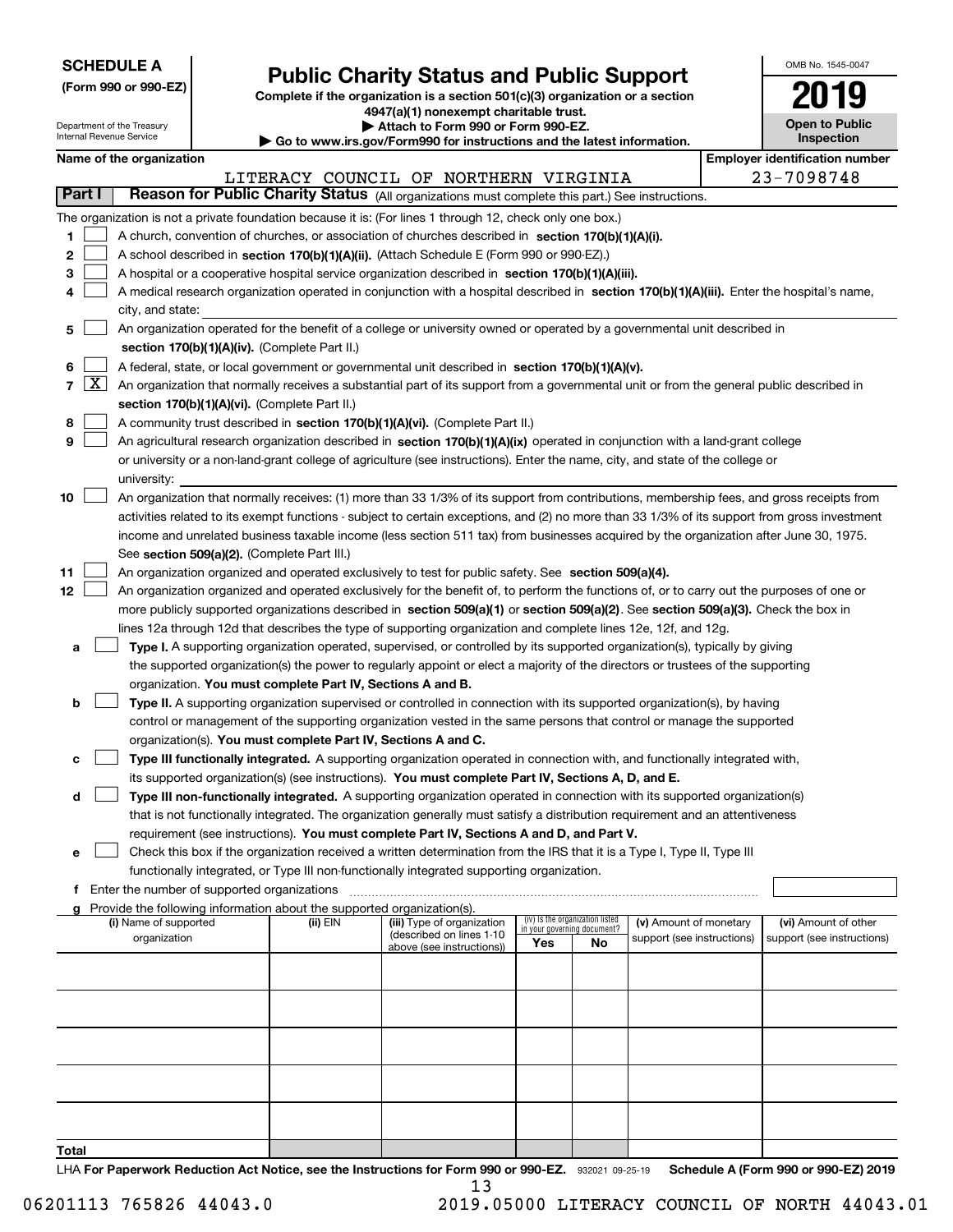**SCHEDULE A**
**(Form 990 or 990-EZ)**

Department of the Treasury
Internal Revenue Service

# Public Charity Status and Public Support

**Complete if the organization is a section 501(c)(3) organization or a section 4947(a)(1) nonexempt charitable trust.**
**▶ Attach to Form 990 or Form 990-EZ.**
**▶ Go to www.irs.gov/Form990 for instructions and the latest information.**

OMB No. 1545-0047
**2019**
**Open to Public Inspection**

**Name of the organization:** LITERACY COUNCIL OF NORTHERN VIRGINIA
**Employer identification number:** 23-7098748

## Part I — Reason for Public Charity Status (All organizations must complete this part.) See instructions.

The organization is not a private foundation because it is: (For lines 1 through 12, check only one box.)

1. ☐ A church, convention of churches, or association of churches described in **section 170(b)(1)(A)(i).**
2. ☐ A school described in **section 170(b)(1)(A)(ii).** (Attach Schedule E (Form 990 or 990-EZ).)
3. ☐ A hospital or a cooperative hospital service organization described in **section 170(b)(1)(A)(iii).**
4. ☐ A medical research organization operated in conjunction with a hospital described in **section 170(b)(1)(A)(iii).** Enter the hospital's name, city, and state:
5. ☐ An organization operated for the benefit of a college or university owned or operated by a governmental unit described in **section 170(b)(1)(A)(iv).** (Complete Part II.)
6. ☐ A federal, state, or local government or governmental unit described in **section 170(b)(1)(A)(v).**
7. ☒ An organization that normally receives a substantial part of its support from a governmental unit or from the general public described in **section 170(b)(1)(A)(vi).** (Complete Part II.)
8. ☐ A community trust described in **section 170(b)(1)(A)(vi).** (Complete Part II.)
9. ☐ An agricultural research organization described in **section 170(b)(1)(A)(ix)** operated in conjunction with a land-grant college or university or a non-land-grant college of agriculture (see instructions). Enter the name, city, and state of the college or university:
10. ☐ An organization that normally receives: (1) more than 33 1/3% of its support from contributions, membership fees, and gross receipts from activities related to its exempt functions - subject to certain exceptions, and (2) no more than 33 1/3% of its support from gross investment income and unrelated business taxable income (less section 511 tax) from businesses acquired by the organization after June 30, 1975. See **section 509(a)(2).** (Complete Part III.)
11. ☐ An organization organized and operated exclusively to test for public safety. See **section 509(a)(4).**
12. ☐ An organization organized and operated exclusively for the benefit of, to perform the functions of, or to carry out the purposes of one or more publicly supported organizations described in **section 509(a)(1)** or **section 509(a)(2)**. See **section 509(a)(3).** Check the box in lines 12a through 12d that describes the type of supporting organization and complete lines 12e, 12f, and 12g.
   - **a** ☐ **Type I.** A supporting organization operated, supervised, or controlled by its supported organization(s), typically by giving the supported organization(s) the power to regularly appoint or elect a majority of the directors or trustees of the supporting organization. **You must complete Part IV, Sections A and B.**
   - **b** ☐ **Type II.** A supporting organization supervised or controlled in connection with its supported organization(s), by having control or management of the supporting organization vested in the same persons that control or manage the supported organization(s). **You must complete Part IV, Sections A and C.**
   - **c** ☐ **Type III functionally integrated.** A supporting organization operated in connection with, and functionally integrated with, its supported organization(s) (see instructions). **You must complete Part IV, Sections A, D, and E.**
   - **d** ☐ **Type III non-functionally integrated.** A supporting organization operated in connection with its supported organization(s) that is not functionally integrated. The organization generally must satisfy a distribution requirement and an attentiveness requirement (see instructions). **You must complete Part IV, Sections A and D, and Part V.**
   - **e** ☐ Check this box if the organization received a written determination from the IRS that it is a Type I, Type II, Type III functionally integrated, or Type III non-functionally integrated supporting organization.
   - **f** Enter the number of supported organizations
   - **g** Provide the following information about the supported organization(s).

| (i) Name of supported organization | (ii) EIN | (iii) Type of organization (described on lines 1-10 above (see instructions)) | (iv) Is the organization listed in your governing document? Yes | No | (v) Amount of monetary support (see instructions) | (vi) Amount of other support (see instructions) |
|---|---|---|---|---|---|---|
| | | | | | | |
| | | | | | | |
| | | | | | | |
| | | | | | | |
| | | | | | | |
| **Total** | | | | | | |

LHA **For Paperwork Reduction Act Notice, see the Instructions for Form 990 or 990-EZ.** 932021 09-25-19 **Schedule A (Form 990 or 990-EZ) 2019**

06201113 765826 44043.0 2019.05000 LITERACY COUNCIL OF NORTH 44043.01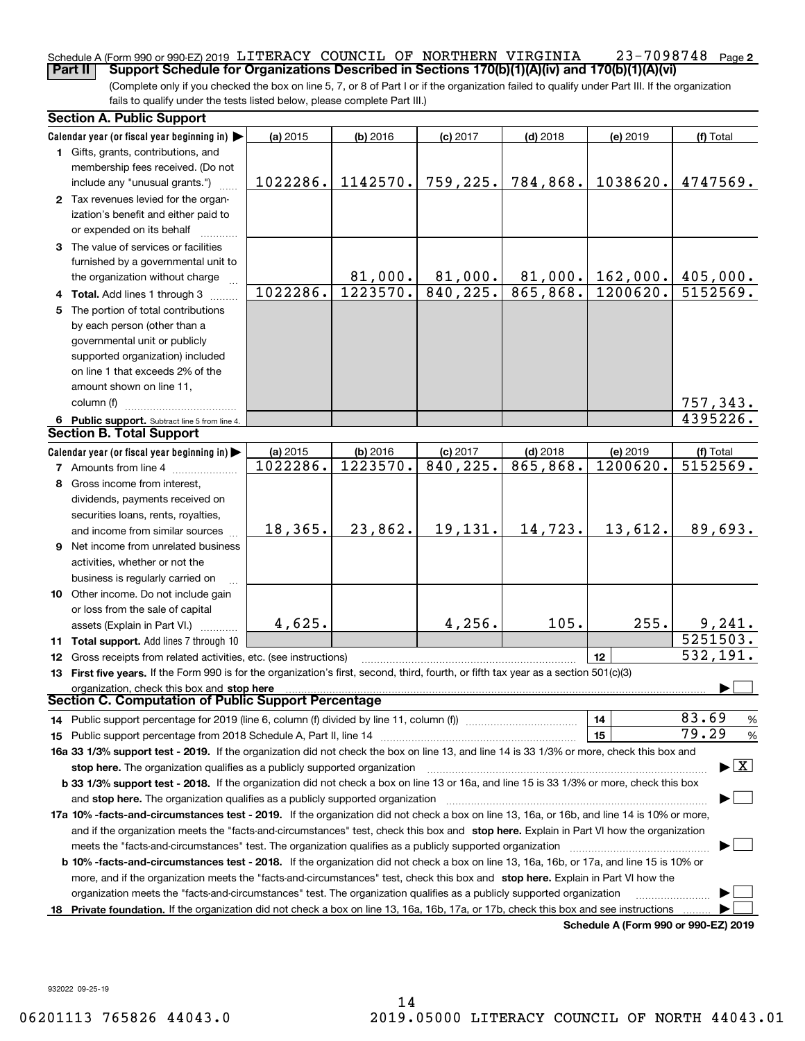Schedule A (Form 990 or 990-EZ) 2019 LITERACY COUNCIL OF NORTHERN VIRGINIA 23-7098748 Page 2

**Part II Support Schedule for Organizations Described in Sections 170(b)(1)(A)(iv) and 170(b)(1)(A)(vi)**

(Complete only if you checked the box on line 5, 7, or 8 of Part I or if the organization failed to qualify under Part III. If the organization fails to qualify under the tests listed below, please complete Part III.)

**Section A. Public Support**

| Calendar year (or fiscal year beginning in) | (a) 2015 | (b) 2016 | (c) 2017 | (d) 2018 | (e) 2019 | (f) Total |
|---|---|---|---|---|---|---|
| 1 Gifts, grants, contributions, and membership fees received. (Do not include any "unusual grants.") | 1022286. | 1142570. | 759,225. | 784,868. | 1038620. | 4747569. |
| 2 Tax revenues levied for the organization's benefit and either paid to or expended on its behalf | | | | | | |
| 3 The value of services or facilities furnished by a governmental unit to the organization without charge | | 81,000. | 81,000. | 81,000. | 162,000. | 405,000. |
| 4 **Total.** Add lines 1 through 3 | 1022286. | 1223570. | 840,225. | 865,868. | 1200620. | 5152569. |
| 5 The portion of total contributions by each person (other than a governmental unit or publicly supported organization) included on line 1 that exceeds 2% of the amount shown on line 11, column (f) | | | | | | 757,343. |
| 6 **Public support.** Subtract line 5 from line 4. | | | | | | 4395226. |

**Section B. Total Support**

| Calendar year (or fiscal year beginning in) | (a) 2015 | (b) 2016 | (c) 2017 | (d) 2018 | (e) 2019 | (f) Total |
|---|---|---|---|---|---|---|
| 7 Amounts from line 4 | 1022286. | 1223570. | 840,225. | 865,868. | 1200620. | 5152569. |
| 8 Gross income from interest, dividends, payments received on securities loans, rents, royalties, and income from similar sources | 18,365. | 23,862. | 19,131. | 14,723. | 13,612. | 89,693. |
| 9 Net income from unrelated business activities, whether or not the business is regularly carried on | | | | | | |
| 10 Other income. Do not include gain or loss from the sale of capital assets (Explain in Part VI.) | 4,625. | | 4,256. | 105. | 255. | 9,241. |
| 11 **Total support.** Add lines 7 through 10 | | | | | | 5251503. |

12 Gross receipts from related activities, etc. (see instructions) — 12 — 532,191.

13 **First five years.** If the Form 990 is for the organization's first, second, third, fourth, or fifth tax year as a section 501(c)(3) organization, check this box and **stop here** ☐

**Section C. Computation of Public Support Percentage**

14 Public support percentage for 2019 (line 6, column (f) divided by line 11, column (f)) — 14 — 83.69 %

15 Public support percentage from 2018 Schedule A, Part II, line 14 — 15 — 79.29 %

**16a 33 1/3% support test - 2019.** If the organization did not check the box on line 13, and line 14 is 33 1/3% or more, check this box and **stop here.** The organization qualifies as a publicly supported organization ☒

**b 33 1/3% support test - 2018.** If the organization did not check a box on line 13 or 16a, and line 15 is 33 1/3% or more, check this box and **stop here.** The organization qualifies as a publicly supported organization ☐

**17a 10% -facts-and-circumstances test - 2019.** If the organization did not check a box on line 13, 16a, or 16b, and line 14 is 10% or more, and if the organization meets the "facts-and-circumstances" test, check this box and **stop here.** Explain in Part VI how the organization meets the "facts-and-circumstances" test. The organization qualifies as a publicly supported organization ☐

**b 10% -facts-and-circumstances test - 2018.** If the organization did not check a box on line 13, 16a, 16b, or 17a, and line 15 is 10% or more, and if the organization meets the "facts-and-circumstances" test, check this box and **stop here.** Explain in Part VI how the organization meets the "facts-and-circumstances" test. The organization qualifies as a publicly supported organization ☐

**18 Private foundation.** If the organization did not check a box on line 13, 16a, 16b, 17a, or 17b, check this box and see instructions ☐

**Schedule A (Form 990 or 990-EZ) 2019**

932022 09-25-19

06201113 765826 44043.0 2019.05000 LITERACY COUNCIL OF NORTH 44043.01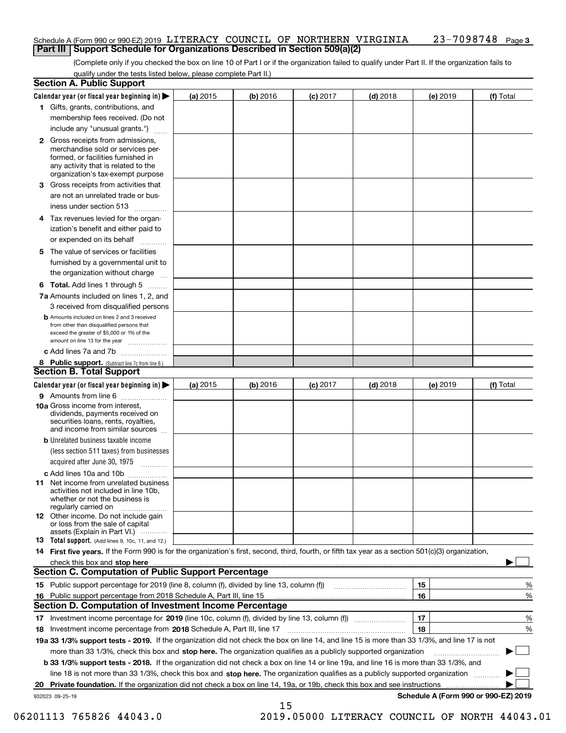Schedule A (Form 990 or 990-EZ) 2019 LITERACY COUNCIL OF NORTHERN VIRGINIA 23-7098748 Page 3

## Part III Support Schedule for Organizations Described in Section 509(a)(2)

(Complete only if you checked the box on line 10 of Part I or if the organization failed to qualify under Part II. If the organization fails to qualify under the tests listed below, please complete Part II.)

### Section A. Public Support

| Calendar year (or fiscal year beginning in) | (a) 2015 | (b) 2016 | (c) 2017 | (d) 2018 | (e) 2019 | (f) Total |
|---|---|---|---|---|---|---|
| 1 Gifts, grants, contributions, and membership fees received. (Do not include any "unusual grants.") | | | | | | |
| 2 Gross receipts from admissions, merchandise sold or services performed, or facilities furnished in any activity that is related to the organization's tax-exempt purpose | | | | | | |
| 3 Gross receipts from activities that are not an unrelated trade or business under section 513 | | | | | | |
| 4 Tax revenues levied for the organization's benefit and either paid to or expended on its behalf | | | | | | |
| 5 The value of services or facilities furnished by a governmental unit to the organization without charge | | | | | | |
| 6 Total. Add lines 1 through 5 | | | | | | |
| 7a Amounts included on lines 1, 2, and 3 received from disqualified persons | | | | | | |
| b Amounts included on lines 2 and 3 received from other than disqualified persons that exceed the greater of $5,000 or 1% of the amount on line 13 for the year | | | | | | |
| c Add lines 7a and 7b | | | | | | |
| 8 Public support. (Subtract line 7c from line 6.) | | | | | | |

### Section B. Total Support

| Calendar year (or fiscal year beginning in) | (a) 2015 | (b) 2016 | (c) 2017 | (d) 2018 | (e) 2019 | (f) Total |
|---|---|---|---|---|---|---|
| 9 Amounts from line 6 | | | | | | |
| 10a Gross income from interest, dividends, payments received on securities loans, rents, royalties, and income from similar sources | | | | | | |
| b Unrelated business taxable income (less section 511 taxes) from businesses acquired after June 30, 1975 | | | | | | |
| c Add lines 10a and 10b | | | | | | |
| 11 Net income from unrelated business activities not included in line 10b, whether or not the business is regularly carried on | | | | | | |
| 12 Other income. Do not include gain or loss from the sale of capital assets (Explain in Part VI.) | | | | | | |
| 13 Total support. (Add lines 9, 10c, 11, and 12.) | | | | | | |

14 **First five years.** If the Form 990 is for the organization's first, second, third, fourth, or fifth tax year as a section 501(c)(3) organization, check this box and **stop here** ☐

### Section C. Computation of Public Support Percentage

| | | |
|---|---|---|
| 15 Public support percentage for 2019 (line 8, column (f), divided by line 13, column (f)) | 15 | % |
| 16 Public support percentage from 2018 Schedule A, Part III, line 15 | 16 | % |

### Section D. Computation of Investment Income Percentage

| | | |
|---|---|---|
| 17 Investment income percentage for **2019** (line 10c, column (f), divided by line 13, column (f)) | 17 | % |
| 18 Investment income percentage from **2018** Schedule A, Part III, line 17 | 18 | % |

19a **33 1/3% support tests - 2019.** If the organization did not check the box on line 14, and line 15 is more than 33 1/3%, and line 17 is not more than 33 1/3%, check this box and **stop here.** The organization qualifies as a publicly supported organization ☐

b **33 1/3% support tests - 2018.** If the organization did not check a box on line 14 or line 19a, and line 16 is more than 33 1/3%, and line 18 is not more than 33 1/3%, check this box and **stop here.** The organization qualifies as a publicly supported organization ☐

20 **Private foundation.** If the organization did not check a box on line 14, 19a, or 19b, check this box and see instructions ☐

932023 09-25-19 **Schedule A (Form 990 or 990-EZ) 2019**

06201113 765826 44043.0 2019.05000 LITERACY COUNCIL OF NORTH 44043.01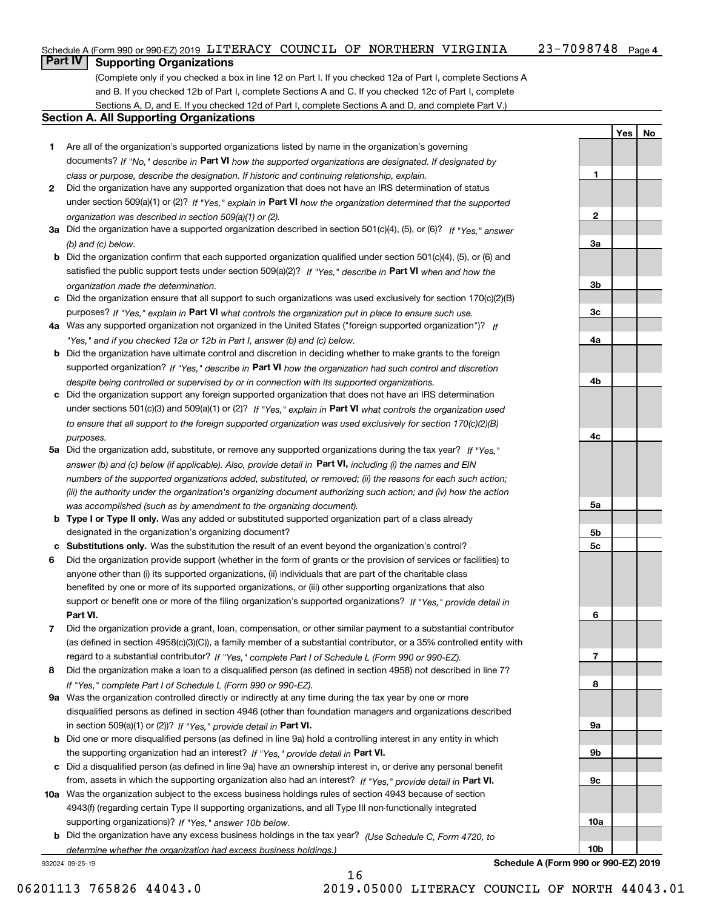Schedule A (Form 990 or 990-EZ) 2019 LITERACY COUNCIL OF NORTHERN VIRGINIA 23-7098748 Page 4

## Part IV Supporting Organizations

(Complete only if you checked a box in line 12 on Part I. If you checked 12a of Part I, complete Sections A and B. If you checked 12b of Part I, complete Sections A and C. If you checked 12c of Part I, complete Sections A, D, and E. If you checked 12d of Part I, complete Sections A and D, and complete Part V.)

### Section A. All Supporting Organizations

| | | | Yes | No |
|---|---|---|---|---|
| **1** | Are all of the organization's supported organizations listed by name in the organization's governing documents? *If "No," describe in* **Part VI** *how the supported organizations are designated. If designated by class or purpose, describe the designation. If historic and continuing relationship, explain.* | **1** | | |
| **2** | Did the organization have any supported organization that does not have an IRS determination of status under section 509(a)(1) or (2)? *If "Yes," explain in* **Part VI** *how the organization determined that the supported organization was described in section 509(a)(1) or (2).* | **2** | | |
| **3a** | Did the organization have a supported organization described in section 501(c)(4), (5), or (6)? *If "Yes," answer (b) and (c) below.* | **3a** | | |
| **b** | Did the organization confirm that each supported organization qualified under section 501(c)(4), (5), or (6) and satisfied the public support tests under section 509(a)(2)? *If "Yes," describe in* **Part VI** *when and how the organization made the determination.* | **3b** | | |
| **c** | Did the organization ensure that all support to such organizations was used exclusively for section 170(c)(2)(B) purposes? *If "Yes," explain in* **Part VI** *what controls the organization put in place to ensure such use.* | **3c** | | |
| **4a** | Was any supported organization not organized in the United States ("foreign supported organization")? *If "Yes," and if you checked 12a or 12b in Part I, answer (b) and (c) below.* | **4a** | | |
| **b** | Did the organization have ultimate control and discretion in deciding whether to make grants to the foreign supported organization? *If "Yes," describe in* **Part VI** *how the organization had such control and discretion despite being controlled or supervised by or in connection with its supported organizations.* | **4b** | | |
| **c** | Did the organization support any foreign supported organization that does not have an IRS determination under sections 501(c)(3) and 509(a)(1) or (2)? *If "Yes," explain in* **Part VI** *what controls the organization used to ensure that all support to the foreign supported organization was used exclusively for section 170(c)(2)(B) purposes.* | **4c** | | |
| **5a** | Did the organization add, substitute, or remove any supported organizations during the tax year? *If "Yes," answer (b) and (c) below (if applicable). Also, provide detail in* **Part VI,** *including (i) the names and EIN numbers of the supported organizations added, substituted, or removed; (ii) the reasons for each such action; (iii) the authority under the organization's organizing document authorizing such action; and (iv) how the action was accomplished (such as by amendment to the organizing document).* | **5a** | | |
| **b** | **Type I or Type II only.** Was any added or substituted supported organization part of a class already designated in the organization's organizing document? | **5b** | | |
| **c** | **Substitutions only.** Was the substitution the result of an event beyond the organization's control? | **5c** | | |
| **6** | Did the organization provide support (whether in the form of grants or the provision of services or facilities) to anyone other than (i) its supported organizations, (ii) individuals that are part of the charitable class benefited by one or more of its supported organizations, or (iii) other supporting organizations that also support or benefit one or more of the filing organization's supported organizations? *If "Yes," provide detail in* **Part VI.** | **6** | | |
| **7** | Did the organization provide a grant, loan, compensation, or other similar payment to a substantial contributor (as defined in section 4958(c)(3)(C)), a family member of a substantial contributor, or a 35% controlled entity with regard to a substantial contributor? *If "Yes," complete Part I of Schedule L (Form 990 or 990-EZ).* | **7** | | |
| **8** | Did the organization make a loan to a disqualified person (as defined in section 4958) not described in line 7? *If "Yes," complete Part I of Schedule L (Form 990 or 990-EZ).* | **8** | | |
| **9a** | Was the organization controlled directly or indirectly at any time during the tax year by one or more disqualified persons as defined in section 4946 (other than foundation managers and organizations described in section 509(a)(1) or (2))? *If "Yes," provide detail in* **Part VI.** | **9a** | | |
| **b** | Did one or more disqualified persons (as defined in line 9a) hold a controlling interest in any entity in which the supporting organization had an interest? *If "Yes," provide detail in* **Part VI.** | **9b** | | |
| **c** | Did a disqualified person (as defined in line 9a) have an ownership interest in, or derive any personal benefit from, assets in which the supporting organization also had an interest? *If "Yes," provide detail in* **Part VI.** | **9c** | | |
| **10a** | Was the organization subject to the excess business holdings rules of section 4943 because of section 4943(f) (regarding certain Type II supporting organizations, and all Type III non-functionally integrated supporting organizations)? *If "Yes," answer 10b below.* | **10a** | | |
| **b** | Did the organization have any excess business holdings in the tax year? *(Use Schedule C, Form 4720, to determine whether the organization had excess business holdings.)* | **10b** | | |

932024 09-25-19 **Schedule A (Form 990 or 990-EZ) 2019**

06201113 765826 44043.0 2019.05000 LITERACY COUNCIL OF NORTH 44043.01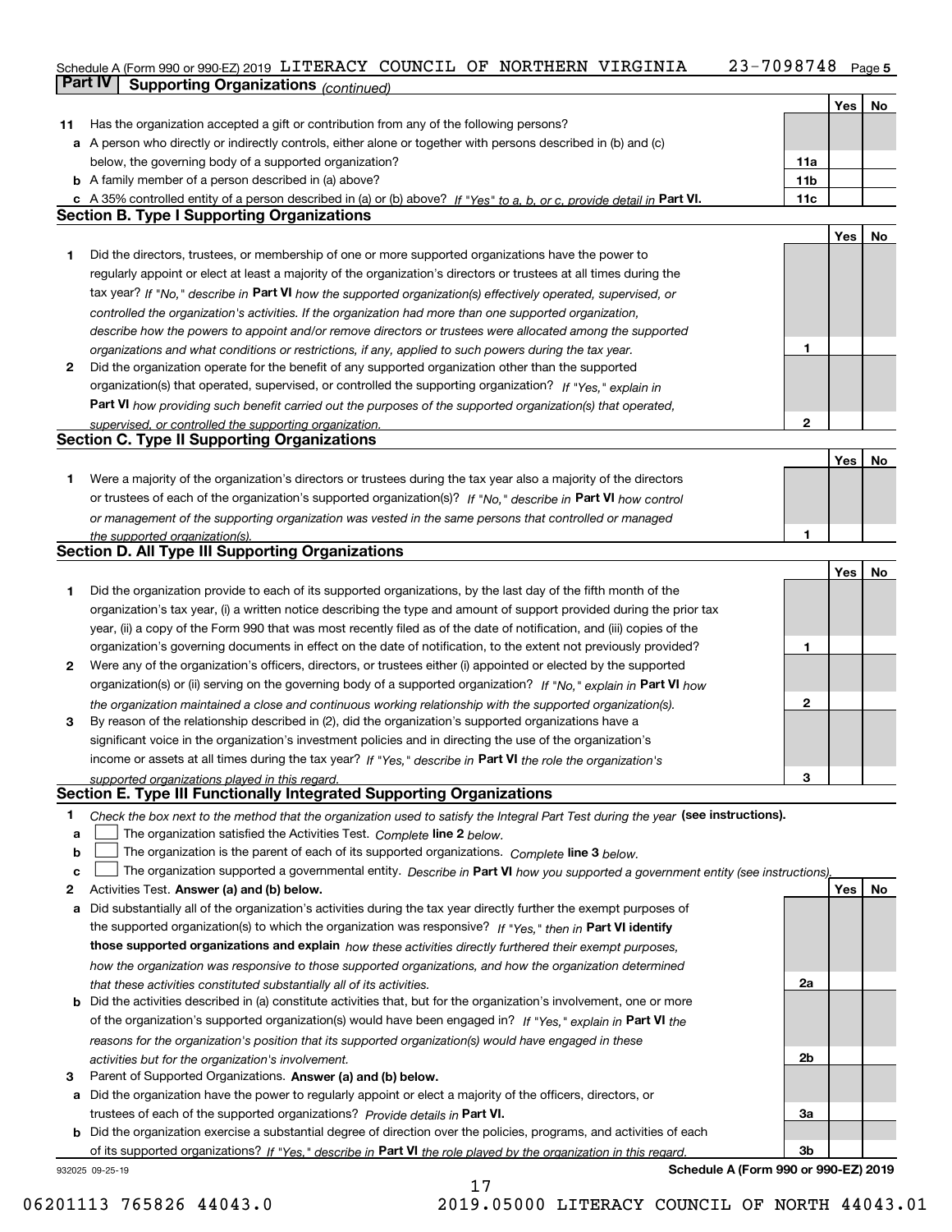Schedule A (Form 990 or 990-EZ) 2019 LITERACY COUNCIL OF NORTHERN VIRGINIA 23-7098748 Page 5

## Part IV Supporting Organizations *(continued)*

| | | | Yes | No |
|---|---|---|---|---|
| **11** | Has the organization accepted a gift or contribution from any of the following persons? | | | |
| **a** | A person who directly or indirectly controls, either alone or together with persons described in (b) and (c) below, the governing body of a supported organization? | 11a | | |
| **b** | A family member of a person described in (a) above? | 11b | | |
| **c** | A 35% controlled entity of a person described in (a) or (b) above? *If "Yes" to a, b, or c, provide detail in* **Part VI.** | 11c | | |

### Section B. Type I Supporting Organizations

| | | | Yes | No |
|---|---|---|---|---|
| **1** | Did the directors, trustees, or membership of one or more supported organizations have the power to regularly appoint or elect at least a majority of the organization's directors or trustees at all times during the tax year? *If "No," describe in* **Part VI** *how the supported organization(s) effectively operated, supervised, or controlled the organization's activities. If the organization had more than one supported organization, describe how the powers to appoint and/or remove directors or trustees were allocated among the supported organizations and what conditions or restrictions, if any, applied to such powers during the tax year.* | 1 | | |
| **2** | Did the organization operate for the benefit of any supported organization other than the supported organization(s) that operated, supervised, or controlled the supporting organization? *If "Yes," explain in* **Part VI** *how providing such benefit carried out the purposes of the supported organization(s) that operated, supervised, or controlled the supporting organization.* | 2 | | |

### Section C. Type II Supporting Organizations

| | | | Yes | No |
|---|---|---|---|---|
| **1** | Were a majority of the organization's directors or trustees during the tax year also a majority of the directors or trustees of each of the organization's supported organization(s)? *If "No," describe in* **Part VI** *how control or management of the supporting organization was vested in the same persons that controlled or managed the supported organization(s).* | 1 | | |

### Section D. All Type III Supporting Organizations

| | | | Yes | No |
|---|---|---|---|---|
| **1** | Did the organization provide to each of its supported organizations, by the last day of the fifth month of the organization's tax year, (i) a written notice describing the type and amount of support provided during the prior tax year, (ii) a copy of the Form 990 that was most recently filed as of the date of notification, and (iii) copies of the organization's governing documents in effect on the date of notification, to the extent not previously provided? | 1 | | |
| **2** | Were any of the organization's officers, directors, or trustees either (i) appointed or elected by the supported organization(s) or (ii) serving on the governing body of a supported organization? *If "No," explain in* **Part VI** *how the organization maintained a close and continuous working relationship with the supported organization(s).* | 2 | | |
| **3** | By reason of the relationship described in (2), did the organization's supported organizations have a significant voice in the organization's investment policies and in directing the use of the organization's income or assets at all times during the tax year? *If "Yes," describe in* **Part VI** *the role the organization's supported organizations played in this regard.* | 3 | | |

### Section E. Type III Functionally Integrated Supporting Organizations

**1** *Check the box next to the method that the organization used to satisfy the Integral Part Test during the year* **(see instructions).**

**a** ☐ The organization satisfied the Activities Test. *Complete* **line 2** *below.*

**b** ☐ The organization is the parent of each of its supported organizations. *Complete* **line 3** *below.*

**c** ☐ The organization supported a governmental entity. *Describe in* **Part VI** *how you supported a government entity (see instructions).*

| | | | Yes | No |
|---|---|---|---|---|
| **2** | Activities Test. **Answer (a) and (b) below.** | | | |
| **a** | Did substantially all of the organization's activities during the tax year directly further the exempt purposes of the supported organization(s) to which the organization was responsive? *If "Yes," then in* **Part VI identify those supported organizations and explain** *how these activities directly furthered their exempt purposes, how the organization was responsive to those supported organizations, and how the organization determined that these activities constituted substantially all of its activities.* | 2a | | |
| **b** | Did the activities described in (a) constitute activities that, but for the organization's involvement, one or more of the organization's supported organization(s) would have been engaged in? *If "Yes," explain in* **Part VI** *the reasons for the organization's position that its supported organization(s) would have engaged in these activities but for the organization's involvement.* | 2b | | |
| **3** | Parent of Supported Organizations. **Answer (a) and (b) below.** | | | |
| **a** | Did the organization have the power to regularly appoint or elect a majority of the officers, directors, or trustees of each of the supported organizations? *Provide details in* **Part VI.** | 3a | | |
| **b** | Did the organization exercise a substantial degree of direction over the policies, programs, and activities of each of its supported organizations? *If "Yes," describe in* **Part VI** *the role played by the organization in this regard.* | 3b | | |

932025 09-25-19 **Schedule A (Form 990 or 990-EZ) 2019**

06201113 765826 44043.0 2019.05000 LITERACY COUNCIL OF NORTH 44043.01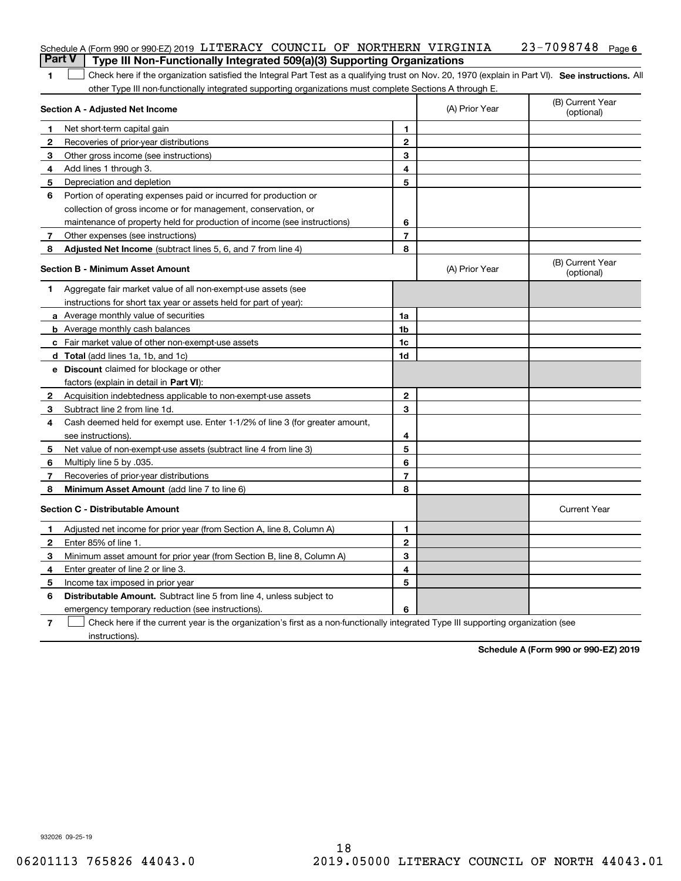Schedule A (Form 990 or 990-EZ) 2019 LITERACY COUNCIL OF NORTHERN VIRGINIA 23-7098748 Page 6

## Part V Type III Non-Functionally Integrated 509(a)(3) Supporting Organizations

**1** ☐ Check here if the organization satisfied the Integral Part Test as a qualifying trust on Nov. 20, 1970 (explain in Part VI). **See instructions.** All other Type III non-functionally integrated supporting organizations must complete Sections A through E.

| **Section A - Adjusted Net Income** | | (A) Prior Year | (B) Current Year (optional) |
|---|---|---|---|
| **1** Net short-term capital gain | **1** | | |
| **2** Recoveries of prior-year distributions | **2** | | |
| **3** Other gross income (see instructions) | **3** | | |
| **4** Add lines 1 through 3. | **4** | | |
| **5** Depreciation and depletion | **5** | | |
| **6** Portion of operating expenses paid or incurred for production or collection of gross income or for management, conservation, or maintenance of property held for production of income (see instructions) | **6** | | |
| **7** Other expenses (see instructions) | **7** | | |
| **8** **Adjusted Net Income** (subtract lines 5, 6, and 7 from line 4) | **8** | | |

| **Section B - Minimum Asset Amount** | | (A) Prior Year | (B) Current Year (optional) |
|---|---|---|---|
| **1** Aggregate fair market value of all non-exempt-use assets (see instructions for short tax year or assets held for part of year): | | | |
| **a** Average monthly value of securities | **1a** | | |
| **b** Average monthly cash balances | **1b** | | |
| **c** Fair market value of other non-exempt-use assets | **1c** | | |
| **d** **Total** (add lines 1a, 1b, and 1c) | **1d** | | |
| **e** **Discount** claimed for blockage or other factors (explain in detail in **Part VI**): | | | |
| **2** Acquisition indebtedness applicable to non-exempt-use assets | **2** | | |
| **3** Subtract line 2 from line 1d. | **3** | | |
| **4** Cash deemed held for exempt use. Enter 1-1/2% of line 3 (for greater amount, see instructions). | **4** | | |
| **5** Net value of non-exempt-use assets (subtract line 4 from line 3) | **5** | | |
| **6** Multiply line 5 by .035. | **6** | | |
| **7** Recoveries of prior-year distributions | **7** | | |
| **8** **Minimum Asset Amount** (add line 7 to line 6) | **8** | | |

| **Section C - Distributable Amount** | | | Current Year |
|---|---|---|---|
| **1** Adjusted net income for prior year (from Section A, line 8, Column A) | **1** | | |
| **2** Enter 85% of line 1. | **2** | | |
| **3** Minimum asset amount for prior year (from Section B, line 8, Column A) | **3** | | |
| **4** Enter greater of line 2 or line 3. | **4** | | |
| **5** Income tax imposed in prior year | **5** | | |
| **6** **Distributable Amount.** Subtract line 5 from line 4, unless subject to emergency temporary reduction (see instructions). | **6** | | |

**7** ☐ Check here if the current year is the organization's first as a non-functionally integrated Type III supporting organization (see instructions).

**Schedule A (Form 990 or 990-EZ) 2019**

932026 09-25-19

06201113 765826 44043.0 2019.05000 LITERACY COUNCIL OF NORTH 44043.01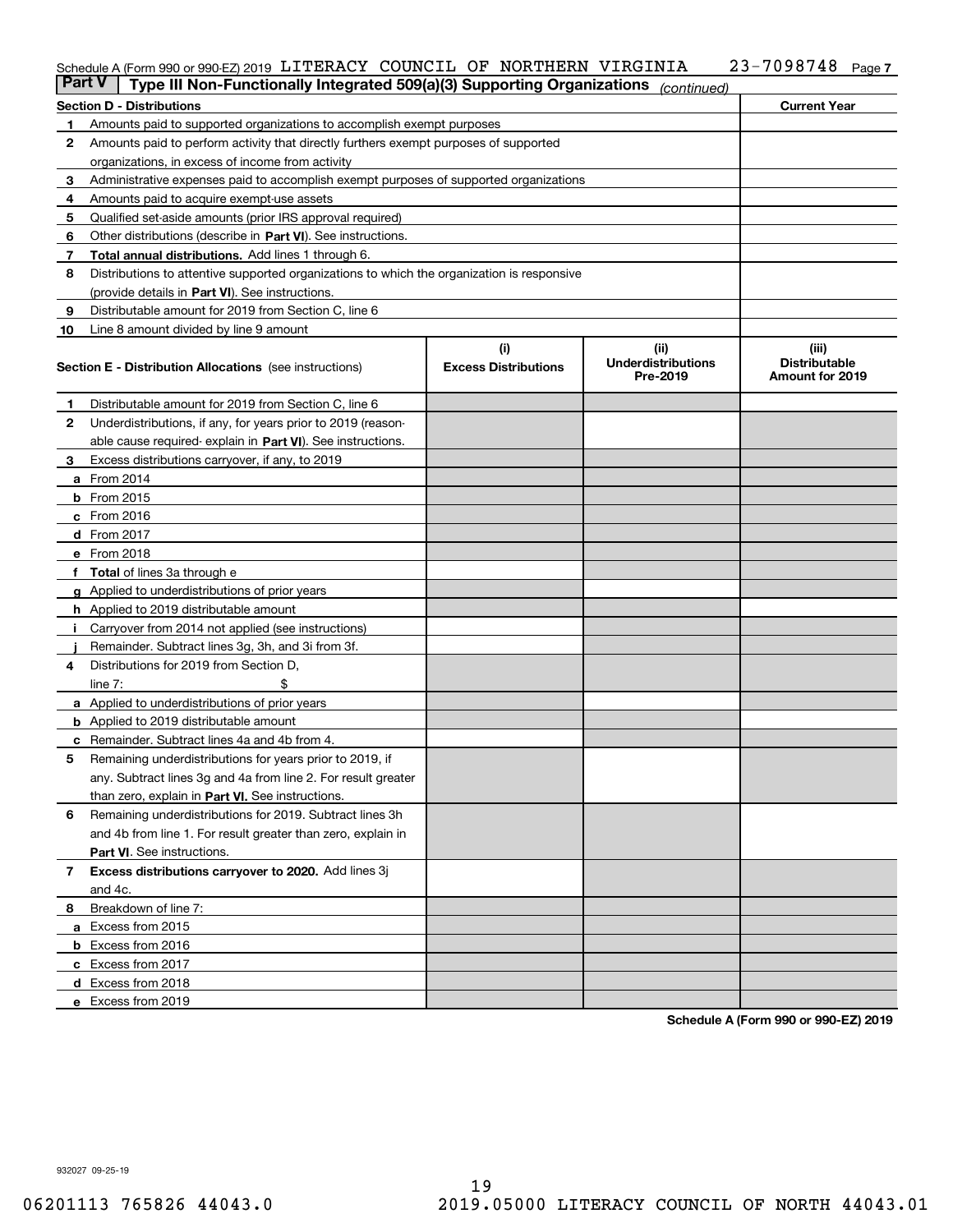Schedule A (Form 990 or 990-EZ) 2019 LITERACY COUNCIL OF NORTHERN VIRGINIA 23-7098748 Page 7

## Part V — Type III Non-Functionally Integrated 509(a)(3) Supporting Organizations *(continued)*

| Section D - Distributions | | Current Year |
|---|---|---|
| 1 | Amounts paid to supported organizations to accomplish exempt purposes | |
| 2 | Amounts paid to perform activity that directly furthers exempt purposes of supported organizations, in excess of income from activity | |
| 3 | Administrative expenses paid to accomplish exempt purposes of supported organizations | |
| 4 | Amounts paid to acquire exempt-use assets | |
| 5 | Qualified set-aside amounts (prior IRS approval required) | |
| 6 | Other distributions (describe in **Part VI**). See instructions. | |
| 7 | **Total annual distributions.** Add lines 1 through 6. | |
| 8 | Distributions to attentive supported organizations to which the organization is responsive (provide details in **Part VI**). See instructions. | |
| 9 | Distributable amount for 2019 from Section C, line 6 | |
| 10 | Line 8 amount divided by line 9 amount | |

| Section E - Distribution Allocations (see instructions) | (i) Excess Distributions | (ii) Underdistributions Pre-2019 | (iii) Distributable Amount for 2019 |
|---|---|---|---|
| **1** Distributable amount for 2019 from Section C, line 6 | | | |
| **2** Underdistributions, if any, for years prior to 2019 (reasonable cause required- explain in **Part VI**). See instructions. | | | |
| **3** Excess distributions carryover, if any, to 2019 | | | |
| **a** From 2014 | | | |
| **b** From 2015 | | | |
| **c** From 2016 | | | |
| **d** From 2017 | | | |
| **e** From 2018 | | | |
| **f Total** of lines 3a through e | | | |
| **g** Applied to underdistributions of prior years | | | |
| **h** Applied to 2019 distributable amount | | | |
| **i** Carryover from 2014 not applied (see instructions) | | | |
| **j** Remainder. Subtract lines 3g, 3h, and 3i from 3f. | | | |
| **4** Distributions for 2019 from Section D, line 7: $ | | | |
| **a** Applied to underdistributions of prior years | | | |
| **b** Applied to 2019 distributable amount | | | |
| **c** Remainder. Subtract lines 4a and 4b from 4. | | | |
| **5** Remaining underdistributions for years prior to 2019, if any. Subtract lines 3g and 4a from line 2. For result greater than zero, explain in **Part VI**. See instructions. | | | |
| **6** Remaining underdistributions for 2019. Subtract lines 3h and 4b from line 1. For result greater than zero, explain in **Part VI**. See instructions. | | | |
| **7 Excess distributions carryover to 2020.** Add lines 3j and 4c. | | | |
| **8** Breakdown of line 7: | | | |
| **a** Excess from 2015 | | | |
| **b** Excess from 2016 | | | |
| **c** Excess from 2017 | | | |
| **d** Excess from 2018 | | | |
| **e** Excess from 2019 | | | |

**Schedule A (Form 990 or 990-EZ) 2019**

932027 09-25-19

06201113 765826 44043.0 2019.05000 LITERACY COUNCIL OF NORTH 44043.01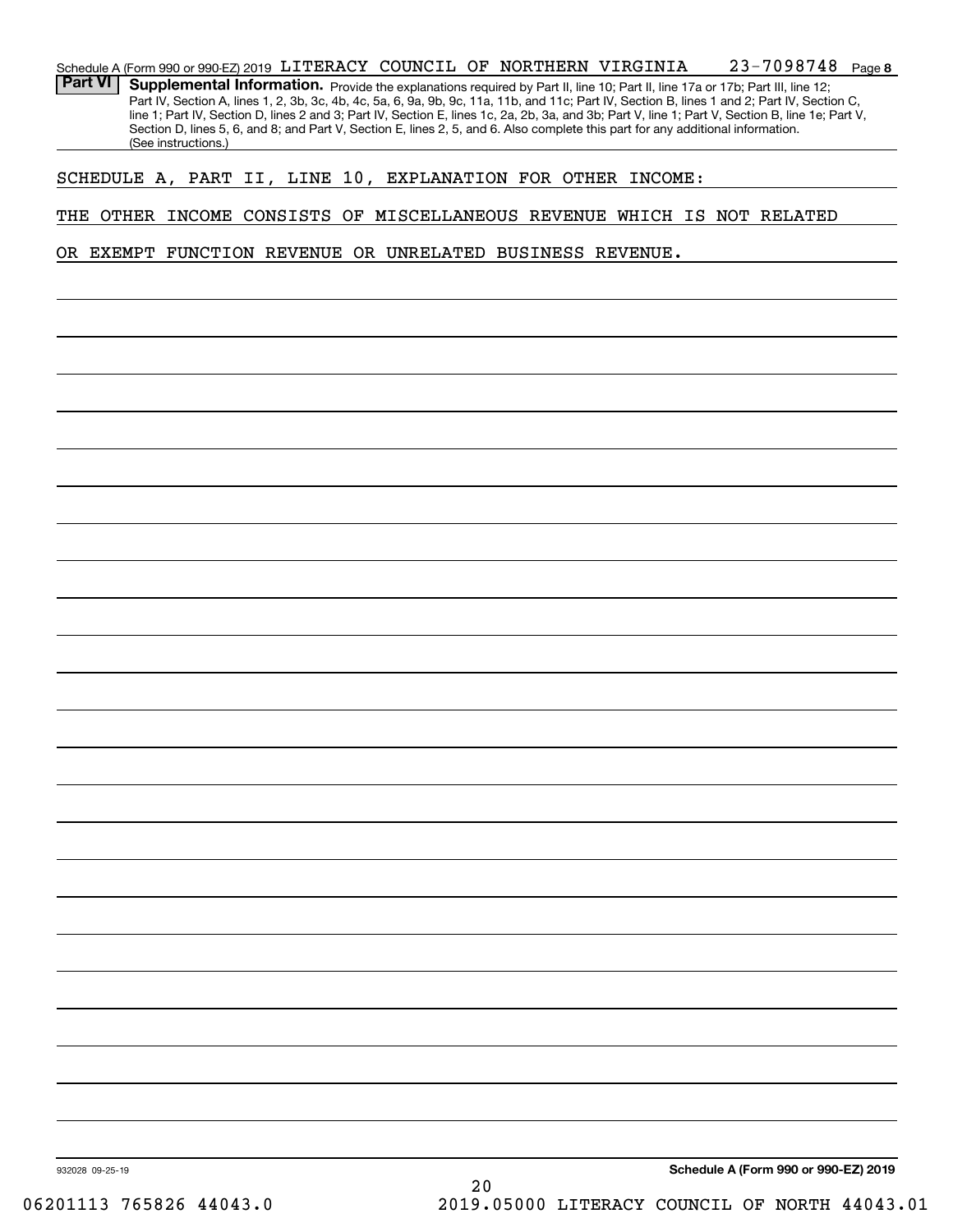Schedule A (Form 990 or 990-EZ) 2019 LITERACY COUNCIL OF NORTHERN VIRGINIA 23-7098748 Page 8

**Part VI** **Supplemental Information.** Provide the explanations required by Part II, line 10; Part II, line 17a or 17b; Part III, line 12; Part IV, Section A, lines 1, 2, 3b, 3c, 4b, 4c, 5a, 6, 9a, 9b, 9c, 11a, 11b, and 11c; Part IV, Section B, lines 1 and 2; Part IV, Section C, line 1; Part IV, Section D, lines 2 and 3; Part IV, Section E, lines 1c, 2a, 2b, 3a, and 3b; Part V, line 1; Part V, Section B, line 1e; Part V, Section D, lines 5, 6, and 8; and Part V, Section E, lines 2, 5, and 6. Also complete this part for any additional information. (See instructions.)

SCHEDULE A, PART II, LINE 10, EXPLANATION FOR OTHER INCOME:

THE OTHER INCOME CONSISTS OF MISCELLANEOUS REVENUE WHICH IS NOT RELATED OR EXEMPT FUNCTION REVENUE OR UNRELATED BUSINESS REVENUE.

932028 09-25-19 **Schedule A (Form 990 or 990-EZ) 2019**

06201113 765826 44043.0 2019.05000 LITERACY COUNCIL OF NORTH 44043.01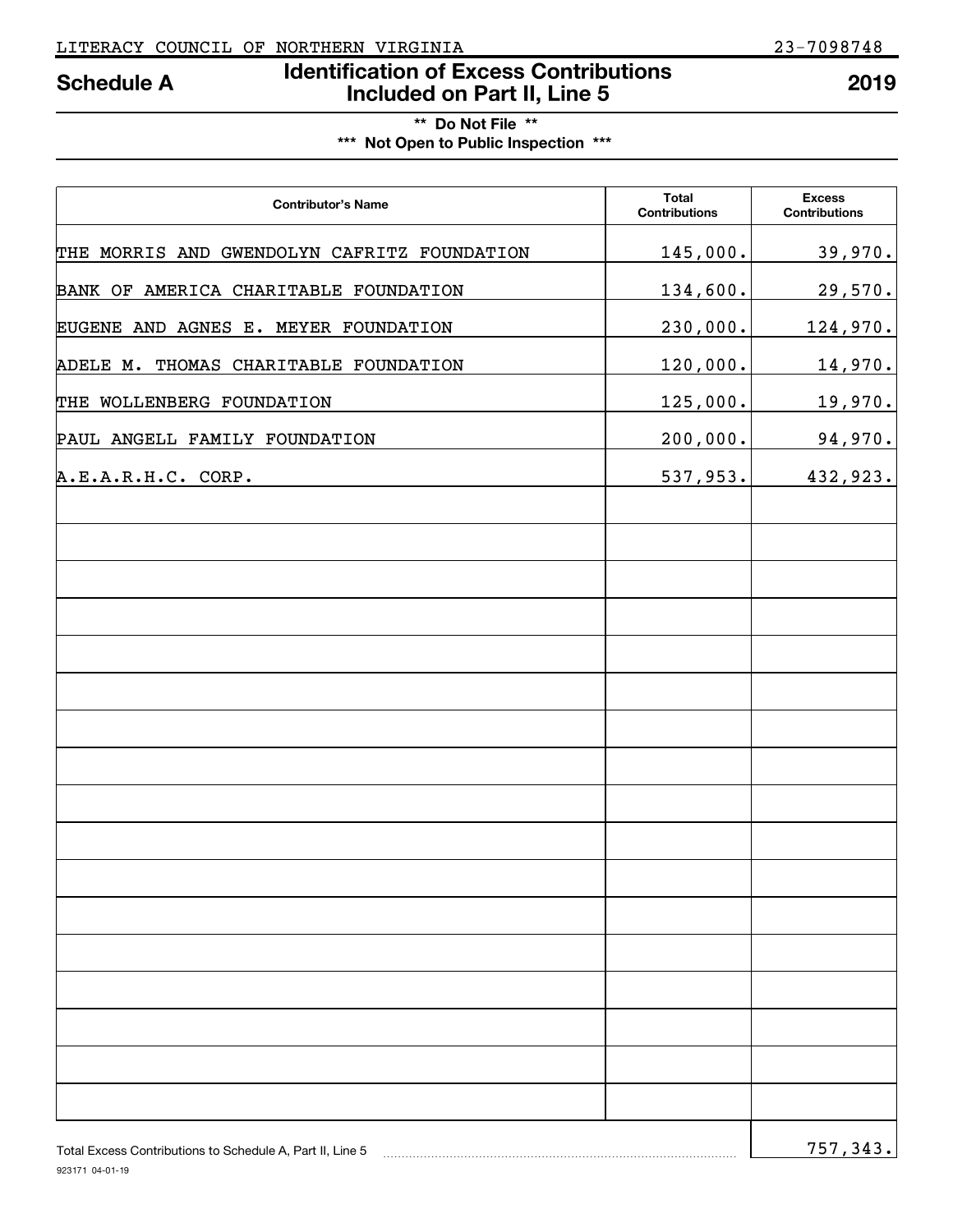LITERACY COUNCIL OF NORTHERN VIRGINIA 23-7098748

# Schedule A — Identification of Excess Contributions Included on Part II, Line 5 — 2019

**\*\* Do Not File \*\***

**\*\*\* Not Open to Public Inspection \*\*\***

| Contributor's Name | Total Contributions | Excess Contributions |
|---|---|---|
| THE MORRIS AND GWENDOLYN CAFRITZ FOUNDATION | 145,000. | 39,970. |
| BANK OF AMERICA CHARITABLE FOUNDATION | 134,600. | 29,570. |
| EUGENE AND AGNES E. MEYER FOUNDATION | 230,000. | 124,970. |
| ADELE M. THOMAS CHARITABLE FOUNDATION | 120,000. | 14,970. |
| THE WOLLENBERG FOUNDATION | 125,000. | 19,970. |
| PAUL ANGELL FAMILY FOUNDATION | 200,000. | 94,970. |
| A.E.A.R.H.C. CORP. | 537,953. | 432,923. |

Total Excess Contributions to Schedule A, Part II, Line 5 ........ 757,343.

923171 04-01-19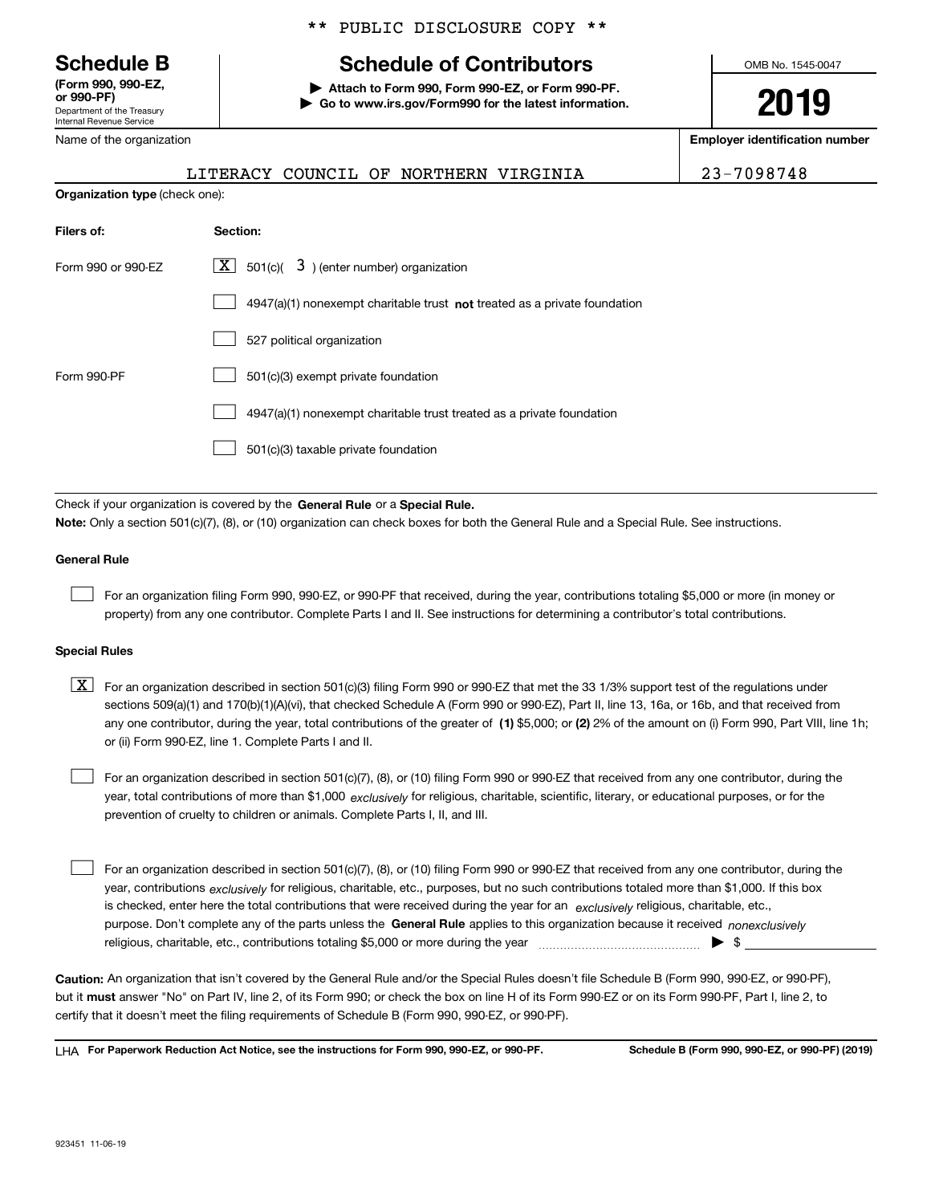** PUBLIC DISCLOSURE COPY **

**Schedule B**
**(Form 990, 990-EZ, or 990-PF)**
Department of the Treasury
Internal Revenue Service

# Schedule of Contributors

▶ **Attach to Form 990, Form 990-EZ, or Form 990-PF.**
▶ **Go to www.irs.gov/Form990 for the latest information.**

OMB No. 1545-0047

**2019**

| Name of the organization | Employer identification number |
|---|---|
| LITERACY COUNCIL OF NORTHERN VIRGINIA | 23-7098748 |

**Organization type** (check one):

| Filers of: | Section: |
|---|---|
| Form 990 or 990-EZ | [X] 501(c)( 3 ) (enter number) organization |
| | [ ] 4947(a)(1) nonexempt charitable trust **not** treated as a private foundation |
| | [ ] 527 political organization |
| Form 990-PF | [ ] 501(c)(3) exempt private foundation |
| | [ ] 4947(a)(1) nonexempt charitable trust treated as a private foundation |
| | [ ] 501(c)(3) taxable private foundation |

Check if your organization is covered by the **General Rule** or a **Special Rule.**

**Note:** Only a section 501(c)(7), (8), or (10) organization can check boxes for both the General Rule and a Special Rule. See instructions.

**General Rule**

[ ] For an organization filing Form 990, 990-EZ, or 990-PF that received, during the year, contributions totaling $5,000 or more (in money or property) from any one contributor. Complete Parts I and II. See instructions for determining a contributor's total contributions.

**Special Rules**

[X] For an organization described in section 501(c)(3) filing Form 990 or 990-EZ that met the 33 1/3% support test of the regulations under sections 509(a)(1) and 170(b)(1)(A)(vi), that checked Schedule A (Form 990 or 990-EZ), Part II, line 13, 16a, or 16b, and that received from any one contributor, during the year, total contributions of the greater of **(1)** $5,000; or **(2)** 2% of the amount on (i) Form 990, Part VIII, line 1h; or (ii) Form 990-EZ, line 1. Complete Parts I and II.

[ ] For an organization described in section 501(c)(7), (8), or (10) filing Form 990 or 990-EZ that received from any one contributor, during the year, total contributions of more than $1,000 *exclusively* for religious, charitable, scientific, literary, or educational purposes, or for the prevention of cruelty to children or animals. Complete Parts I, II, and III.

[ ] For an organization described in section 501(c)(7), (8), or (10) filing Form 990 or 990-EZ that received from any one contributor, during the year, contributions *exclusively* for religious, charitable, etc., purposes, but no such contributions totaled more than $1,000. If this box is checked, enter here the total contributions that were received during the year for an *exclusively* religious, charitable, etc., purpose. Don't complete any of the parts unless the **General Rule** applies to this organization because it received *nonexclusively* religious, charitable, etc., contributions totaling $5,000 or more during the year ▶ $ ________

**Caution:** An organization that isn't covered by the General Rule and/or the Special Rules doesn't file Schedule B (Form 990, 990-EZ, or 990-PF), but it **must** answer "No" on Part IV, line 2, of its Form 990; or check the box on line H of its Form 990-EZ or on its Form 990-PF, Part I, line 2, to certify that it doesn't meet the filing requirements of Schedule B (Form 990, 990-EZ, or 990-PF).

LHA **For Paperwork Reduction Act Notice, see the instructions for Form 990, 990-EZ, or 990-PF.** **Schedule B (Form 990, 990-EZ, or 990-PF) (2019)**

923451 11-06-19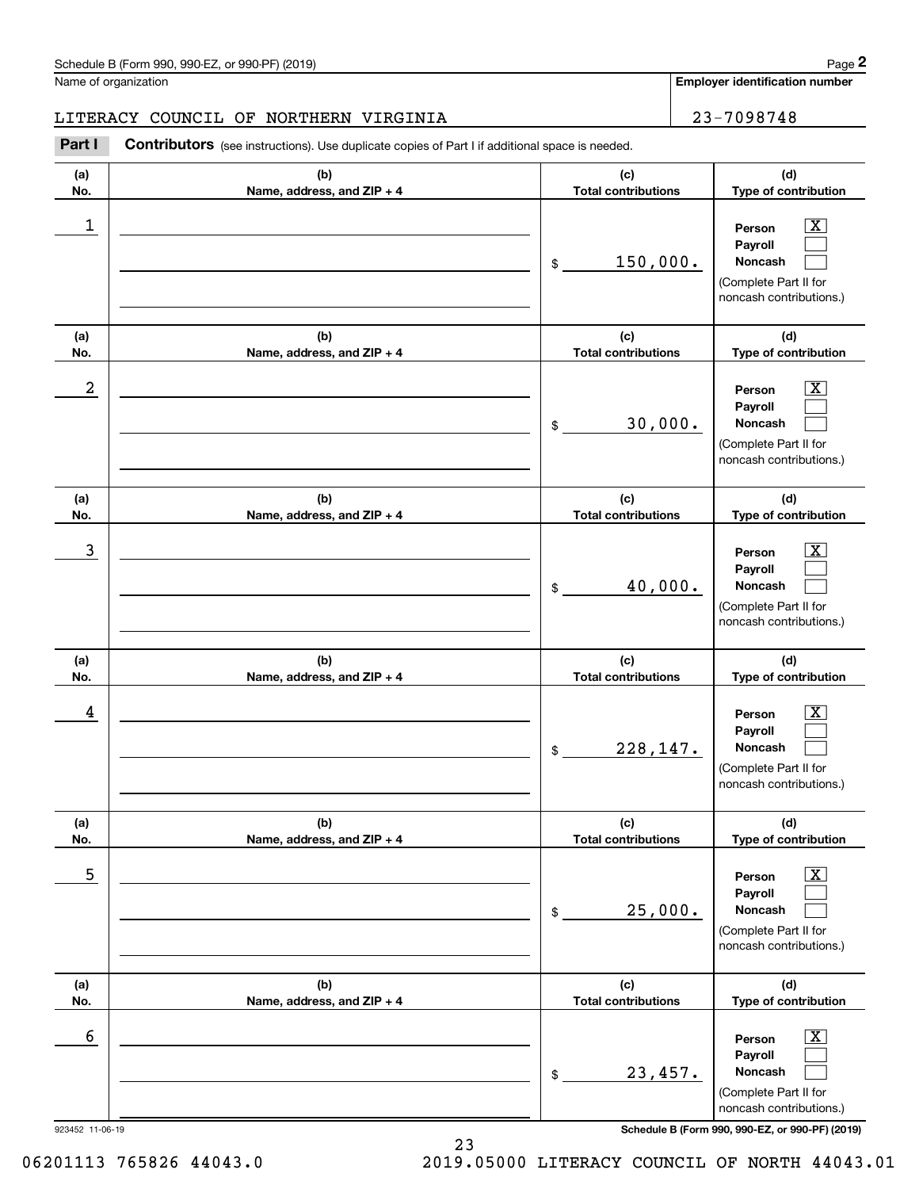Schedule B (Form 990, 990-EZ, or 990-PF) (2019) Page **2**

Name of organization | **Employer identification number**

LITERACY COUNCIL OF NORTHERN VIRGINIA | 23-7098748

**Part I** **Contributors** (see instructions). Use duplicate copies of Part I if additional space is needed.

| (a) No. | (b) Name, address, and ZIP + 4 | (c) Total contributions | (d) Type of contribution |
|---|---|---|---|
| 1 | | $ 150,000. | Person [X] Payroll [ ] Noncash [ ] (Complete Part II for noncash contributions.) |
| 2 | | $ 30,000. | Person [X] Payroll [ ] Noncash [ ] (Complete Part II for noncash contributions.) |
| 3 | | $ 40,000. | Person [X] Payroll [ ] Noncash [ ] (Complete Part II for noncash contributions.) |
| 4 | | $ 228,147. | Person [X] Payroll [ ] Noncash [ ] (Complete Part II for noncash contributions.) |
| 5 | | $ 25,000. | Person [X] Payroll [ ] Noncash [ ] (Complete Part II for noncash contributions.) |
| 6 | | $ 23,457. | Person [X] Payroll [ ] Noncash [ ] (Complete Part II for noncash contributions.) |

923452 11-06-19 **Schedule B (Form 990, 990-EZ, or 990-PF) (2019)**

06201113 765826 44043.0 2019.05000 LITERACY COUNCIL OF NORTH 44043.01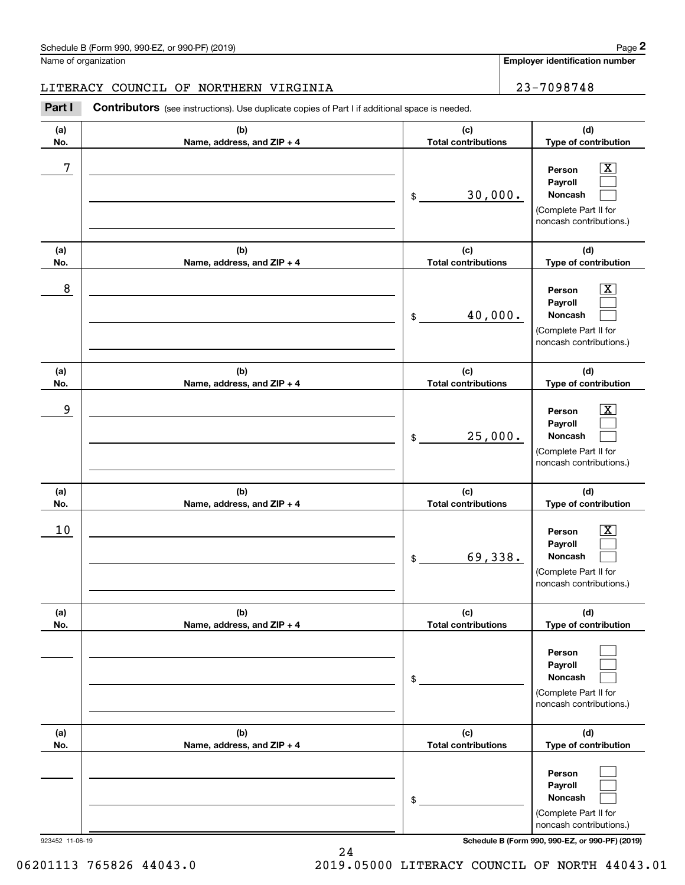Schedule B (Form 990, 990-EZ, or 990-PF) (2019)

Name of organization: LITERACY COUNCIL OF NORTHERN VIRGINIA

Employer identification number: 23-7098748

**Part I** **Contributors** (see instructions). Use duplicate copies of Part I if additional space is needed.

| (a) No. | (b) Name, address, and ZIP + 4 | (c) Total contributions | (d) Type of contribution |
|---|---|---|---|
| 7 | | $ 30,000. | Person [X] Payroll [ ] Noncash [ ] (Complete Part II for noncash contributions.) |
| 8 | | $ 40,000. | Person [X] Payroll [ ] Noncash [ ] (Complete Part II for noncash contributions.) |
| 9 | | $ 25,000. | Person [X] Payroll [ ] Noncash [ ] (Complete Part II for noncash contributions.) |
| 10 | | $ 69,338. | Person [X] Payroll [ ] Noncash [ ] (Complete Part II for noncash contributions.) |
| | | $ | Person [ ] Payroll [ ] Noncash [ ] (Complete Part II for noncash contributions.) |
| | | $ | Person [ ] Payroll [ ] Noncash [ ] (Complete Part II for noncash contributions.) |

923452 11-06-19

Schedule B (Form 990, 990-EZ, or 990-PF) (2019)

06201113 765826 44043.0 2019.05000 LITERACY COUNCIL OF NORTH 44043.01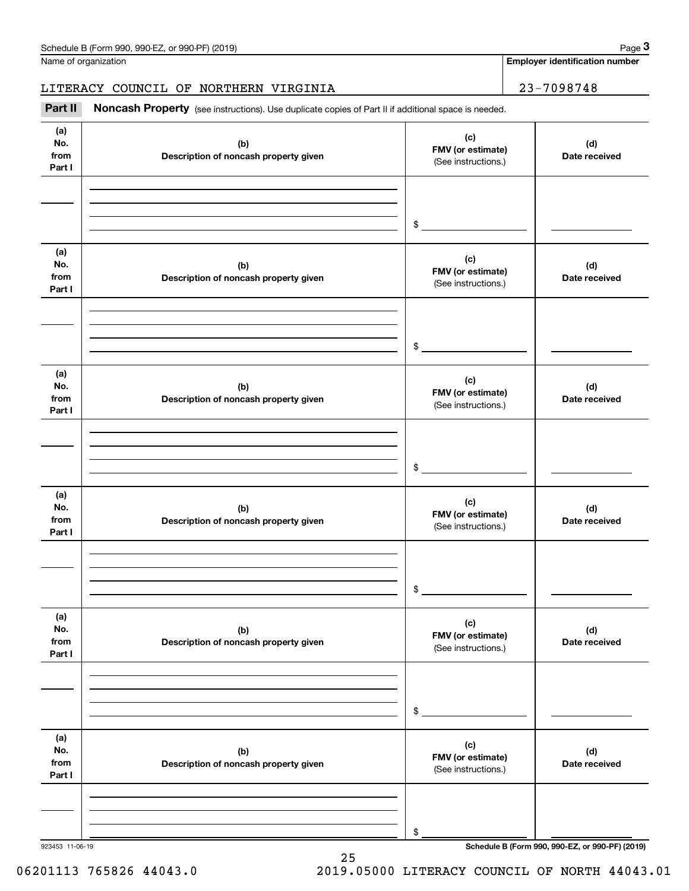Schedule B (Form 990, 990-EZ, or 990-PF) (2019)

Name of organization: LITERACY COUNCIL OF NORTHERN VIRGINIA

Employer identification number: 23-7098748

## Part II Noncash Property

(see instructions). Use duplicate copies of Part II if additional space is needed.

| (a) No. from Part I | (b) Description of noncash property given | (c) FMV (or estimate) (See instructions.) | (d) Date received |
|---|---|---|---|
| | | $ | |

| (a) No. from Part I | (b) Description of noncash property given | (c) FMV (or estimate) (See instructions.) | (d) Date received |
|---|---|---|---|
| | | $ | |

| (a) No. from Part I | (b) Description of noncash property given | (c) FMV (or estimate) (See instructions.) | (d) Date received |
|---|---|---|---|
| | | $ | |

| (a) No. from Part I | (b) Description of noncash property given | (c) FMV (or estimate) (See instructions.) | (d) Date received |
|---|---|---|---|
| | | $ | |

| (a) No. from Part I | (b) Description of noncash property given | (c) FMV (or estimate) (See instructions.) | (d) Date received |
|---|---|---|---|
| | | $ | |

| (a) No. from Part I | (b) Description of noncash property given | (c) FMV (or estimate) (See instructions.) | (d) Date received |
|---|---|---|---|
| | | $ | |

923453 11-06-19

Schedule B (Form 990, 990-EZ, or 990-PF) (2019)

06201113 765826 44043.0 2019.05000 LITERACY COUNCIL OF NORTH 44043.01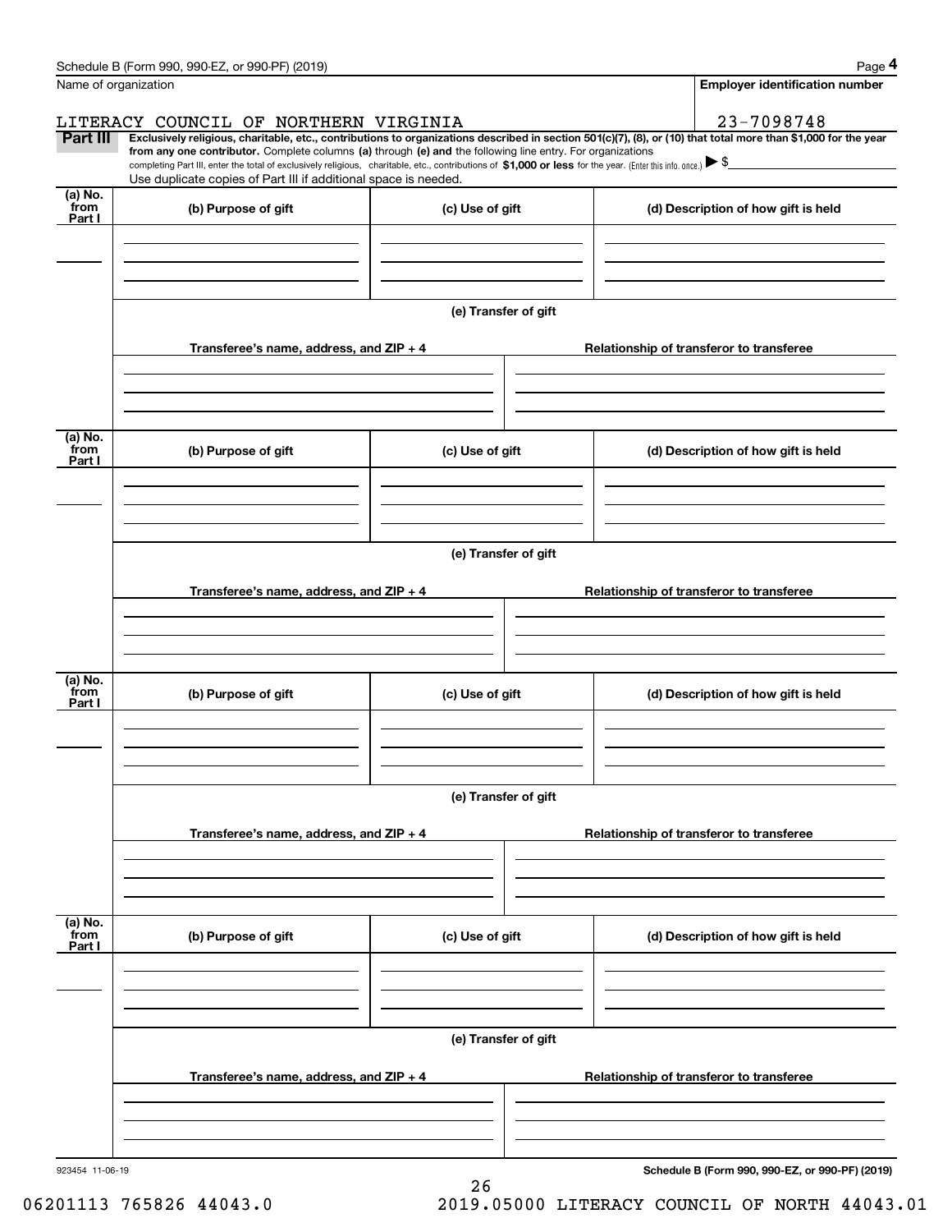Name of organization

LITERACY COUNCIL OF NORTHERN VIRGINIA

**Employer identification number**

23-7098748

**Part III** **Exclusively religious, charitable, etc., contributions to organizations described in section 501(c)(7), (8), or (10) that total more than $1,000 for the year from any one contributor.** Complete columns **(a)** through **(e) and** the following line entry. For organizations completing Part III, enter the total of exclusively religious, charitable, etc., contributions of **$1,000 or less** for the year. (Enter this info. once.) ▶ $

Use duplicate copies of Part III if additional space is needed.

| (a) No. from Part I | (b) Purpose of gift | (c) Use of gift | (d) Description of how gift is held |
|---|---|---|---|
| | | | |

**(e) Transfer of gift**

| Transferee's name, address, and ZIP + 4 | Relationship of transferor to transferee |
|---|---|
| | |

| (a) No. from Part I | (b) Purpose of gift | (c) Use of gift | (d) Description of how gift is held |
|---|---|---|---|
| | | | |

**(e) Transfer of gift**

| Transferee's name, address, and ZIP + 4 | Relationship of transferor to transferee |
|---|---|
| | |

| (a) No. from Part I | (b) Purpose of gift | (c) Use of gift | (d) Description of how gift is held |
|---|---|---|---|
| | | | |

**(e) Transfer of gift**

| Transferee's name, address, and ZIP + 4 | Relationship of transferor to transferee |
|---|---|
| | |

| (a) No. from Part I | (b) Purpose of gift | (c) Use of gift | (d) Description of how gift is held |
|---|---|---|---|
| | | | |

**(e) Transfer of gift**

| Transferee's name, address, and ZIP + 4 | Relationship of transferor to transferee |
|---|---|
| | |

923454 11-06-19

**Schedule B (Form 990, 990-EZ, or 990-PF) (2019)**

06201113 765826 44043.0 2019.05000 LITERACY COUNCIL OF NORTH 44043.01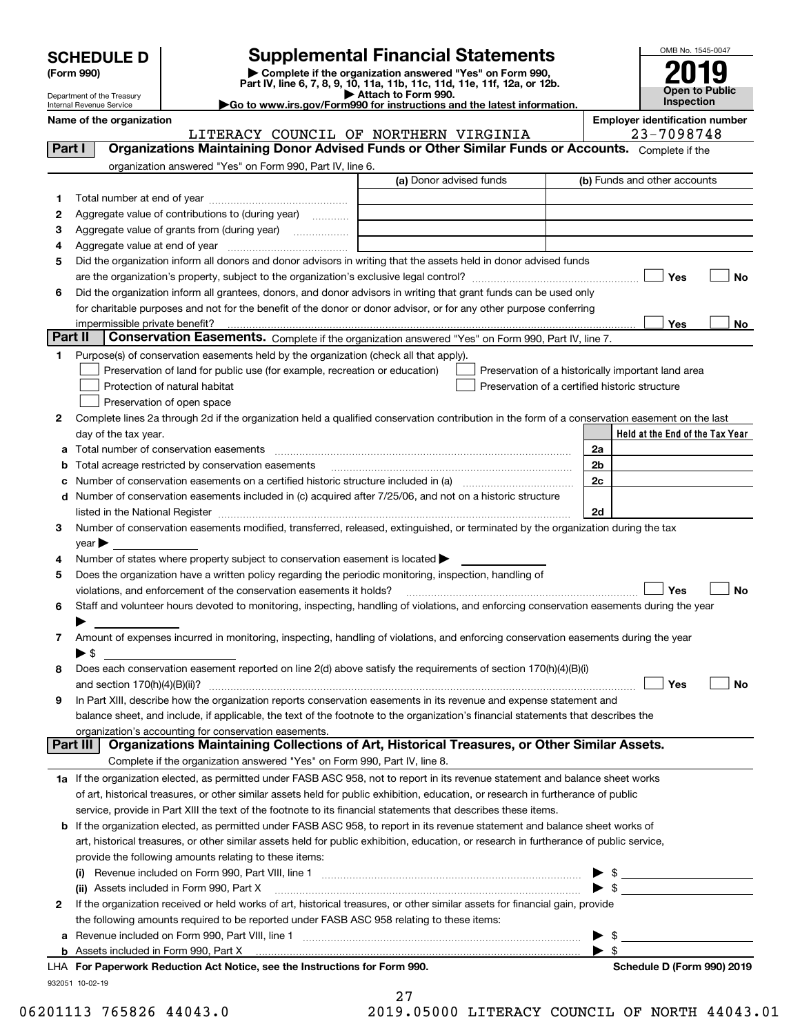**SCHEDULE D**
**(Form 990)**

Department of the Treasury
Internal Revenue Service

# Supplemental Financial Statements

▶ Complete if the organization answered "Yes" on Form 990, Part IV, line 6, 7, 8, 9, 10, 11a, 11b, 11c, 11d, 11e, 11f, 12a, or 12b.
▶ Attach to Form 990.
▶Go to www.irs.gov/Form990 for instructions and the latest information.

OMB No. 1545-0047
**2019**
**Open to Public Inspection**

**Name of the organization:** LITERACY COUNCIL OF NORTHERN VIRGINIA
**Employer identification number:** 23-7098748

## Part I — Organizations Maintaining Donor Advised Funds or Other Similar Funds or Accounts.
Complete if the organization answered "Yes" on Form 990, Part IV, line 6.

| | | (a) Donor advised funds | (b) Funds and other accounts |
|---|---|---|---|
| 1 | Total number at end of year | | |
| 2 | Aggregate value of contributions to (during year) | | |
| 3 | Aggregate value of grants from (during year) | | |
| 4 | Aggregate value at end of year | | |

5 Did the organization inform all donors and donor advisors in writing that the assets held in donor advised funds are the organization's property, subject to the organization's exclusive legal control? ☐ Yes ☐ No

6 Did the organization inform all grantees, donors, and donor advisors in writing that grant funds can be used only for charitable purposes and not for the benefit of the donor or donor advisor, or for any other purpose conferring impermissible private benefit? ☐ Yes ☐ No

## Part II — Conservation Easements.
Complete if the organization answered "Yes" on Form 990, Part IV, line 7.

1 Purpose(s) of conservation easements held by the organization (check all that apply).
- ☐ Preservation of land for public use (for example, recreation or education)
- ☐ Protection of natural habitat
- ☐ Preservation of open space
- ☐ Preservation of a historically important land area
- ☐ Preservation of a certified historic structure

2 Complete lines 2a through 2d if the organization held a qualified conservation contribution in the form of a conservation easement on the last day of the tax year.

| | | | Held at the End of the Tax Year |
|---|---|---|---|
| a | Total number of conservation easements | 2a | |
| b | Total acreage restricted by conservation easements | 2b | |
| c | Number of conservation easements on a certified historic structure included in (a) | 2c | |
| d | Number of conservation easements included in (c) acquired after 7/25/06, and not on a historic structure listed in the National Register | 2d | |

3 Number of conservation easements modified, transferred, released, extinguished, or terminated by the organization during the tax year ▶

4 Number of states where property subject to conservation easement is located ▶

5 Does the organization have a written policy regarding the periodic monitoring, inspection, handling of violations, and enforcement of the conservation easements it holds? ☐ Yes ☐ No

6 Staff and volunteer hours devoted to monitoring, inspecting, handling of violations, and enforcing conservation easements during the year ▶

7 Amount of expenses incurred in monitoring, inspecting, handling of violations, and enforcing conservation easements during the year ▶ $

8 Does each conservation easement reported on line 2(d) above satisfy the requirements of section 170(h)(4)(B)(i) and section 170(h)(4)(B)(ii)? ☐ Yes ☐ No

9 In Part XIII, describe how the organization reports conservation easements in its revenue and expense statement and balance sheet, and include, if applicable, the text of the footnote to the organization's financial statements that describes the organization's accounting for conservation easements.

## Part III — Organizations Maintaining Collections of Art, Historical Treasures, or Other Similar Assets.
Complete if the organization answered "Yes" on Form 990, Part IV, line 8.

1a If the organization elected, as permitted under FASB ASC 958, not to report in its revenue statement and balance sheet works of art, historical treasures, or other similar assets held for public exhibition, education, or research in furtherance of public service, provide in Part XIII the text of the footnote to its financial statements that describes these items.

b If the organization elected, as permitted under FASB ASC 958, to report in its revenue statement and balance sheet works of art, historical treasures, or other similar assets held for public exhibition, education, or research in furtherance of public service, provide the following amounts relating to these items:

(i) Revenue included on Form 990, Part VIII, line 1 ▶ $

(ii) Assets included in Form 990, Part X ▶ $

2 If the organization received or held works of art, historical treasures, or other similar assets for financial gain, provide the following amounts required to be reported under FASB ASC 958 relating to these items:

a Revenue included on Form 990, Part VIII, line 1 ▶ $

b Assets included in Form 990, Part X ▶ $

LHA **For Paperwork Reduction Act Notice, see the Instructions for Form 990.** **Schedule D (Form 990) 2019**

932051 10-02-19

06201113 765826 44043.0 2019.05000 LITERACY COUNCIL OF NORTH 44043.01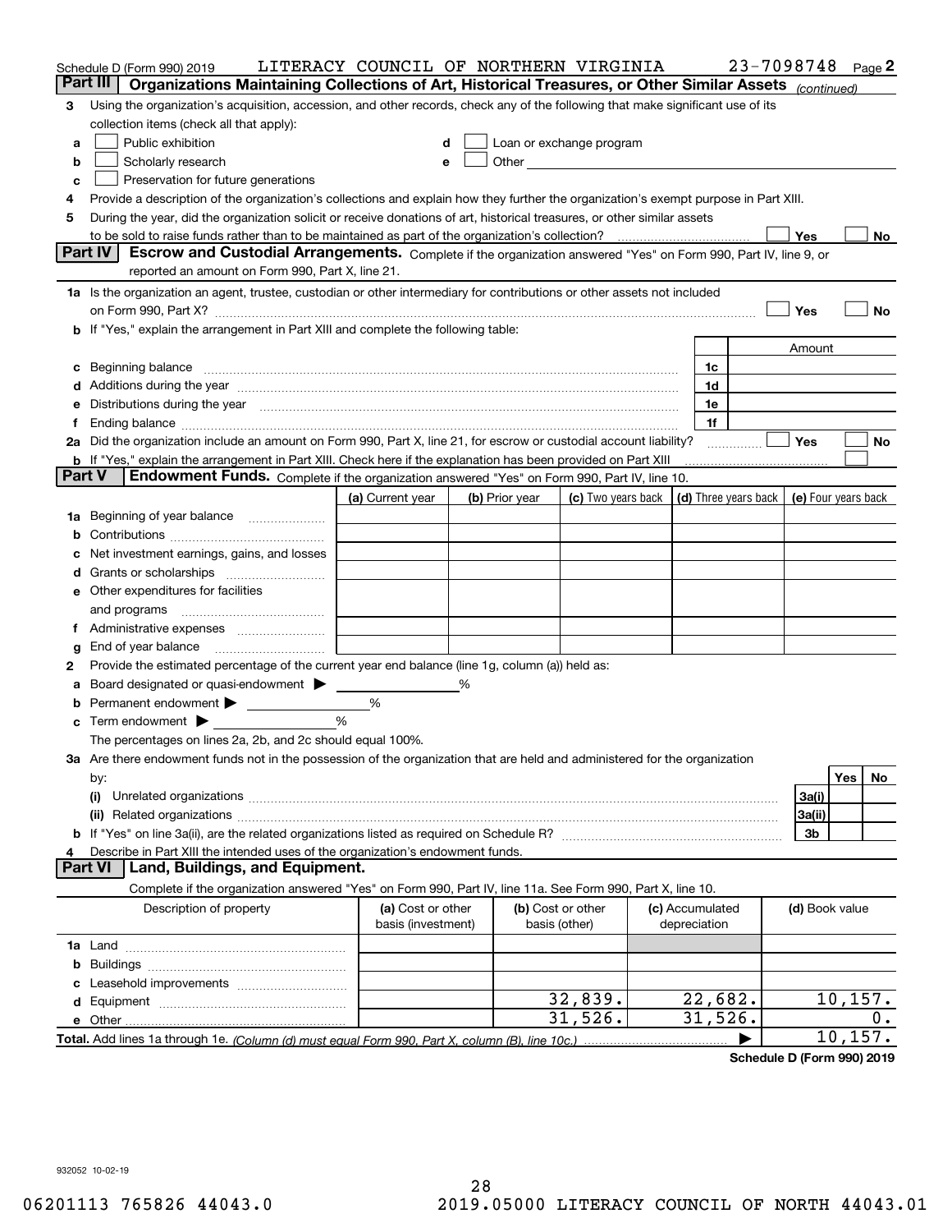Schedule D (Form 990) 2019 LITERACY COUNCIL OF NORTHERN VIRGINIA 23-7098748 Page 2

## Part III Organizations Maintaining Collections of Art, Historical Treasures, or Other Similar Assets *(continued)*

3 Using the organization's acquisition, accession, and other records, check any of the following that make significant use of its collection items (check all that apply):

a ☐ Public exhibition
b ☐ Scholarly research
c ☐ Preservation for future generations
d ☐ Loan or exchange program
e ☐ Other

4 Provide a description of the organization's collections and explain how they further the organization's exempt purpose in Part XIII.

5 During the year, did the organization solicit or receive donations of art, historical treasures, or other similar assets to be sold to raise funds rather than to be maintained as part of the organization's collection? ☐ Yes ☐ No

## Part IV Escrow and Custodial Arrangements.

Complete if the organization answered "Yes" on Form 990, Part IV, line 9, or reported an amount on Form 990, Part X, line 21.

1a Is the organization an agent, trustee, custodian or other intermediary for contributions or other assets not included on Form 990, Part X? ☐ Yes ☐ No

b If "Yes," explain the arrangement in Part XIII and complete the following table:

| | | Amount |
|---|---|---|
| c Beginning balance | 1c | |
| d Additions during the year | 1d | |
| e Distributions during the year | 1e | |
| f Ending balance | 1f | |

2a Did the organization include an amount on Form 990, Part X, line 21, for escrow or custodial account liability? ☐ Yes ☐ No

b If "Yes," explain the arrangement in Part XIII. Check here if the explanation has been provided on Part XIII ☐

## Part V Endowment Funds.

Complete if the organization answered "Yes" on Form 990, Part IV, line 10.

| | (a) Current year | (b) Prior year | (c) Two years back | (d) Three years back | (e) Four years back |
|---|---|---|---|---|---|
| 1a Beginning of year balance | | | | | |
| b Contributions | | | | | |
| c Net investment earnings, gains, and losses | | | | | |
| d Grants or scholarships | | | | | |
| e Other expenditures for facilities and programs | | | | | |
| f Administrative expenses | | | | | |
| g End of year balance | | | | | |

2 Provide the estimated percentage of the current year end balance (line 1g, column (a)) held as:

a Board designated or quasi-endowment ▶ %
b Permanent endowment ▶ %
c Term endowment ▶ %

The percentages on lines 2a, 2b, and 2c should equal 100%.

3a Are there endowment funds not in the possession of the organization that are held and administered for the organization by:

| | | Yes | No |
|---|---|---|---|
| (i) Unrelated organizations | 3a(i) | | |
| (ii) Related organizations | 3a(ii) | | |
| b If "Yes" on line 3a(ii), are the related organizations listed as required on Schedule R? | 3b | | |

4 Describe in Part XIII the intended uses of the organization's endowment funds.

## Part VI Land, Buildings, and Equipment.

Complete if the organization answered "Yes" on Form 990, Part IV, line 11a. See Form 990, Part X, line 10.

| Description of property | (a) Cost or other basis (investment) | (b) Cost or other basis (other) | (c) Accumulated depreciation | (d) Book value |
|---|---|---|---|---|
| 1a Land | | | | |
| b Buildings | | | | |
| c Leasehold improvements | | | | |
| d Equipment | | 32,839. | 22,682. | 10,157. |
| e Other | | 31,526. | 31,526. | 0. |
| **Total.** Add lines 1a through 1e. *(Column (d) must equal Form 990, Part X, column (B), line 10c.)* | | | ▶ | 10,157. |

**Schedule D (Form 990) 2019**

932052 10-02-19

06201113 765826 44043.0 2019.05000 LITERACY COUNCIL OF NORTH 44043.01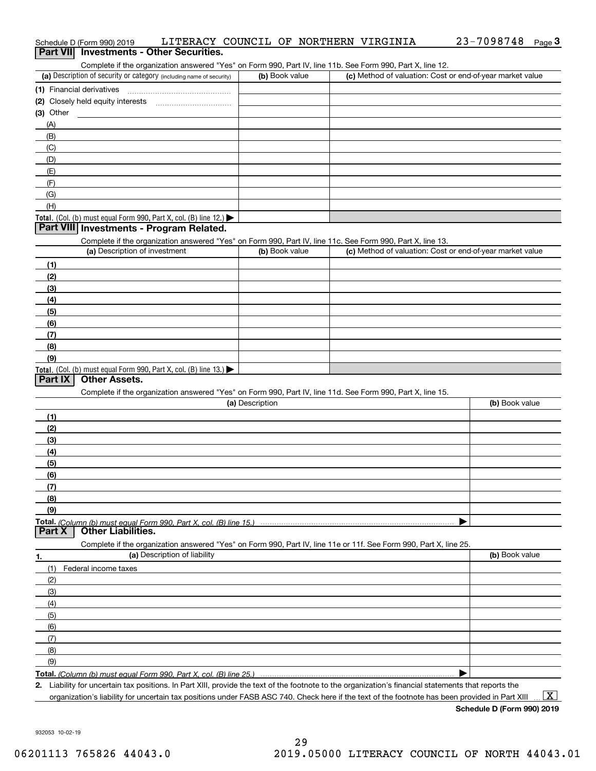Schedule D (Form 990) 2019 LITERACY COUNCIL OF NORTHERN VIRGINIA 23-7098748 Page 3

## Part VII Investments - Other Securities.

Complete if the organization answered "Yes" on Form 990, Part IV, line 11b. See Form 990, Part X, line 12.

| (a) Description of security or category (including name of security) | (b) Book value | (c) Method of valuation: Cost or end-of-year market value |
|---|---|---|
| (1) Financial derivatives | | |
| (2) Closely held equity interests | | |
| (3) Other | | |
| (A) | | |
| (B) | | |
| (C) | | |
| (D) | | |
| (E) | | |
| (F) | | |
| (G) | | |
| (H) | | |
| **Total.** (Col. (b) must equal Form 990, Part X, col. (B) line 12.) | | |

## Part VIII Investments - Program Related.

Complete if the organization answered "Yes" on Form 990, Part IV, line 11c. See Form 990, Part X, line 13.

| (a) Description of investment | (b) Book value | (c) Method of valuation: Cost or end-of-year market value |
|---|---|---|
| (1) | | |
| (2) | | |
| (3) | | |
| (4) | | |
| (5) | | |
| (6) | | |
| (7) | | |
| (8) | | |
| (9) | | |
| **Total.** (Col. (b) must equal Form 990, Part X, col. (B) line 13.) | | |

## Part IX Other Assets.

Complete if the organization answered "Yes" on Form 990, Part IV, line 11d. See Form 990, Part X, line 15.

| (a) Description | (b) Book value |
|---|---|
| (1) | |
| (2) | |
| (3) | |
| (4) | |
| (5) | |
| (6) | |
| (7) | |
| (8) | |
| (9) | |
| **Total.** *(Column (b) must equal Form 990, Part X, col. (B) line 15.)* | |

## Part X Other Liabilities.

Complete if the organization answered "Yes" on Form 990, Part IV, line 11e or 11f. See Form 990, Part X, line 25.

| 1. (a) Description of liability | (b) Book value |
|---|---|
| (1) Federal income taxes | |
| (2) | |
| (3) | |
| (4) | |
| (5) | |
| (6) | |
| (7) | |
| (8) | |
| (9) | |
| **Total.** *(Column (b) must equal Form 990, Part X, col. (B) line 25.)* | |

**2.** Liability for uncertain tax positions. In Part XIII, provide the text of the footnote to the organization's financial statements that reports the organization's liability for uncertain tax positions under FASB ASC 740. Check here if the text of the footnote has been provided in Part XIII ... [X]

**Schedule D (Form 990) 2019**

932053 10-02-19

06201113 765826 44043.0 2019.05000 LITERACY COUNCIL OF NORTH 44043.01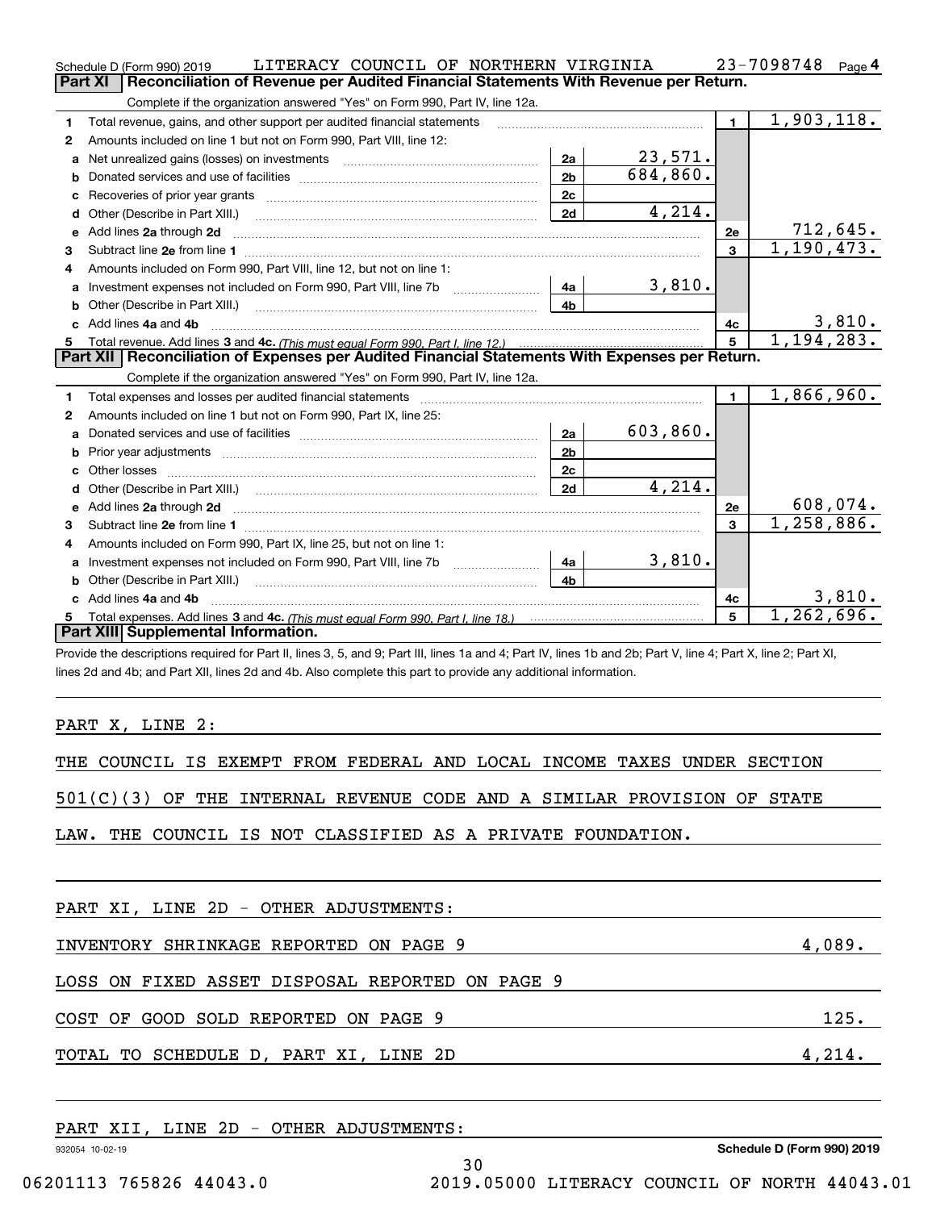Schedule D (Form 990) 2019 LITERACY COUNCIL OF NORTHERN VIRGINIA 23-7098748 Page 4

## Part XI Reconciliation of Revenue per Audited Financial Statements With Revenue per Return.

Complete if the organization answered "Yes" on Form 990, Part IV, line 12a.

| | | | | | |
|---|---|---|---|---|---|
| 1 | Total revenue, gains, and other support per audited financial statements | | | 1 | 1,903,118. |
| 2 | Amounts included on line 1 but not on Form 990, Part VIII, line 12: | | | | |
| a | Net unrealized gains (losses) on investments | 2a | 23,571. | | |
| b | Donated services and use of facilities | 2b | 684,860. | | |
| c | Recoveries of prior year grants | 2c | | | |
| d | Other (Describe in Part XIII.) | 2d | 4,214. | | |
| e | Add lines 2a through 2d | | | 2e | 712,645. |
| 3 | Subtract line 2e from line 1 | | | 3 | 1,190,473. |
| 4 | Amounts included on Form 990, Part VIII, line 12, but not on line 1: | | | | |
| a | Investment expenses not included on Form 990, Part VIII, line 7b | 4a | 3,810. | | |
| b | Other (Describe in Part XIII.) | 4b | | | |
| c | Add lines 4a and 4b | | | 4c | 3,810. |
| 5 | Total revenue. Add lines 3 and 4c. *(This must equal Form 990, Part I, line 12.)* | | | 5 | 1,194,283. |

## Part XII Reconciliation of Expenses per Audited Financial Statements With Expenses per Return.

Complete if the organization answered "Yes" on Form 990, Part IV, line 12a.

| | | | | | |
|---|---|---|---|---|---|
| 1 | Total expenses and losses per audited financial statements | | | 1 | 1,866,960. |
| 2 | Amounts included on line 1 but not on Form 990, Part IX, line 25: | | | | |
| a | Donated services and use of facilities | 2a | 603,860. | | |
| b | Prior year adjustments | 2b | | | |
| c | Other losses | 2c | | | |
| d | Other (Describe in Part XIII.) | 2d | 4,214. | | |
| e | Add lines 2a through 2d | | | 2e | 608,074. |
| 3 | Subtract line 2e from line 1 | | | 3 | 1,258,886. |
| 4 | Amounts included on Form 990, Part IX, line 25, but not on line 1: | | | | |
| a | Investment expenses not included on Form 990, Part VIII, line 7b | 4a | 3,810. | | |
| b | Other (Describe in Part XIII.) | 4b | | | |
| c | Add lines 4a and 4b | | | 4c | 3,810. |
| 5 | Total expenses. Add lines 3 and 4c. *(This must equal Form 990, Part I, line 18.)* | | | 5 | 1,262,696. |

## Part XIII Supplemental Information.

Provide the descriptions required for Part II, lines 3, 5, and 9; Part III, lines 1a and 4; Part IV, lines 1b and 2b; Part V, line 4; Part X, line 2; Part XI, lines 2d and 4b; and Part XII, lines 2d and 4b. Also complete this part to provide any additional information.

PART X, LINE 2:

THE COUNCIL IS EXEMPT FROM FEDERAL AND LOCAL INCOME TAXES UNDER SECTION 501(C)(3) OF THE INTERNAL REVENUE CODE AND A SIMILAR PROVISION OF STATE LAW. THE COUNCIL IS NOT CLASSIFIED AS A PRIVATE FOUNDATION.

PART XI, LINE 2D - OTHER ADJUSTMENTS:

| | |
|---|---|
| INVENTORY SHRINKAGE REPORTED ON PAGE 9 | 4,089. |
| LOSS ON FIXED ASSET DISPOSAL REPORTED ON PAGE 9 | |
| COST OF GOOD SOLD REPORTED ON PAGE 9 | 125. |
| TOTAL TO SCHEDULE D, PART XI, LINE 2D | 4,214. |

PART XII, LINE 2D - OTHER ADJUSTMENTS:

932054 10-02-19 Schedule D (Form 990) 2019

06201113 765826 44043.0 2019.05000 LITERACY COUNCIL OF NORTH 44043.01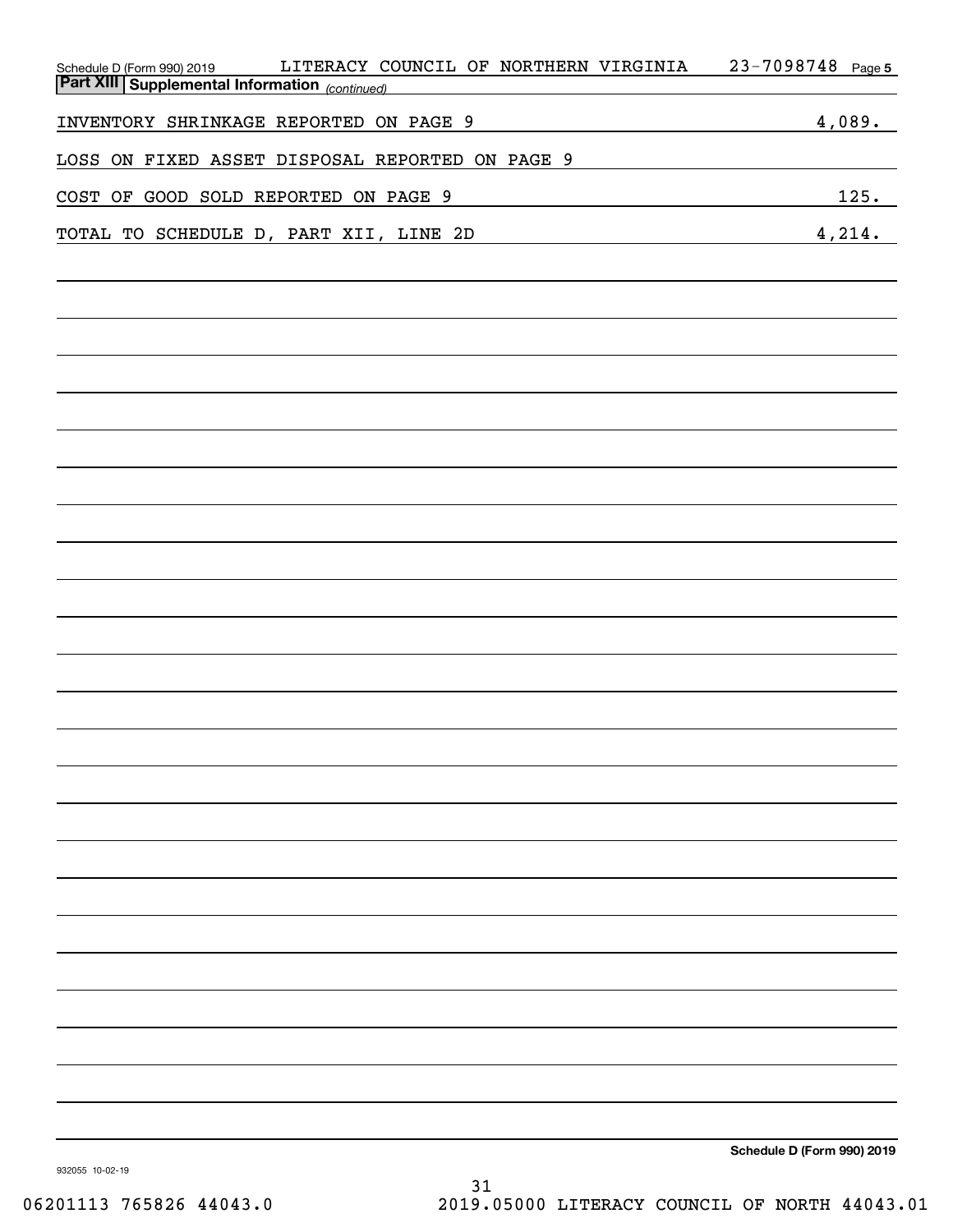Schedule D (Form 990) 2019 LITERACY COUNCIL OF NORTHERN VIRGINIA 23-7098748 Page 5

## Part XIII Supplemental Information *(continued)*

| | |
|---|---|
| INVENTORY SHRINKAGE REPORTED ON PAGE 9 | 4,089. |
| LOSS ON FIXED ASSET DISPOSAL REPORTED ON PAGE 9 | |
| COST OF GOOD SOLD REPORTED ON PAGE 9 | 125. |
| TOTAL TO SCHEDULE D, PART XII, LINE 2D | 4,214. |

Schedule D (Form 990) 2019

932055 10-02-19

06201113 765826 44043.0 2019.05000 LITERACY COUNCIL OF NORTH 44043.01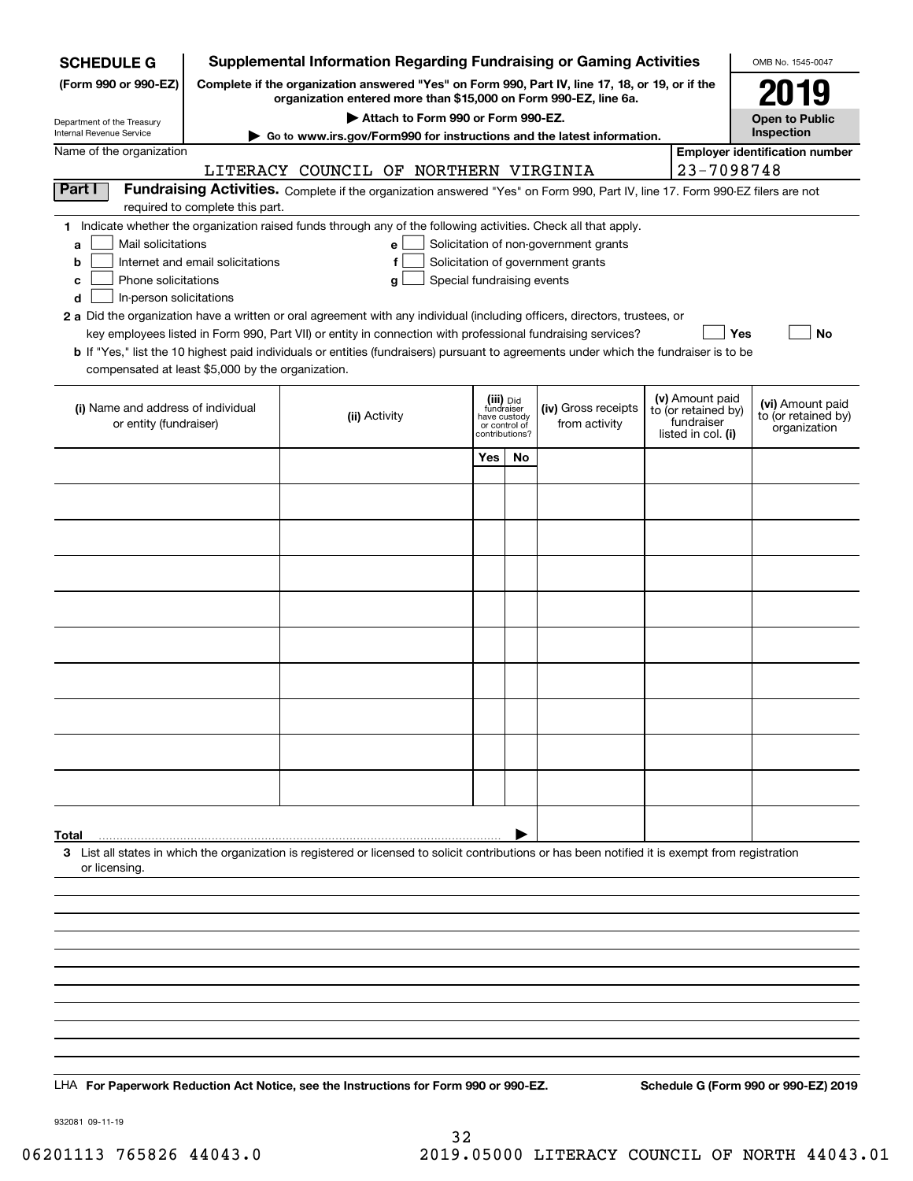**SCHEDULE G**
**(Form 990 or 990-EZ)**

Department of the Treasury
Internal Revenue Service

# Supplemental Information Regarding Fundraising or Gaming Activities

**Complete if the organization answered "Yes" on Form 990, Part IV, line 17, 18, or 19, or if the organization entered more than $15,000 on Form 990-EZ, line 6a.**

▶ Attach to Form 990 or Form 990-EZ.

▶ Go to www.irs.gov/Form990 for instructions and the latest information.

OMB No. 1545-0047

**2019**

**Open to Public Inspection**

Name of the organization: LITERACY COUNCIL OF NORTHERN VIRGINIA

Employer identification number: 23-7098748

**Part I** **Fundraising Activities.** Complete if the organization answered "Yes" on Form 990, Part IV, line 17. Form 990-EZ filers are not required to complete this part.

**1** Indicate whether the organization raised funds through any of the following activities. Check all that apply.

- **a** ☐ Mail solicitations
- **b** ☐ Internet and email solicitations
- **c** ☐ Phone solicitations
- **d** ☐ In-person solicitations
- **e** ☐ Solicitation of non-government grants
- **f** ☐ Solicitation of government grants
- **g** ☐ Special fundraising events

**2 a** Did the organization have a written or oral agreement with any individual (including officers, directors, trustees, or key employees listed in Form 990, Part VII) or entity in connection with professional fundraising services? ☐ Yes ☐ No

**b** If "Yes," list the 10 highest paid individuals or entities (fundraisers) pursuant to agreements under which the fundraiser is to be compensated at least $5,000 by the organization.

| (i) Name and address of individual or entity (fundraiser) | (ii) Activity | (iii) Did fundraiser have custody or control of contributions? Yes | No | (iv) Gross receipts from activity | (v) Amount paid to (or retained by) fundraiser listed in col. (i) | (vi) Amount paid to (or retained by) organization |
|---|---|---|---|---|---|---|
| | | | | | | |
| | | | | | | |
| | | | | | | |
| | | | | | | |
| | | | | | | |
| | | | | | | |
| | | | | | | |
| | | | | | | |
| | | | | | | |
| | | | | | | |
| **Total** ▶ | | | | | | |

**3** List all states in which the organization is registered or licensed to solicit contributions or has been notified it is exempt from registration or licensing.

LHA **For Paperwork Reduction Act Notice, see the Instructions for Form 990 or 990-EZ.** **Schedule G (Form 990 or 990-EZ) 2019**

932081 09-11-19

06201113 765826 44043.0 2019.05000 LITERACY COUNCIL OF NORTH 44043.01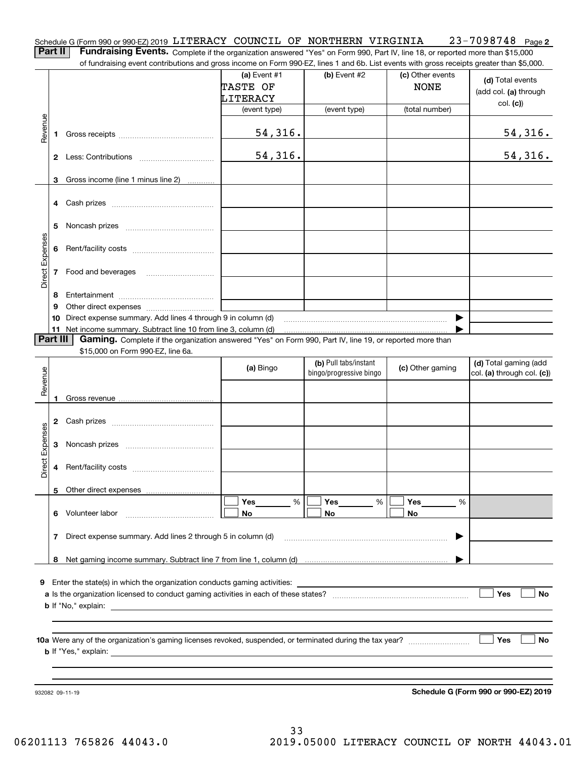Schedule G (Form 990 or 990-EZ) 2019 LITERACY COUNCIL OF NORTHERN VIRGINIA 23-7098748 Page 2

**Part II** **Fundraising Events.** Complete if the organization answered "Yes" on Form 990, Part IV, line 18, or reported more than $15,000 of fundraising event contributions and gross income on Form 990-EZ, lines 1 and 6b. List events with gross receipts greater than $5,000.

| | | (a) Event #1 TASTE OF LITERACY (event type) | (b) Event #2 (event type) | (c) Other events NONE (total number) | (d) Total events (add col. (a) through col. (c)) |
|---|---|---|---|---|---|
| Revenue | 1 Gross receipts | 54,316. | | | 54,316. |
| | 2 Less: Contributions | 54,316. | | | 54,316. |
| | 3 Gross income (line 1 minus line 2) | | | | |
| Direct Expenses | 4 Cash prizes | | | | |
| | 5 Noncash prizes | | | | |
| | 6 Rent/facility costs | | | | |
| | 7 Food and beverages | | | | |
| | 8 Entertainment | | | | |
| | 9 Other direct expenses | | | | |
| | 10 Direct expense summary. Add lines 4 through 9 in column (d) | | | ▶ | |
| | 11 Net income summary. Subtract line 10 from line 3, column (d) | | | ▶ | |

**Part III** **Gaming.** Complete if the organization answered "Yes" on Form 990, Part IV, line 19, or reported more than $15,000 on Form 990-EZ, line 6a.

| | | (a) Bingo | (b) Pull tabs/instant bingo/progressive bingo | (c) Other gaming | (d) Total gaming (add col. (a) through col. (c)) |
|---|---|---|---|---|---|
| Revenue | 1 Gross revenue | | | | |
| Direct Expenses | 2 Cash prizes | | | | |
| | 3 Noncash prizes | | | | |
| | 4 Rent/facility costs | | | | |
| | 5 Other direct expenses | | | | |
| | 6 Volunteer labor | ☐ Yes ____ % ☐ No | ☐ Yes ____ % ☐ No | ☐ Yes ____ % ☐ No | |
| | 7 Direct expense summary. Add lines 2 through 5 in column (d) | | | ▶ | |
| | 8 Net gaming income summary. Subtract line 7 from line 1, column (d) | | | ▶ | |

**9** Enter the state(s) in which the organization conducts gaming activities: ____________

**a** Is the organization licensed to conduct gaming activities in each of these states? ☐ Yes ☐ No

**b** If "No," explain: ____________

**10a** Were any of the organization's gaming licenses revoked, suspended, or terminated during the tax year? ☐ Yes ☐ No

**b** If "Yes," explain: ____________

932082 09-11-19 **Schedule G (Form 990 or 990-EZ) 2019**

06201113 765826 44043.0 2019.05000 LITERACY COUNCIL OF NORTH 44043.01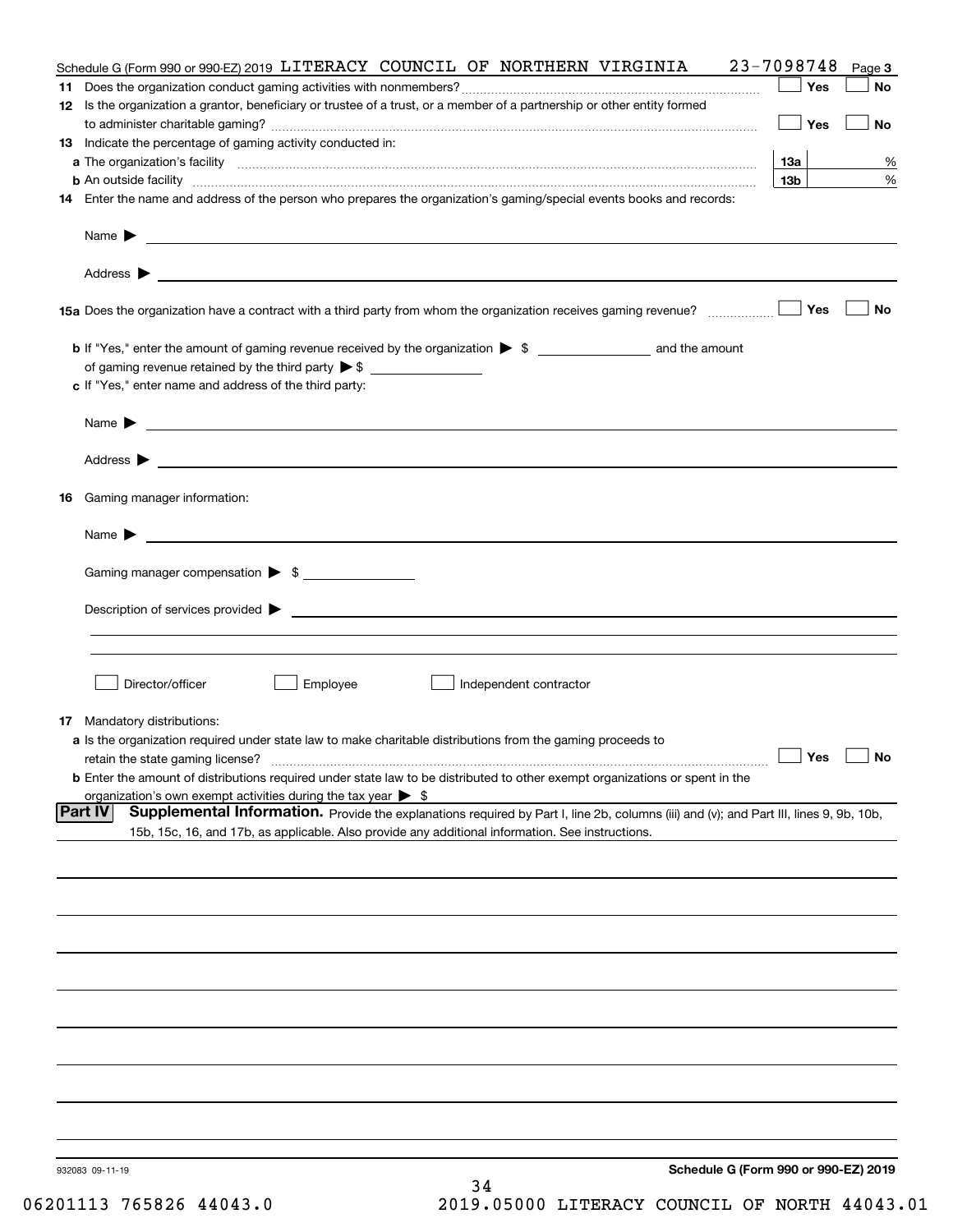Schedule G (Form 990 or 990-EZ) 2019 LITERACY COUNCIL OF NORTHERN VIRGINIA 23-7098748 Page 3

**11** Does the organization conduct gaming activities with nonmembers? ☐ Yes ☐ No

**12** Is the organization a grantor, beneficiary or trustee of a trust, or a member of a partnership or other entity formed to administer charitable gaming? ☐ Yes ☐ No

**13** Indicate the percentage of gaming activity conducted in:

**a** The organization's facility **13a** %

**b** An outside facility **13b** %

**14** Enter the name and address of the person who prepares the organization's gaming/special events books and records:

Name ▶

Address ▶

**15a** Does the organization have a contract with a third party from whom the organization receives gaming revenue? ☐ Yes ☐ No

**b** If "Yes," enter the amount of gaming revenue received by the organization ▶ $ ______ and the amount of gaming revenue retained by the third party ▶ $ ______

**c** If "Yes," enter name and address of the third party:

Name ▶

Address ▶

**16** Gaming manager information:

Name ▶

Gaming manager compensation ▶ $ ______

Description of services provided ▶

☐ Director/officer ☐ Employee ☐ Independent contractor

**17** Mandatory distributions:

**a** Is the organization required under state law to make charitable distributions from the gaming proceeds to retain the state gaming license? ☐ Yes ☐ No

**b** Enter the amount of distributions required under state law to be distributed to other exempt organizations or spent in the organization's own exempt activities during the tax year ▶ $

**Part IV** **Supplemental Information.** Provide the explanations required by Part I, line 2b, columns (iii) and (v); and Part III, lines 9, 9b, 10b, 15b, 15c, 16, and 17b, as applicable. Also provide any additional information. See instructions.

932083 09-11-19 **Schedule G (Form 990 or 990-EZ) 2019**

06201113 765826 44043.0 2019.05000 LITERACY COUNCIL OF NORTH 44043.01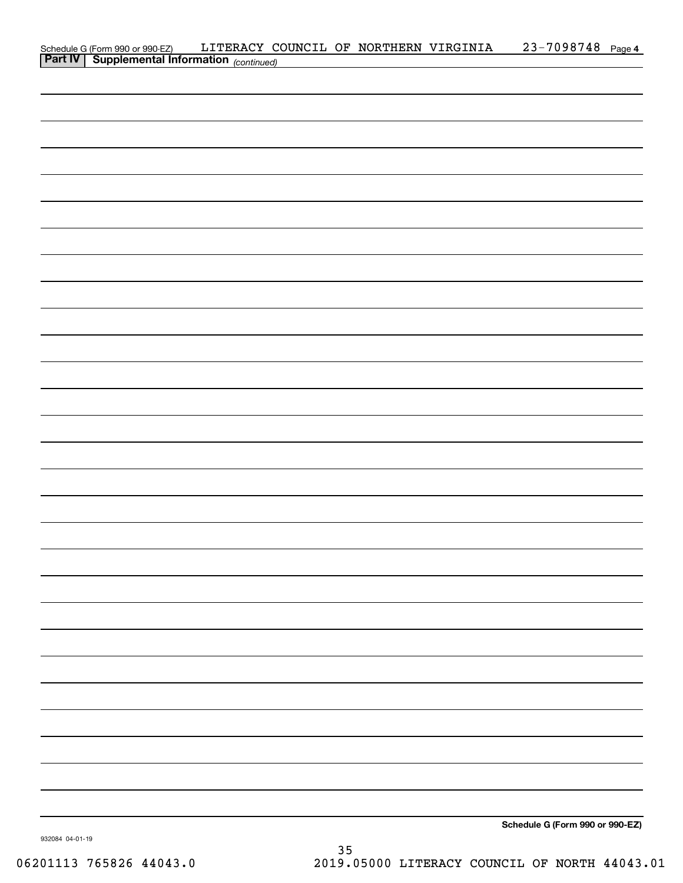Schedule G (Form 990 or 990-EZ) LITERACY COUNCIL OF NORTHERN VIRGINIA 23-7098748 Page 4

**Part IV | Supplemental Information** *(continued)*

**Schedule G (Form 990 or 990-EZ)**

932084 04-01-19

06201113 765826 44043.0 2019.05000 LITERACY COUNCIL OF NORTH 44043.01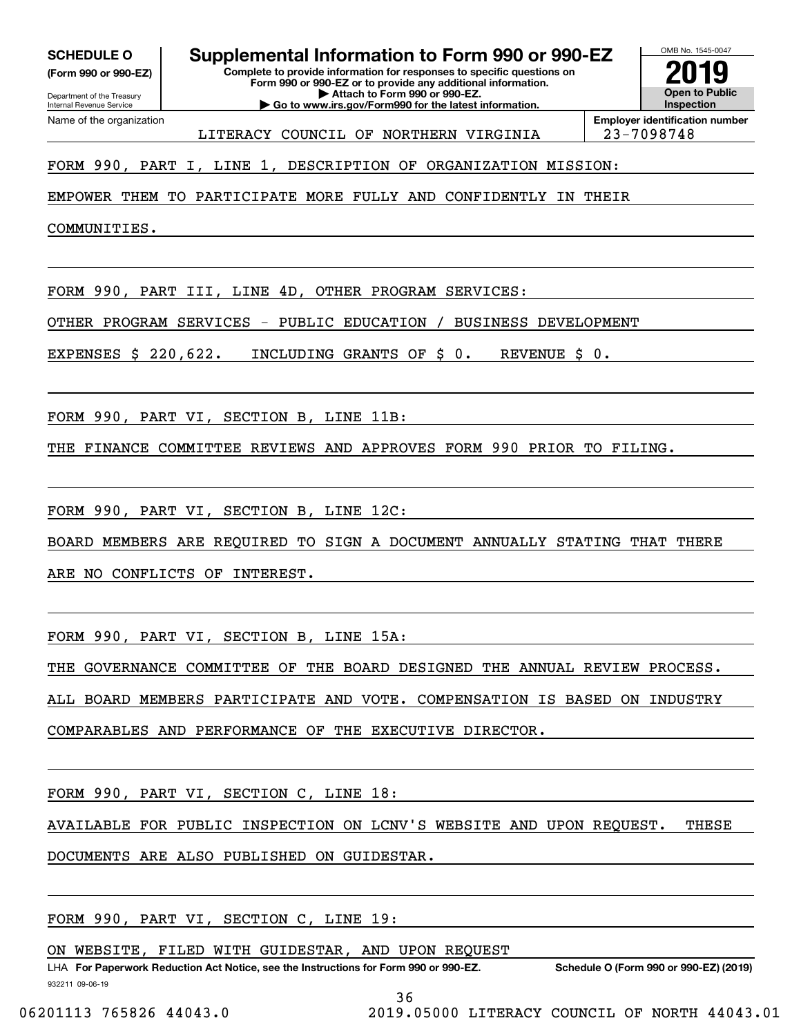**SCHEDULE O**
**(Form 990 or 990-EZ)**

Department of the Treasury
Internal Revenue Service

# Supplemental Information to Form 990 or 990-EZ

**Complete to provide information for responses to specific questions on Form 990 or 990-EZ or to provide any additional information.**
**▶ Attach to Form 990 or 990-EZ.**
**▶ Go to www.irs.gov/Form990 for the latest information.**

OMB No. 1545-0047
**2019**
**Open to Public Inspection**

Name of the organization: LITERACY COUNCIL OF NORTHERN VIRGINIA
**Employer identification number:** 23-7098748

FORM 990, PART I, LINE 1, DESCRIPTION OF ORGANIZATION MISSION:

EMPOWER THEM TO PARTICIPATE MORE FULLY AND CONFIDENTLY IN THEIR COMMUNITIES.

FORM 990, PART III, LINE 4D, OTHER PROGRAM SERVICES:

OTHER PROGRAM SERVICES - PUBLIC EDUCATION / BUSINESS DEVELOPMENT

EXPENSES $ 220,622. INCLUDING GRANTS OF $ 0. REVENUE $ 0.

FORM 990, PART VI, SECTION B, LINE 11B:

THE FINANCE COMMITTEE REVIEWS AND APPROVES FORM 990 PRIOR TO FILING.

FORM 990, PART VI, SECTION B, LINE 12C:

BOARD MEMBERS ARE REQUIRED TO SIGN A DOCUMENT ANNUALLY STATING THAT THERE ARE NO CONFLICTS OF INTEREST.

FORM 990, PART VI, SECTION B, LINE 15A:

THE GOVERNANCE COMMITTEE OF THE BOARD DESIGNED THE ANNUAL REVIEW PROCESS. ALL BOARD MEMBERS PARTICIPATE AND VOTE. COMPENSATION IS BASED ON INDUSTRY COMPARABLES AND PERFORMANCE OF THE EXECUTIVE DIRECTOR.

FORM 990, PART VI, SECTION C, LINE 18:

AVAILABLE FOR PUBLIC INSPECTION ON LCNV'S WEBSITE AND UPON REQUEST. THESE DOCUMENTS ARE ALSO PUBLISHED ON GUIDESTAR.

FORM 990, PART VI, SECTION C, LINE 19:

ON WEBSITE, FILED WITH GUIDESTAR, AND UPON REQUEST

LHA **For Paperwork Reduction Act Notice, see the Instructions for Form 990 or 990-EZ.** **Schedule O (Form 990 or 990-EZ) (2019)**

932211 09-06-19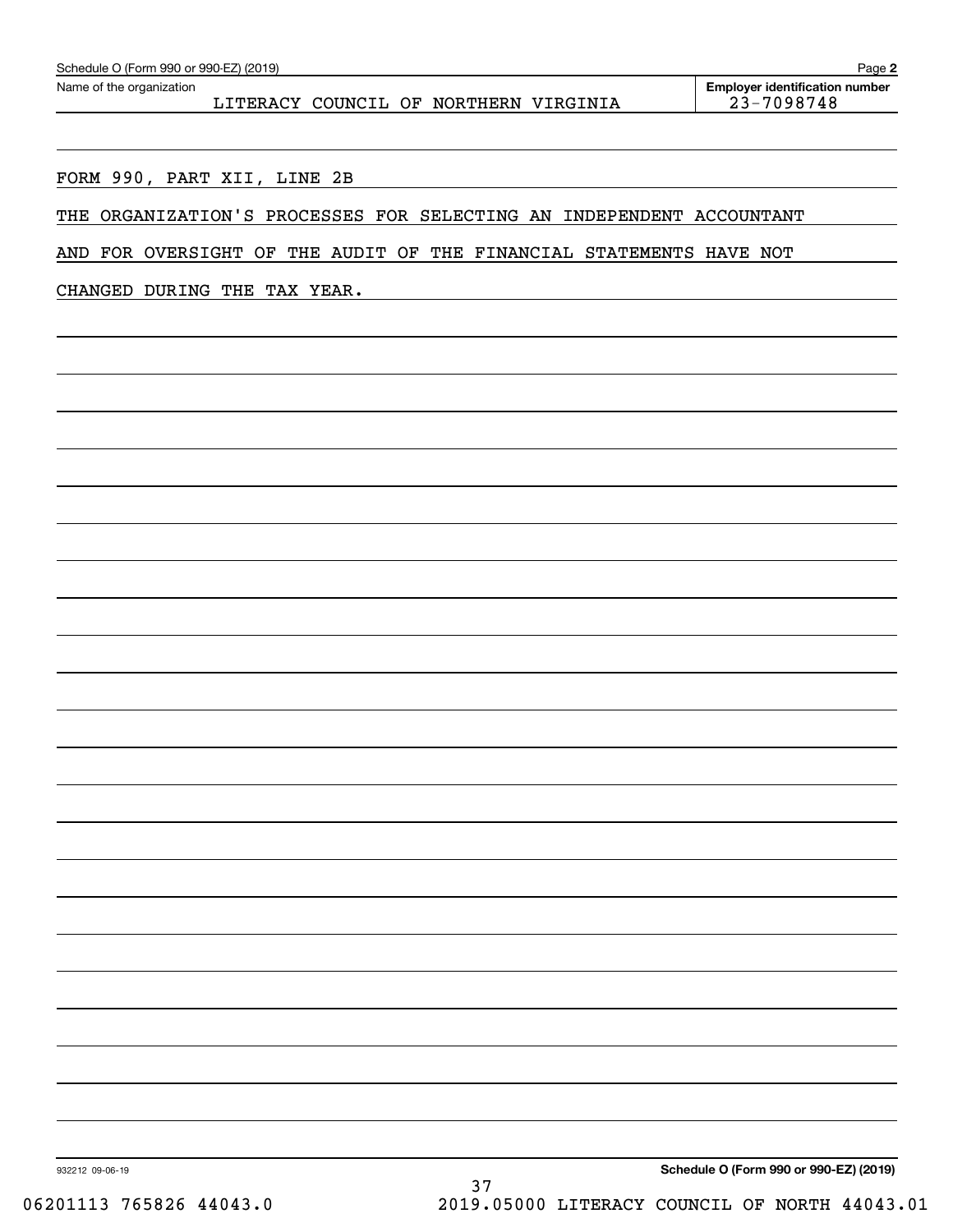Name of the organization: LITERACY COUNCIL OF NORTHERN VIRGINIA

Employer identification number: 23-7098748

FORM 990, PART XII, LINE 2B

THE ORGANIZATION'S PROCESSES FOR SELECTING AN INDEPENDENT ACCOUNTANT AND FOR OVERSIGHT OF THE AUDIT OF THE FINANCIAL STATEMENTS HAVE NOT CHANGED DURING THE TAX YEAR.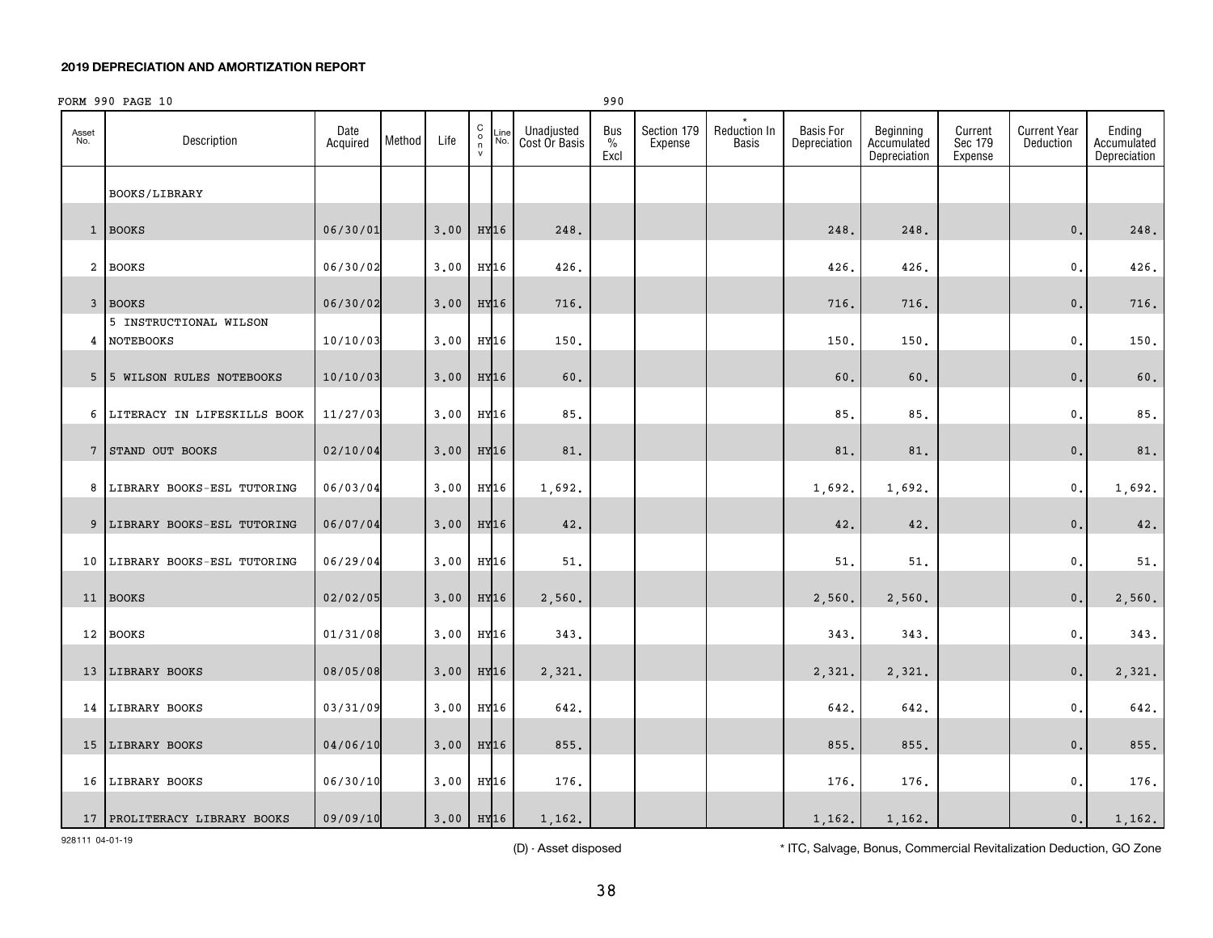## 2019 DEPRECIATION AND AMORTIZATION REPORT

FORM 990 PAGE 10 990

| Asset No. | Description | Date Acquired | Method | Life | Conv | Line No. | Unadjusted Cost Or Basis | Bus % Excl | Section 179 Expense | * Reduction In Basis | Basis For Depreciation | Beginning Accumulated Depreciation | Current Sec 179 Expense | Current Year Deduction | Ending Accumulated Depreciation |
|---|---|---|---|---|---|---|---|---|---|---|---|---|---|---|---|
| | BOOKS/LIBRARY | | | | | | | | | | | | | | |
| 1 | BOOKS | 06/30/01 | | 3.00 | HY | 16 | 248. | | | | 248. | 248. | | 0. | 248. |
| 2 | BOOKS | 06/30/02 | | 3.00 | HY | 16 | 426. | | | | 426. | 426. | | 0. | 426. |
| 3 | BOOKS | 06/30/02 | | 3.00 | HY | 16 | 716. | | | | 716. | 716. | | 0. | 716. |
| 4 | 5 INSTRUCTIONAL WILSON NOTEBOOKS | 10/10/03 | | 3.00 | HY | 16 | 150. | | | | 150. | 150. | | 0. | 150. |
| 5 | 5 WILSON RULES NOTEBOOKS | 10/10/03 | | 3.00 | HY | 16 | 60. | | | | 60. | 60. | | 0. | 60. |
| 6 | LITERACY IN LIFESKILLS BOOK | 11/27/03 | | 3.00 | HY | 16 | 85. | | | | 85. | 85. | | 0. | 85. |
| 7 | STAND OUT BOOKS | 02/10/04 | | 3.00 | HY | 16 | 81. | | | | 81. | 81. | | 0. | 81. |
| 8 | LIBRARY BOOKS-ESL TUTORING | 06/03/04 | | 3.00 | HY | 16 | 1,692. | | | | 1,692. | 1,692. | | 0. | 1,692. |
| 9 | LIBRARY BOOKS-ESL TUTORING | 06/07/04 | | 3.00 | HY | 16 | 42. | | | | 42. | 42. | | 0. | 42. |
| 10 | LIBRARY BOOKS-ESL TUTORING | 06/29/04 | | 3.00 | HY | 16 | 51. | | | | 51. | 51. | | 0. | 51. |
| 11 | BOOKS | 02/02/05 | | 3.00 | HY | 16 | 2,560. | | | | 2,560. | 2,560. | | 0. | 2,560. |
| 12 | BOOKS | 01/31/08 | | 3.00 | HY | 16 | 343. | | | | 343. | 343. | | 0. | 343. |
| 13 | LIBRARY BOOKS | 08/05/08 | | 3.00 | HY | 16 | 2,321. | | | | 2,321. | 2,321. | | 0. | 2,321. |
| 14 | LIBRARY BOOKS | 03/31/09 | | 3.00 | HY | 16 | 642. | | | | 642. | 642. | | 0. | 642. |
| 15 | LIBRARY BOOKS | 04/06/10 | | 3.00 | HY | 16 | 855. | | | | 855. | 855. | | 0. | 855. |
| 16 | LIBRARY BOOKS | 06/30/10 | | 3.00 | HY | 16 | 176. | | | | 176. | 176. | | 0. | 176. |
| 17 | PROLITERACY LIBRARY BOOKS | 09/09/10 | | 3.00 | HY | 16 | 1,162. | | | | 1,162. | 1,162. | | 0. | 1,162. |

928111 04-01-19

(D) - Asset disposed

* ITC, Salvage, Bonus, Commercial Revitalization Deduction, GO Zone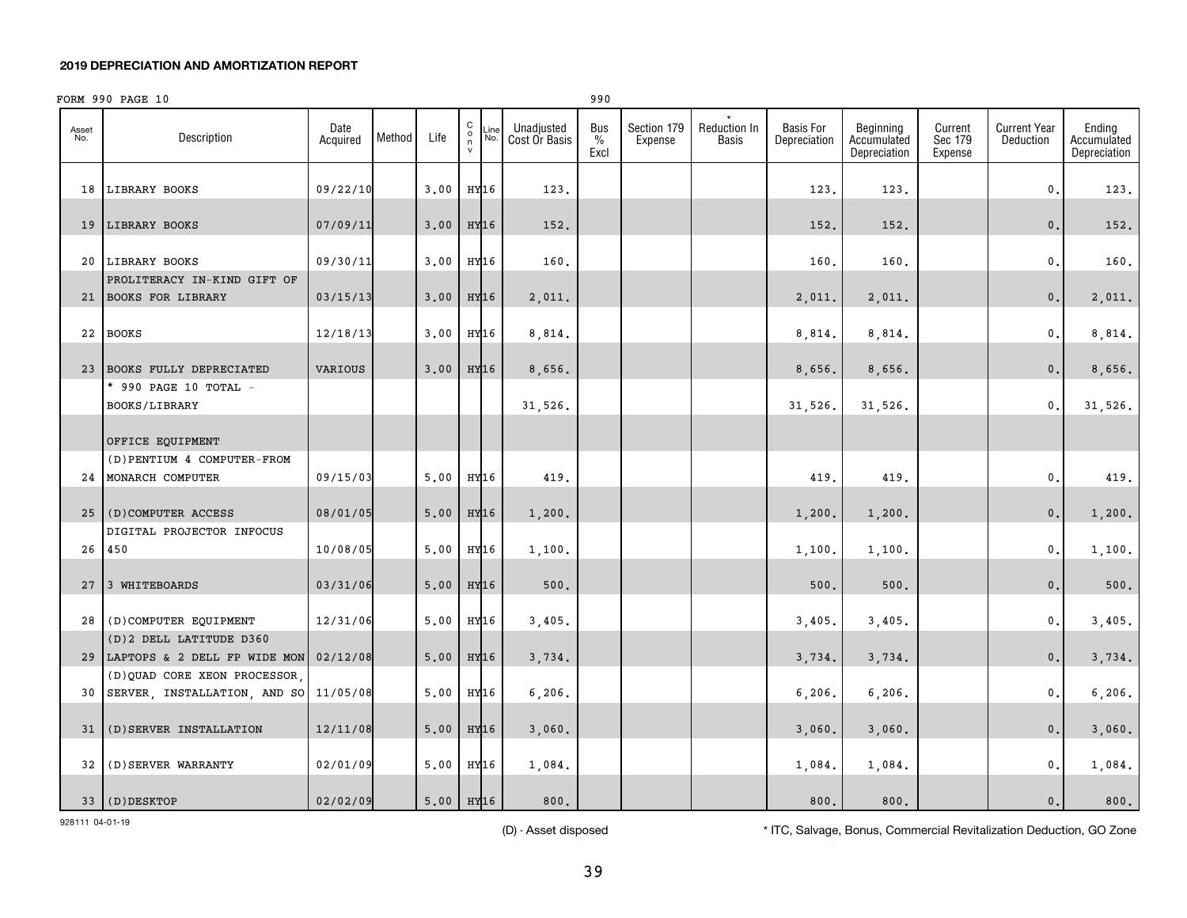**2019 DEPRECIATION AND AMORTIZATION REPORT**

FORM 990 PAGE 10 990

| Asset No. | Description | Date Acquired | Method | Life | Conv | Line No. | Unadjusted Cost Or Basis | Bus % Excl | Section 179 Expense | * Reduction In Basis | Basis For Depreciation | Beginning Accumulated Depreciation | Current Sec 179 Expense | Current Year Deduction | Ending Accumulated Depreciation |
|---|---|---|---|---|---|---|---|---|---|---|---|---|---|---|---|
| 18 | LIBRARY BOOKS | 09/22/10 | | 3.00 | HY | 16 | 123. | | | | 123. | 123. | | 0. | 123. |
| 19 | LIBRARY BOOKS | 07/09/11 | | 3.00 | HY | 16 | 152. | | | | 152. | 152. | | 0. | 152. |
| 20 | LIBRARY BOOKS | 09/30/11 | | 3.00 | HY | 16 | 160. | | | | 160. | 160. | | 0. | 160. |
| 21 | PROLITERACY IN-KIND GIFT OF BOOKS FOR LIBRARY | 03/15/13 | | 3.00 | HY | 16 | 2,011. | | | | 2,011. | 2,011. | | 0. | 2,011. |
| 22 | BOOKS | 12/18/13 | | 3.00 | HY | 16 | 8,814. | | | | 8,814. | 8,814. | | 0. | 8,814. |
| 23 | BOOKS FULLY DEPRECIATED | VARIOUS | | 3.00 | HY | 16 | 8,656. | | | | 8,656. | 8,656. | | 0. | 8,656. |
| | * 990 PAGE 10 TOTAL - BOOKS/LIBRARY | | | | | | 31,526. | | | | 31,526. | 31,526. | | 0. | 31,526. |
| | OFFICE EQUIPMENT | | | | | | | | | | | | | | |
| 24 | (D)PENTIUM 4 COMPUTER-FROM MONARCH COMPUTER | 09/15/03 | | 5.00 | HY | 16 | 419. | | | | 419. | 419. | | 0. | 419. |
| 25 | (D)COMPUTER ACCESS | 08/01/05 | | 5.00 | HY | 16 | 1,200. | | | | 1,200. | 1,200. | | 0. | 1,200. |
| 26 | DIGITAL PROJECTOR INFOCUS 450 | 10/08/05 | | 5.00 | HY | 16 | 1,100. | | | | 1,100. | 1,100. | | 0. | 1,100. |
| 27 | 3 WHITEBOARDS | 03/31/06 | | 5.00 | HY | 16 | 500. | | | | 500. | 500. | | 0. | 500. |
| 28 | (D)COMPUTER EQUIPMENT | 12/31/06 | | 5.00 | HY | 16 | 3,405. | | | | 3,405. | 3,405. | | 0. | 3,405. |
| 29 | (D)2 DELL LATITUDE D360 LAPTOPS & 2 DELL FP WIDE MON | 02/12/08 | | 5.00 | HY | 16 | 3,734. | | | | 3,734. | 3,734. | | 0. | 3,734. |
| 30 | (D)QUAD CORE XEON PROCESSOR, SERVER, INSTALLATION, AND SO | 11/05/08 | | 5.00 | HY | 16 | 6,206. | | | | 6,206. | 6,206. | | 0. | 6,206. |
| 31 | (D)SERVER INSTALLATION | 12/11/08 | | 5.00 | HY | 16 | 3,060. | | | | 3,060. | 3,060. | | 0. | 3,060. |
| 32 | (D)SERVER WARRANTY | 02/01/09 | | 5.00 | HY | 16 | 1,084. | | | | 1,084. | 1,084. | | 0. | 1,084. |
| 33 | (D)DESKTOP | 02/02/09 | | 5.00 | HY | 16 | 800. | | | | 800. | 800. | | 0. | 800. |

928111 04-01-19

(D) - Asset disposed

* ITC, Salvage, Bonus, Commercial Revitalization Deduction, GO Zone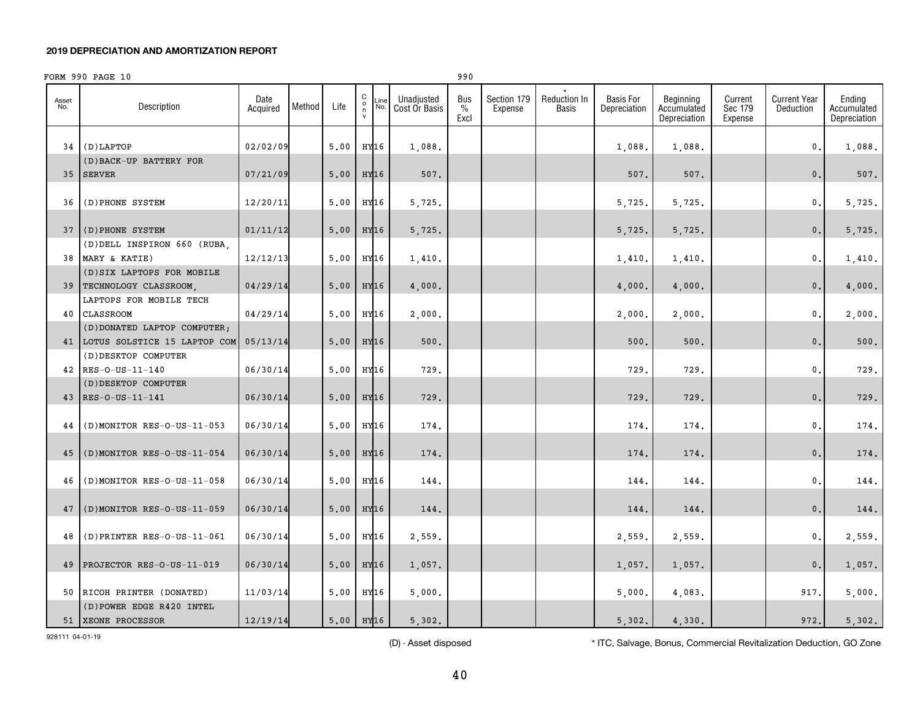**2019 DEPRECIATION AND AMORTIZATION REPORT**

FORM 990 PAGE 10 990

| Asset No. | Description | Date Acquired | Method | Life | Conv | Line No. | Unadjusted Cost Or Basis | Bus % Excl | Section 179 Expense | * Reduction In Basis | Basis For Depreciation | Beginning Accumulated Depreciation | Current Sec 179 Expense | Current Year Deduction | Ending Accumulated Depreciation |
|---|---|---|---|---|---|---|---|---|---|---|---|---|---|---|---|
| 34 | (D)LAPTOP | 02/02/09 | | 5.00 | HY | 16 | 1,088. | | | | 1,088. | 1,088. | | 0. | 1,088. |
| 35 | (D)BACK-UP BATTERY FOR SERVER | 07/21/09 | | 5.00 | HY | 16 | 507. | | | | 507. | 507. | | 0. | 507. |
| 36 | (D)PHONE SYSTEM | 12/20/11 | | 5.00 | HY | 16 | 5,725. | | | | 5,725. | 5,725. | | 0. | 5,725. |
| 37 | (D)PHONE SYSTEM | 01/11/12 | | 5.00 | HY | 16 | 5,725. | | | | 5,725. | 5,725. | | 0. | 5,725. |
| 38 | (D)DELL INSPIRON 660 (RUBA, MARY & KATIE) | 12/12/13 | | 5.00 | HY | 16 | 1,410. | | | | 1,410. | 1,410. | | 0. | 1,410. |
| 39 | (D)SIX LAPTOPS FOR MOBILE TECHNOLOGY CLASSROOM, | 04/29/14 | | 5.00 | HY | 16 | 4,000. | | | | 4,000. | 4,000. | | 0. | 4,000. |
| 40 | LAPTOPS FOR MOBILE TECH CLASSROOM | 04/29/14 | | 5.00 | HY | 16 | 2,000. | | | | 2,000. | 2,000. | | 0. | 2,000. |
| 41 | (D)DONATED LAPTOP COMPUTER; LOTUS SOLSTICE 15 LAPTOP COM | 05/13/14 | | 5.00 | HY | 16 | 500. | | | | 500. | 500. | | 0. | 500. |
| 42 | (D)DESKTOP COMPUTER RES-O-US-11-140 | 06/30/14 | | 5.00 | HY | 16 | 729. | | | | 729. | 729. | | 0. | 729. |
| 43 | (D)DESKTOP COMPUTER RES-O-US-11-141 | 06/30/14 | | 5.00 | HY | 16 | 729. | | | | 729. | 729. | | 0. | 729. |
| 44 | (D)MONITOR RES-O-US-11-053 | 06/30/14 | | 5.00 | HY | 16 | 174. | | | | 174. | 174. | | 0. | 174. |
| 45 | (D)MONITOR RES-O-US-11-054 | 06/30/14 | | 5.00 | HY | 16 | 174. | | | | 174. | 174. | | 0. | 174. |
| 46 | (D)MONITOR RES-O-US-11-058 | 06/30/14 | | 5.00 | HY | 16 | 144. | | | | 144. | 144. | | 0. | 144. |
| 47 | (D)MONITOR RES-O-US-11-059 | 06/30/14 | | 5.00 | HY | 16 | 144. | | | | 144. | 144. | | 0. | 144. |
| 48 | (D)PRINTER RES-O-US-11-061 | 06/30/14 | | 5.00 | HY | 16 | 2,559. | | | | 2,559. | 2,559. | | 0. | 2,559. |
| 49 | PROJECTOR RES-O-US-11-019 | 06/30/14 | | 5.00 | HY | 16 | 1,057. | | | | 1,057. | 1,057. | | 0. | 1,057. |
| 50 | RICOH PRINTER (DONATED) | 11/03/14 | | 5.00 | HY | 16 | 5,000. | | | | 5,000. | 4,083. | | 917. | 5,000. |
| 51 | (D)POWER EDGE R420 INTEL XEONE PROCESSOR | 12/19/14 | | 5.00 | HY | 16 | 5,302. | | | | 5,302. | 4,330. | | 972. | 5,302. |

928111 04-01-19

(D) - Asset disposed

* ITC, Salvage, Bonus, Commercial Revitalization Deduction, GO Zone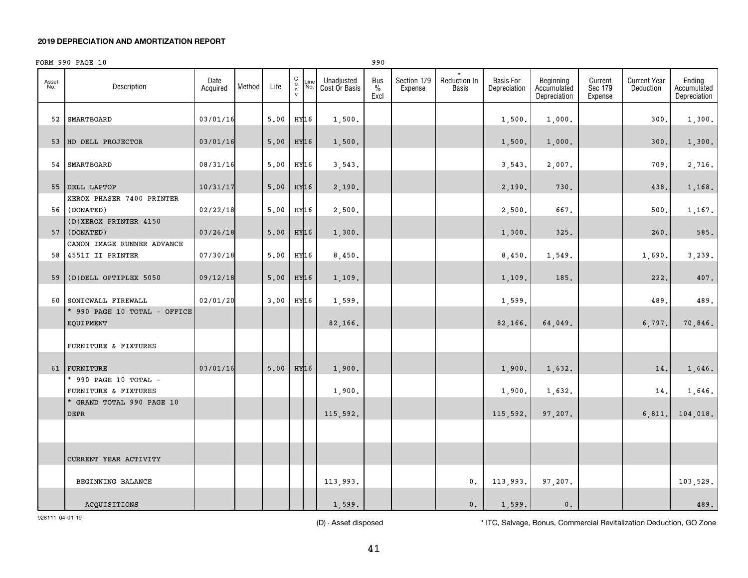**2019 DEPRECIATION AND AMORTIZATION REPORT**

FORM 990 PAGE 10 990

| Asset No. | Description | Date Acquired | Method | Life | Conv | Line No. | Unadjusted Cost Or Basis | Bus % Excl | Section 179 Expense | * Reduction In Basis | Basis For Depreciation | Beginning Accumulated Depreciation | Current Sec 179 Expense | Current Year Deduction | Ending Accumulated Depreciation |
|---|---|---|---|---|---|---|---|---|---|---|---|---|---|---|---|
| 52 | SMARTBOARD | 03/01/16 | | 5.00 | HY | 16 | 1,500. | | | | 1,500. | 1,000. | | 300. | 1,300. |
| 53 | HD DELL PROJECTOR | 03/01/16 | | 5.00 | HY | 16 | 1,500. | | | | 1,500. | 1,000. | | 300. | 1,300. |
| 54 | SMARTBOARD | 08/31/16 | | 5.00 | HY | 16 | 3,543. | | | | 3,543. | 2,007. | | 709. | 2,716. |
| 55 | DELL LAPTOP | 10/31/17 | | 5.00 | HY | 16 | 2,190. | | | | 2,190. | 730. | | 438. | 1,168. |
| 56 | XEROX PHASER 7400 PRINTER (DONATED) | 02/22/18 | | 5.00 | HY | 16 | 2,500. | | | | 2,500. | 667. | | 500. | 1,167. |
| 57 | (D)XEROX PRINTER 4150 (DONATED) | 03/26/18 | | 5.00 | HY | 16 | 1,300. | | | | 1,300. | 325. | | 260. | 585. |
| 58 | CANON IMAGE RUNNER ADVANCE 4551I II PRINTER | 07/30/18 | | 5.00 | HY | 16 | 8,450. | | | | 8,450. | 1,549. | | 1,690. | 3,239. |
| 59 | (D)DELL OPTIPLEX 5050 | 09/12/18 | | 5.00 | HY | 16 | 1,109. | | | | 1,109. | 185. | | 222. | 407. |
| 60 | SONICWALL FIREWALL | 02/01/20 | | 3.00 | HY | 16 | 1,599. | | | | 1,599. | | | 489. | 489. |
| | * 990 PAGE 10 TOTAL - OFFICE EQUIPMENT | | | | | | 82,166. | | | | 82,166. | 64,049. | | 6,797. | 70,846. |
| | FURNITURE & FIXTURES | | | | | | | | | | | | | | |
| 61 | FURNITURE | 03/01/16 | | 5.00 | HY | 16 | 1,900. | | | | 1,900. | 1,632. | | 14. | 1,646. |
| | * 990 PAGE 10 TOTAL - FURNITURE & FIXTURES | | | | | | 1,900. | | | | 1,900. | 1,632. | | 14. | 1,646. |
| | * GRAND TOTAL 990 PAGE 10 DEPR | | | | | | 115,592. | | | | 115,592. | 97,207. | | 6,811. | 104,018. |
| | | | | | | | | | | | | | | | |
| | CURRENT YEAR ACTIVITY | | | | | | | | | | | | | | |
| | BEGINNING BALANCE | | | | | | 113,993. | | | 0. | 113,993. | 97,207. | | | 103,529. |
| | ACQUISITIONS | | | | | | 1,599. | | | 0. | 1,599. | 0. | | | 489. |

928111 04-01-19

(D) - Asset disposed

* ITC, Salvage, Bonus, Commercial Revitalization Deduction, GO Zone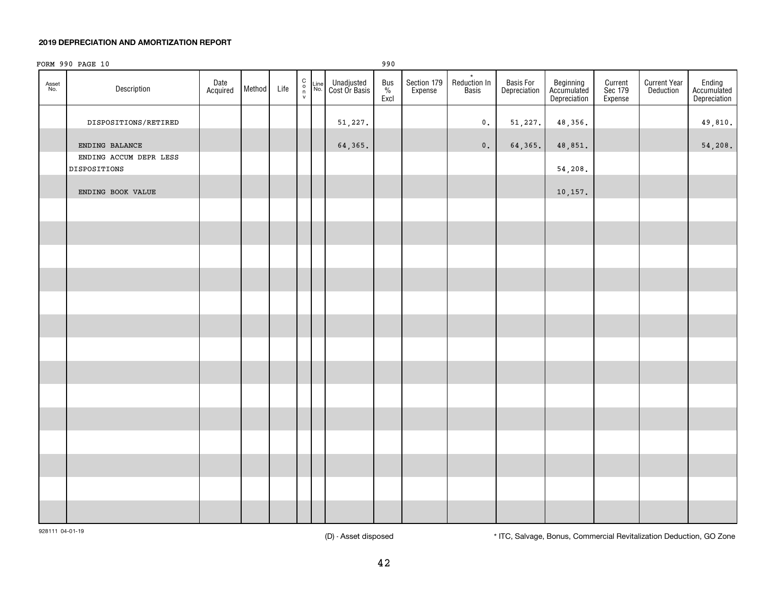**2019 DEPRECIATION AND AMORTIZATION REPORT**

FORM 990 PAGE 10 990

| Asset No. | Description | Date Acquired | Method | Life | C o n v | Line No. | Unadjusted Cost Or Basis | Bus % Excl | Section 179 Expense | * Reduction In Basis | Basis For Depreciation | Beginning Accumulated Depreciation | Current Sec 179 Expense | Current Year Deduction | Ending Accumulated Depreciation |
|---|---|---|---|---|---|---|---|---|---|---|---|---|---|---|---|
| | DISPOSITIONS/RETIRED | | | | | | 51,227. | | | 0. | 51,227. | 48,356. | | | 49,810. |
| | ENDING BALANCE | | | | | | 64,365. | | | 0. | 64,365. | 48,851. | | | 54,208. |
| | ENDING ACCUM DEPR LESS DISPOSITIONS | | | | | | | | | | | 54,208. | | | |
| | ENDING BOOK VALUE | | | | | | | | | | | 10,157. | | | |

928111 04-01-19

(D) - Asset disposed

* ITC, Salvage, Bonus, Commercial Revitalization Deduction, GO Zone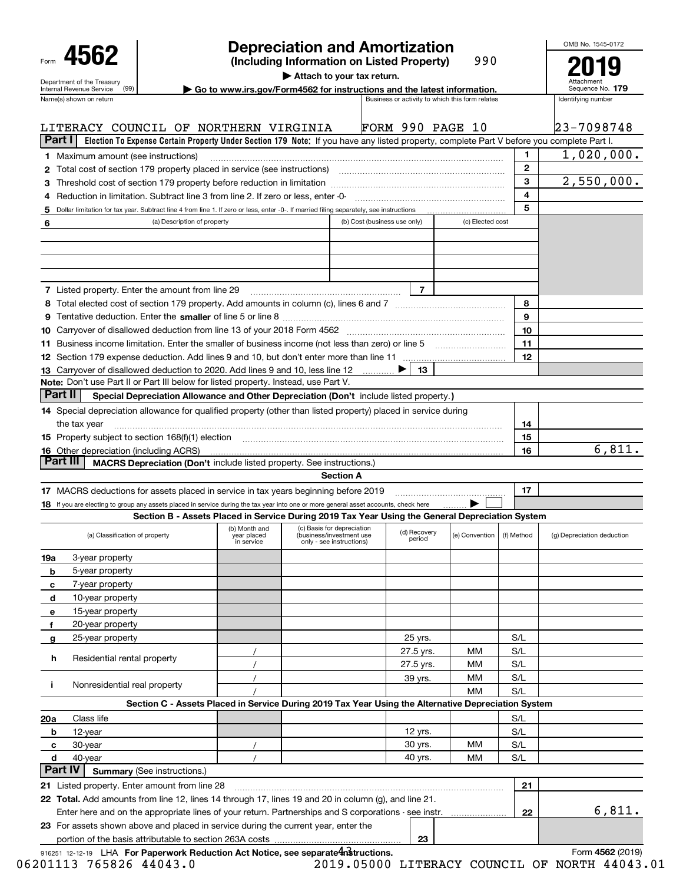Form **4562**

Department of the Treasury
Internal Revenue Service (99)

# Depreciation and Amortization

**(Including Information on Listed Property)** 990

▶ Attach to your tax return.

▶ Go to www.irs.gov/Form4562 for instructions and the latest information.

OMB No. 1545-0172

**2019**

Attachment Sequence No. **179**

| Name(s) shown on return | Business or activity to which this form relates | Identifying number |
|---|---|---|
| LITERACY COUNCIL OF NORTHERN VIRGINIA | FORM 990 PAGE 10 | 23-7098748 |

## Part I Election To Expense Certain Property Under Section 179 Note: If you have any listed property, complete Part V before you complete Part I.

| | | | |
|---|---|---|---|
| **1** | Maximum amount (see instructions) | 1 | 1,020,000. |
| **2** | Total cost of section 179 property placed in service (see instructions) | 2 | |
| **3** | Threshold cost of section 179 property before reduction in limitation | 3 | 2,550,000. |
| **4** | Reduction in limitation. Subtract line 3 from line 2. If zero or less, enter -0- | 4 | |
| **5** | Dollar limitation for tax year. Subtract line 4 from line 1. If zero or less, enter -0-. If married filing separately, see instructions | 5 | |

| **6** (a) Description of property | (b) Cost (business use only) | (c) Elected cost |
|---|---|---|
| | | |
| | | |
| | | |

| | | | |
|---|---|---|---|
| **7** | Listed property. Enter the amount from line 29 | 7 | |
| **8** | Total elected cost of section 179 property. Add amounts in column (c), lines 6 and 7 | 8 | |
| **9** | Tentative deduction. Enter the **smaller** of line 5 or line 8 | 9 | |
| **10** | Carryover of disallowed deduction from line 13 of your 2018 Form 4562 | 10 | |
| **11** | Business income limitation. Enter the smaller of business income (not less than zero) or line 5 | 11 | |
| **12** | Section 179 expense deduction. Add lines 9 and 10, but don't enter more than line 11 | 12 | |
| **13** | Carryover of disallowed deduction to 2020. Add lines 9 and 10, less line 12 ▶ | 13 | |

**Note:** Don't use Part II or Part III below for listed property. Instead, use Part V.

## Part II Special Depreciation Allowance and Other Depreciation (Don't include listed property.)

| | | | |
|---|---|---|---|
| **14** | Special depreciation allowance for qualified property (other than listed property) placed in service during the tax year | 14 | |
| **15** | Property subject to section 168(f)(1) election | 15 | |
| **16** | Other depreciation (including ACRS) | 16 | 6,811. |

## Part III MACRS Depreciation (Don't include listed property. See instructions.)

### Section A

| | | | |
|---|---|---|---|
| **17** | MACRS deductions for assets placed in service in tax years beginning before 2019 | 17 | |
| **18** | If you are electing to group any assets placed in service during the tax year into one or more general asset accounts, check here ▶ ☐ | | |

### Section B - Assets Placed in Service During 2019 Tax Year Using the General Depreciation System

| (a) Classification of property | (b) Month and year placed in service | (c) Basis for depreciation (business/investment use only - see instructions) | (d) Recovery period | (e) Convention | (f) Method | (g) Depreciation deduction |
|---|---|---|---|---|---|---|
| **19a** 3-year property | | | | | | |
| **b** 5-year property | | | | | | |
| **c** 7-year property | | | | | | |
| **d** 10-year property | | | | | | |
| **e** 15-year property | | | | | | |
| **f** 20-year property | | | | | | |
| **g** 25-year property | | | 25 yrs. | | S/L | |
| **h** Residential rental property | / | | 27.5 yrs. | MM | S/L | |
| | / | | 27.5 yrs. | MM | S/L | |
| **i** Nonresidential real property | / | | 39 yrs. | MM | S/L | |
| | / | | | MM | S/L | |

### Section C - Assets Placed in Service During 2019 Tax Year Using the Alternative Depreciation System

| (a) Classification of property | (b) Month and year placed in service | (c) Basis for depreciation | (d) Recovery period | (e) Convention | (f) Method | (g) Depreciation deduction |
|---|---|---|---|---|---|---|
| **20a** Class life | | | | | S/L | |
| **b** 12-year | | | 12 yrs. | | S/L | |
| **c** 30-year | / | | 30 yrs. | MM | S/L | |
| **d** 40-year | / | | 40 yrs. | MM | S/L | |

## Part IV Summary (See instructions.)

| | | | |
|---|---|---|---|
| **21** | Listed property. Enter amount from line 28 | 21 | |
| **22** | **Total.** Add amounts from line 12, lines 14 through 17, lines 19 and 20 in column (g), and line 21. Enter here and on the appropriate lines of your return. Partnerships and S corporations - see instr. | 22 | 6,811. |
| **23** | For assets shown above and placed in service during the current year, enter the portion of the basis attributable to section 263A costs | 23 | |

916251 12-12-19 LHA **For Paperwork Reduction Act Notice, see separate instructions.** Form **4562** (2019)

06201113 765826 44043.0 2019.05000 LITERACY COUNCIL OF NORTH 44043.01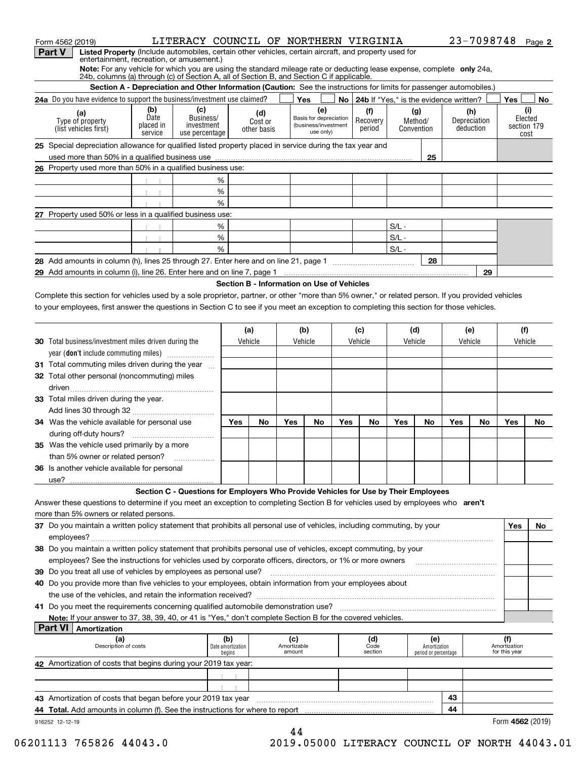Form 4562 (2019) LITERACY COUNCIL OF NORTHERN VIRGINIA 23-7098748 Page 2

**Part V** **Listed Property** (Include automobiles, certain other vehicles, certain aircraft, and property used for entertainment, recreation, or amusement.)

**Note:** For any vehicle for which you are using the standard mileage rate or deducting lease expense, complete **only** 24a, 24b, columns (a) through (c) of Section A, all of Section B, and Section C if applicable.

### Section A - Depreciation and Other Information (Caution: See the instructions for limits for passenger automobiles.)

**24a** Do you have evidence to support the business/investment use claimed? Yes No **24b** If "Yes," is the evidence written? Yes No

| (a) Type of property (list vehicles first) | (b) Date placed in service | (c) Business/ investment use percentage | (d) Cost or other basis | (e) Basis for depreciation (business/investment use only) | (f) Recovery period | (g) Method/ Convention | (h) Depreciation deduction | (i) Elected section 179 cost |
|---|---|---|---|---|---|---|---|---|
| **25** Special depreciation allowance for qualified listed property placed in service during the tax year and used more than 50% in a qualified business use | | | | | | 25 | | |
| **26** Property used more than 50% in a qualified business use: | | | | | | | | |
| | | % | | | | | | |
| | | % | | | | | | |
| | | % | | | | | | |
| **27** Property used 50% or less in a qualified business use: | | | | | | | | |
| | | % | | | | S/L - | | |
| | | % | | | | S/L - | | |
| | | % | | | | S/L - | | |
| **28** Add amounts in column (h), lines 25 through 27. Enter here and on line 21, page 1 | | | | | | 28 | | |
| **29** Add amounts in column (i), line 26. Enter here and on line 7, page 1 | | | | | | | 29 | |

### Section B - Information on Use of Vehicles

Complete this section for vehicles used by a sole proprietor, partner, or other "more than 5% owner," or related person. If you provided vehicles to your employees, first answer the questions in Section C to see if you meet an exception to completing this section for those vehicles.

| | (a) Vehicle | | (b) Vehicle | | (c) Vehicle | | (d) Vehicle | | (e) Vehicle | | (f) Vehicle | |
|---|---|---|---|---|---|---|---|---|---|---|---|---|
| **30** Total business/investment miles driven during the year (**don't** include commuting miles) | | | | | | | | | | | | |
| **31** Total commuting miles driven during the year | | | | | | | | | | | | |
| **32** Total other personal (noncommuting) miles driven | | | | | | | | | | | | |
| **33** Total miles driven during the year. Add lines 30 through 32 | | | | | | | | | | | | |
| | Yes | No | Yes | No | Yes | No | Yes | No | Yes | No | Yes | No |
| **34** Was the vehicle available for personal use during off-duty hours? | | | | | | | | | | | | |
| **35** Was the vehicle used primarily by a more than 5% owner or related person? | | | | | | | | | | | | |
| **36** Is another vehicle available for personal use? | | | | | | | | | | | | |

### Section C - Questions for Employers Who Provide Vehicles for Use by Their Employees

Answer these questions to determine if you meet an exception to completing Section B for vehicles used by employees who **aren't** more than 5% owners or related persons.

| | Yes | No |
|---|---|---|
| **37** Do you maintain a written policy statement that prohibits all personal use of vehicles, including commuting, by your employees? | | |
| **38** Do you maintain a written policy statement that prohibits personal use of vehicles, except commuting, by your employees? See the instructions for vehicles used by corporate officers, directors, or 1% or more owners | | |
| **39** Do you treat all use of vehicles by employees as personal use? | | |
| **40** Do you provide more than five vehicles to your employees, obtain information from your employees about the use of the vehicles, and retain the information received? | | |
| **41** Do you meet the requirements concerning qualified automobile demonstration use? | | |

**Note:** If your answer to 37, 38, 39, 40, or 41 is "Yes," don't complete Section B for the covered vehicles.

**Part VI** **Amortization**

| (a) Description of costs | (b) Date amortization begins | (c) Amortizable amount | (d) Code section | (e) Amortization period or percentage | (f) Amortization for this year |
|---|---|---|---|---|---|
| **42** Amortization of costs that begins during your 2019 tax year: | | | | | |
| | | | | | |
| | | | | | |
| **43** Amortization of costs that began before your 2019 tax year | | | | 43 | |
| **44 Total.** Add amounts in column (f). See the instructions for where to report | | | | 44 | |

916252 12-12-19 Form **4562** (2019)

06201113 765826 44043.0 2019.05000 LITERACY COUNCIL OF NORTH 44043.01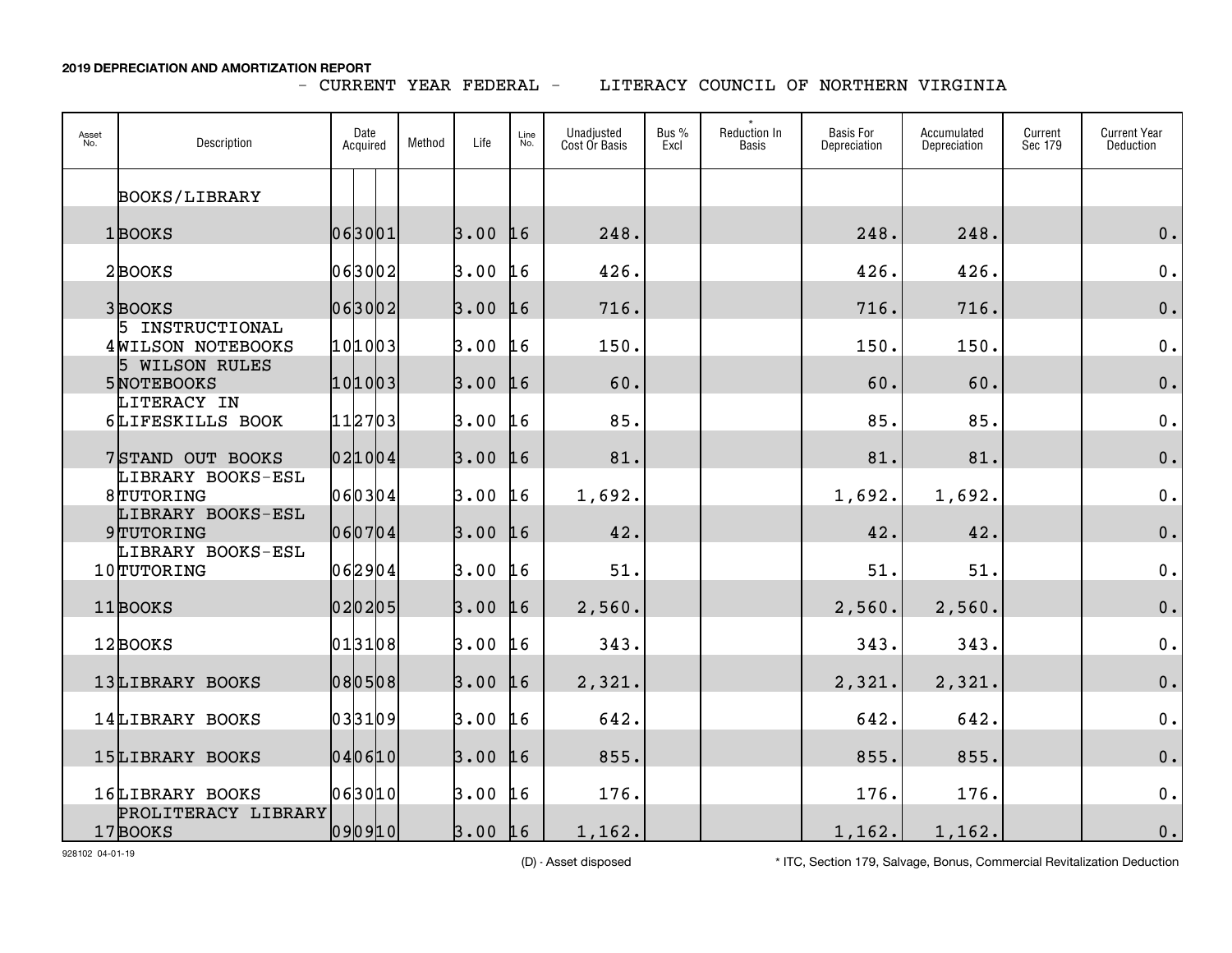**2019 DEPRECIATION AND AMORTIZATION REPORT**

- CURRENT YEAR FEDERAL - LITERACY COUNCIL OF NORTHERN VIRGINIA

| Asset No. | Description | Date Acquired | Method | Life | Line No. | Unadjusted Cost Or Basis | Bus % Excl | * Reduction In Basis | Basis For Depreciation | Accumulated Depreciation | Current Sec 179 | Current Year Deduction |
|---|---|---|---|---|---|---|---|---|---|---|---|---|
| | BOOKS/LIBRARY | | | | | | | | | | | |
| 1 | BOOKS | 063001 | | 3.00 | 16 | 248. | | | 248. | 248. | | 0. |
| 2 | BOOKS | 063002 | | 3.00 | 16 | 426. | | | 426. | 426. | | 0. |
| 3 | BOOKS | 063002 | | 3.00 | 16 | 716. | | | 716. | 716. | | 0. |
| 4 | 5 INSTRUCTIONAL WILSON NOTEBOOKS | 101003 | | 3.00 | 16 | 150. | | | 150. | 150. | | 0. |
| 5 | 5 WILSON RULES NOTEBOOKS | 101003 | | 3.00 | 16 | 60. | | | 60. | 60. | | 0. |
| 6 | LITERACY IN LIFESKILLS BOOK | 112703 | | 3.00 | 16 | 85. | | | 85. | 85. | | 0. |
| 7 | STAND OUT BOOKS | 021004 | | 3.00 | 16 | 81. | | | 81. | 81. | | 0. |
| 8 | LIBRARY BOOKS-ESL TUTORING | 060304 | | 3.00 | 16 | 1,692. | | | 1,692. | 1,692. | | 0. |
| 9 | LIBRARY BOOKS-ESL TUTORING | 060704 | | 3.00 | 16 | 42. | | | 42. | 42. | | 0. |
| 10 | LIBRARY BOOKS-ESL TUTORING | 062904 | | 3.00 | 16 | 51. | | | 51. | 51. | | 0. |
| 11 | BOOKS | 020205 | | 3.00 | 16 | 2,560. | | | 2,560. | 2,560. | | 0. |
| 12 | BOOKS | 013108 | | 3.00 | 16 | 343. | | | 343. | 343. | | 0. |
| 13 | LIBRARY BOOKS | 080508 | | 3.00 | 16 | 2,321. | | | 2,321. | 2,321. | | 0. |
| 14 | LIBRARY BOOKS | 033109 | | 3.00 | 16 | 642. | | | 642. | 642. | | 0. |
| 15 | LIBRARY BOOKS | 040610 | | 3.00 | 16 | 855. | | | 855. | 855. | | 0. |
| 16 | LIBRARY BOOKS | 063010 | | 3.00 | 16 | 176. | | | 176. | 176. | | 0. |
| 17 | PROLITERACY LIBRARY BOOKS | 090910 | | 3.00 | 16 | 1,162. | | | 1,162. | 1,162. | | 0. |

928102 04-01-19

(D) - Asset disposed

* ITC, Section 179, Salvage, Bonus, Commercial Revitalization Deduction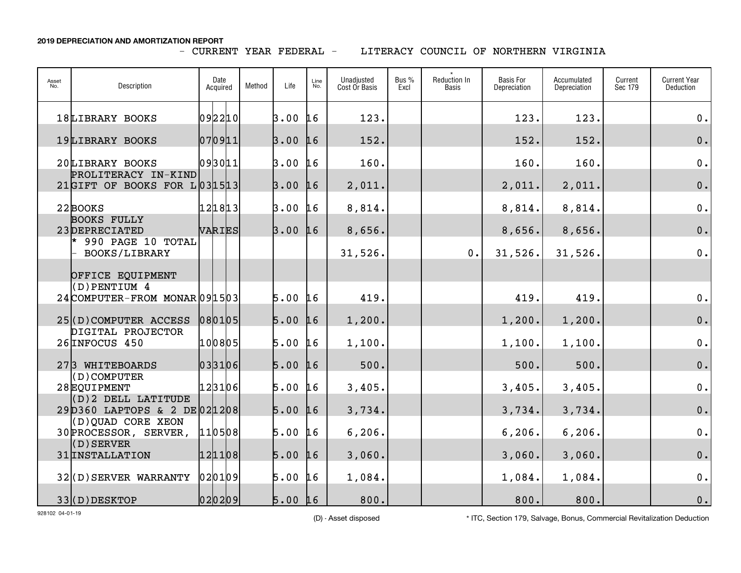**2019 DEPRECIATION AND AMORTIZATION REPORT**

- CURRENT YEAR FEDERAL - LITERACY COUNCIL OF NORTHERN VIRGINIA

| Asset No. | Description | Date Acquired | Method | Life | Line No. | Unadjusted Cost Or Basis | Bus % Excl | * Reduction In Basis | Basis For Depreciation | Accumulated Depreciation | Current Sec 179 | Current Year Deduction |
|---|---|---|---|---|---|---|---|---|---|---|---|---|
| 18 | LIBRARY BOOKS | 092210 | | 3.00 | 16 | 123. | | | 123. | 123. | | 0. |
| 19 | LIBRARY BOOKS | 070911 | | 3.00 | 16 | 152. | | | 152. | 152. | | 0. |
| 20 | LIBRARY BOOKS | 093011 | | 3.00 | 16 | 160. | | | 160. | 160. | | 0. |
| 21 | PROLITERACY IN-KIND GIFT OF BOOKS FOR L | 031513 | | 3.00 | 16 | 2,011. | | | 2,011. | 2,011. | | 0. |
| 22 | BOOKS | 121813 | | 3.00 | 16 | 8,814. | | | 8,814. | 8,814. | | 0. |
| 23 | BOOKS FULLY DEPRECIATED | VARIES | | 3.00 | 16 | 8,656. | | | 8,656. | 8,656. | | 0. |
| | * 990 PAGE 10 TOTAL - BOOKS/LIBRARY | | | | | 31,526. | | 0. | 31,526. | 31,526. | | 0. |
| | OFFICE EQUIPMENT | | | | | | | | | | | |
| 24 | (D)PENTIUM 4 COMPUTER-FROM MONAR | 091503 | | 5.00 | 16 | 419. | | | 419. | 419. | | 0. |
| 25 | (D)COMPUTER ACCESS | 080105 | | 5.00 | 16 | 1,200. | | | 1,200. | 1,200. | | 0. |
| 26 | DIGITAL PROJECTOR INFOCUS 450 | 100805 | | 5.00 | 16 | 1,100. | | | 1,100. | 1,100. | | 0. |
| 27 | 3 WHITEBOARDS | 033106 | | 5.00 | 16 | 500. | | | 500. | 500. | | 0. |
| 28 | (D)COMPUTER EQUIPMENT | 123106 | | 5.00 | 16 | 3,405. | | | 3,405. | 3,405. | | 0. |
| 29 | (D)2 DELL LATITUDE D360 LAPTOPS & 2 DE | 021208 | | 5.00 | 16 | 3,734. | | | 3,734. | 3,734. | | 0. |
| 30 | (D)QUAD CORE XEON PROCESSOR, SERVER, | 110508 | | 5.00 | 16 | 6,206. | | | 6,206. | 6,206. | | 0. |
| 31 | (D)SERVER INSTALLATION | 121108 | | 5.00 | 16 | 3,060. | | | 3,060. | 3,060. | | 0. |
| 32 | (D)SERVER WARRANTY | 020109 | | 5.00 | 16 | 1,084. | | | 1,084. | 1,084. | | 0. |
| 33 | (D)DESKTOP | 020209 | | 5.00 | 16 | 800. | | | 800. | 800. | | 0. |

928102 04-01-19

(D) - Asset disposed

* ITC, Section 179, Salvage, Bonus, Commercial Revitalization Deduction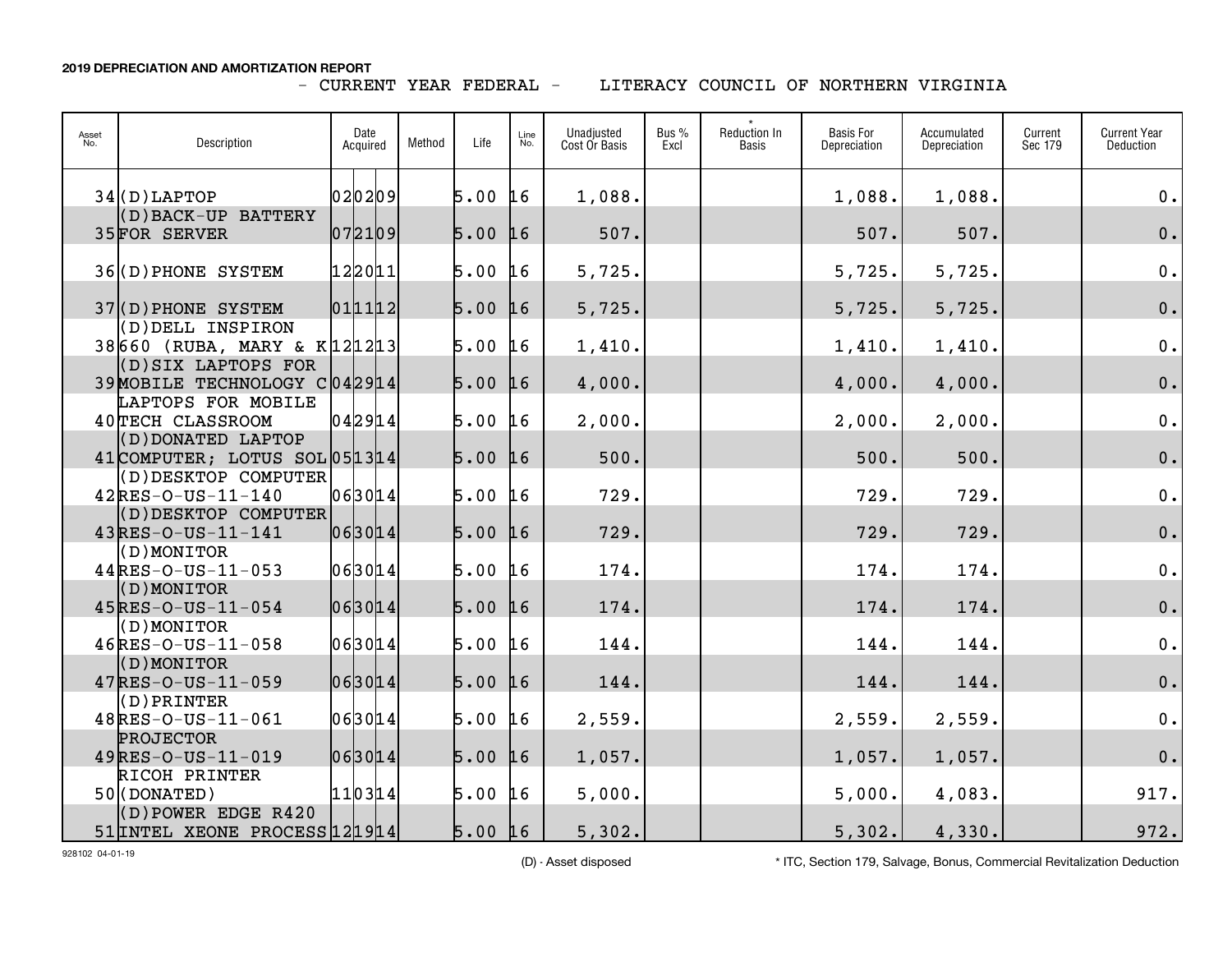**2019 DEPRECIATION AND AMORTIZATION REPORT**

- CURRENT YEAR FEDERAL - LITERACY COUNCIL OF NORTHERN VIRGINIA

| Asset No. | Description | Date Acquired | Method | Life | Line No. | Unadjusted Cost Or Basis | Bus % Excl | * Reduction In Basis | Basis For Depreciation | Accumulated Depreciation | Current Sec 179 | Current Year Deduction |
|---|---|---|---|---|---|---|---|---|---|---|---|---|
| 34 | (D)LAPTOP | 020209 | | 5.00 | 16 | 1,088. | | | 1,088. | 1,088. | | 0. |
| 35 | (D)BACK-UP BATTERY FOR SERVER | 072109 | | 5.00 | 16 | 507. | | | 507. | 507. | | 0. |
| 36 | (D)PHONE SYSTEM | 122011 | | 5.00 | 16 | 5,725. | | | 5,725. | 5,725. | | 0. |
| 37 | (D)PHONE SYSTEM | 011112 | | 5.00 | 16 | 5,725. | | | 5,725. | 5,725. | | 0. |
| 38 | (D)DELL INSPIRON 660 (RUBA, MARY & K | 121213 | | 5.00 | 16 | 1,410. | | | 1,410. | 1,410. | | 0. |
| 39 | (D)SIX LAPTOPS FOR MOBILE TECHNOLOGY C | 042914 | | 5.00 | 16 | 4,000. | | | 4,000. | 4,000. | | 0. |
| 40 | LAPTOPS FOR MOBILE TECH CLASSROOM | 042914 | | 5.00 | 16 | 2,000. | | | 2,000. | 2,000. | | 0. |
| 41 | (D)DONATED LAPTOP COMPUTER; LOTUS SOL | 051314 | | 5.00 | 16 | 500. | | | 500. | 500. | | 0. |
| 42 | (D)DESKTOP COMPUTER RES-O-US-11-140 | 063014 | | 5.00 | 16 | 729. | | | 729. | 729. | | 0. |
| 43 | (D)DESKTOP COMPUTER RES-O-US-11-141 | 063014 | | 5.00 | 16 | 729. | | | 729. | 729. | | 0. |
| 44 | (D)MONITOR RES-O-US-11-053 | 063014 | | 5.00 | 16 | 174. | | | 174. | 174. | | 0. |
| 45 | (D)MONITOR RES-O-US-11-054 | 063014 | | 5.00 | 16 | 174. | | | 174. | 174. | | 0. |
| 46 | (D)MONITOR RES-O-US-11-058 | 063014 | | 5.00 | 16 | 144. | | | 144. | 144. | | 0. |
| 47 | (D)MONITOR RES-O-US-11-059 | 063014 | | 5.00 | 16 | 144. | | | 144. | 144. | | 0. |
| 48 | (D)PRINTER RES-O-US-11-061 | 063014 | | 5.00 | 16 | 2,559. | | | 2,559. | 2,559. | | 0. |
| 49 | PROJECTOR RES-O-US-11-019 | 063014 | | 5.00 | 16 | 1,057. | | | 1,057. | 1,057. | | 0. |
| 50 | RICOH PRINTER (DONATED) | 110314 | | 5.00 | 16 | 5,000. | | | 5,000. | 4,083. | | 917. |
| 51 | (D)POWER EDGE R420 INTEL XEONE PROCESS | 121914 | | 5.00 | 16 | 5,302. | | | 5,302. | 4,330. | | 972. |

928102 04-01-19

(D) - Asset disposed

* ITC, Section 179, Salvage, Bonus, Commercial Revitalization Deduction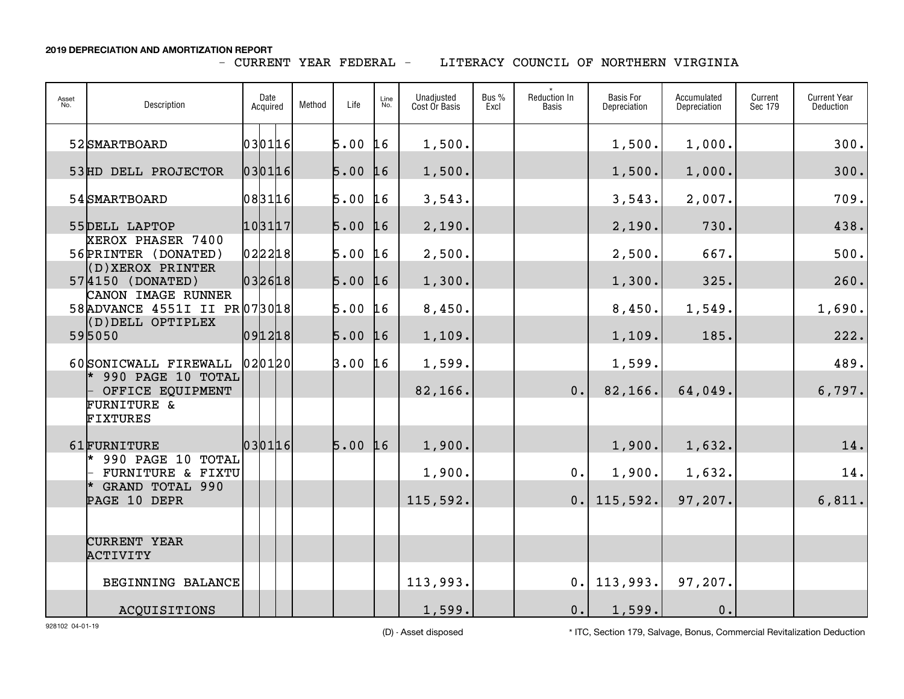**2019 DEPRECIATION AND AMORTIZATION REPORT**

- CURRENT YEAR FEDERAL - LITERACY COUNCIL OF NORTHERN VIRGINIA

| Asset No. | Description | Date Acquired | Method | Life | Line No. | Unadjusted Cost Or Basis | Bus % Excl | * Reduction In Basis | Basis For Depreciation | Accumulated Depreciation | Current Sec 179 | Current Year Deduction |
|---|---|---|---|---|---|---|---|---|---|---|---|---|
| 52 | SMARTBOARD | 030116 | | 5.00 | 16 | 1,500. | | | 1,500. | 1,000. | | 300. |
| 53 | HD DELL PROJECTOR | 030116 | | 5.00 | 16 | 1,500. | | | 1,500. | 1,000. | | 300. |
| 54 | SMARTBOARD | 083116 | | 5.00 | 16 | 3,543. | | | 3,543. | 2,007. | | 709. |
| 55 | DELL LAPTOP | 103117 | | 5.00 | 16 | 2,190. | | | 2,190. | 730. | | 438. |
| 56 | XEROX PHASER 7400 PRINTER (DONATED) | 022218 | | 5.00 | 16 | 2,500. | | | 2,500. | 667. | | 500. |
| 57 | (D)XEROX PRINTER 4150 (DONATED) | 032618 | | 5.00 | 16 | 1,300. | | | 1,300. | 325. | | 260. |
| 58 | CANON IMAGE RUNNER ADVANCE 4551I II PR | 073018 | | 5.00 | 16 | 8,450. | | | 8,450. | 1,549. | | 1,690. |
| 59 | (D)DELL OPTIPLEX 5050 | 091218 | | 5.00 | 16 | 1,109. | | | 1,109. | 185. | | 222. |
| 60 | SONICWALL FIREWALL | 020120 | | 3.00 | 16 | 1,599. | | | 1,599. | | | 489. |
| | * 990 PAGE 10 TOTAL - OFFICE EQUIPMENT | | | | | 82,166. | | 0. | 82,166. | 64,049. | | 6,797. |
| | FURNITURE & FIXTURES | | | | | | | | | | | |
| 61 | FURNITURE | 030116 | | 5.00 | 16 | 1,900. | | | 1,900. | 1,632. | | 14. |
| | * 990 PAGE 10 TOTAL - FURNITURE & FIXTU | | | | | 1,900. | | 0. | 1,900. | 1,632. | | 14. |
| | * GRAND TOTAL 990 PAGE 10 DEPR | | | | | 115,592. | | 0. | 115,592. | 97,207. | | 6,811. |
| | | | | | | | | | | | | |
| | CURRENT YEAR ACTIVITY | | | | | | | | | | | |
| | BEGINNING BALANCE | | | | | 113,993. | | 0. | 113,993. | 97,207. | | |
| | ACQUISITIONS | | | | | 1,599. | | 0. | 1,599. | 0. | | |

(D) - Asset disposed

* ITC, Section 179, Salvage, Bonus, Commercial Revitalization Deduction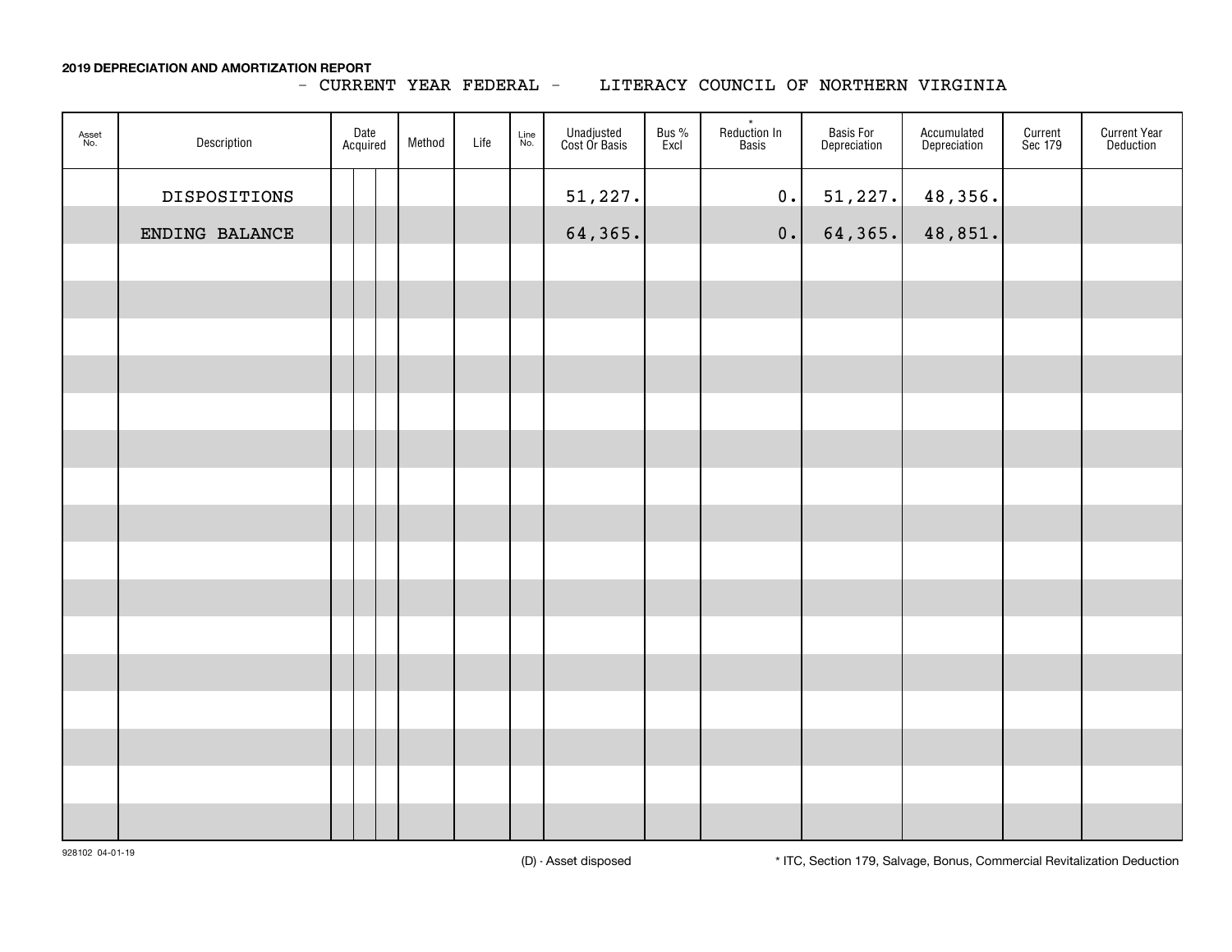**2019 DEPRECIATION AND AMORTIZATION REPORT**

- CURRENT YEAR FEDERAL - LITERACY COUNCIL OF NORTHERN VIRGINIA

| Asset No. | Description | Date Acquired | Method | Life | Line No. | Unadjusted Cost Or Basis | Bus % Excl | * Reduction In Basis | Basis For Depreciation | Accumulated Depreciation | Current Sec 179 | Current Year Deduction |
|---|---|---|---|---|---|---|---|---|---|---|---|---|
| | DISPOSITIONS | | | | | 51,227. | | 0. | 51,227. | 48,356. | | |
| | ENDING BALANCE | | | | | 64,365. | | 0. | 64,365. | 48,851. | | |

928102 04-01-19

(D) - Asset disposed

* ITC, Section 179, Salvage, Bonus, Commercial Revitalization Deduction